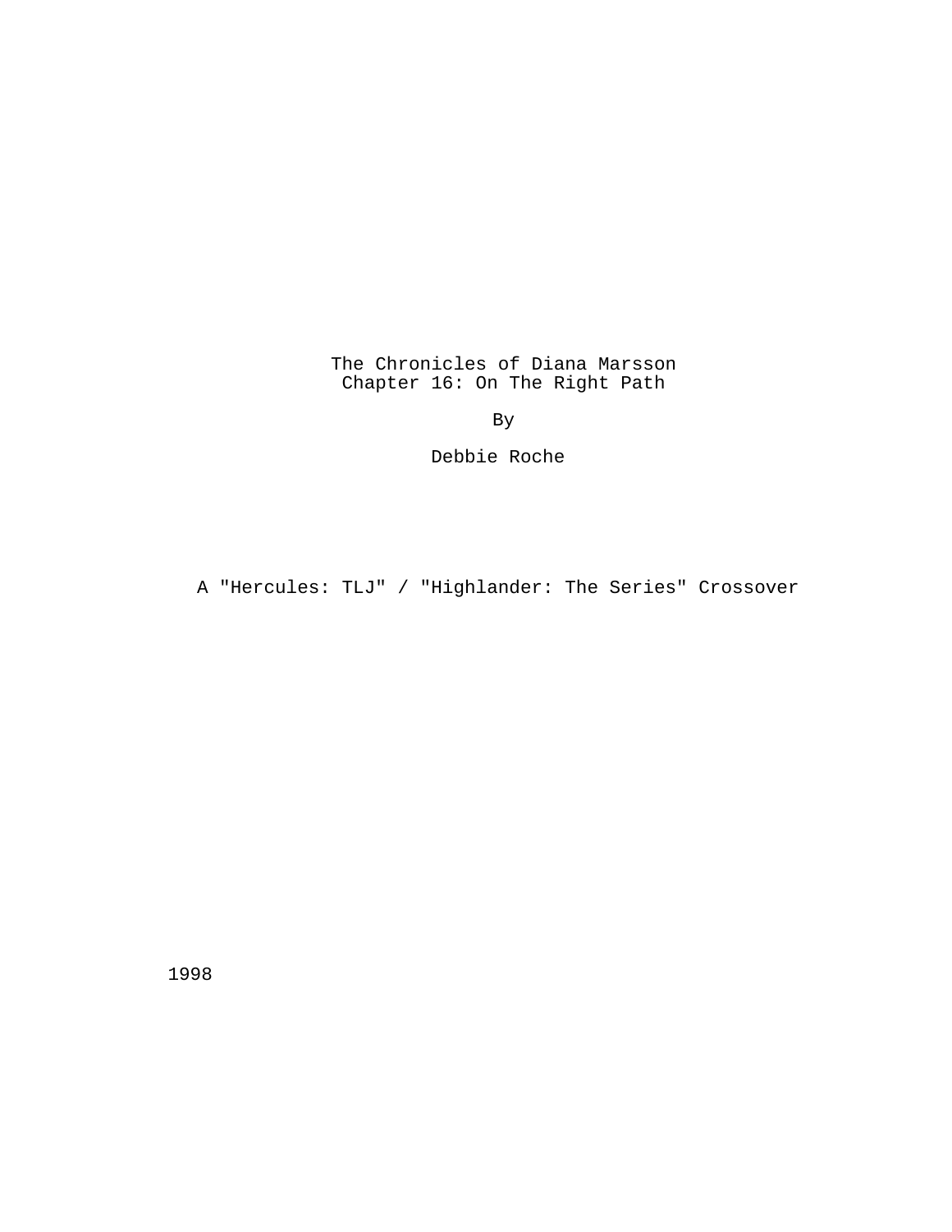# The Chronicles of Diana Marsson
## Chapter 16: On The Right Path

By

Debbie Roche

A "Hercules: TLJ" / "Highlander: The Series" Crossover

1998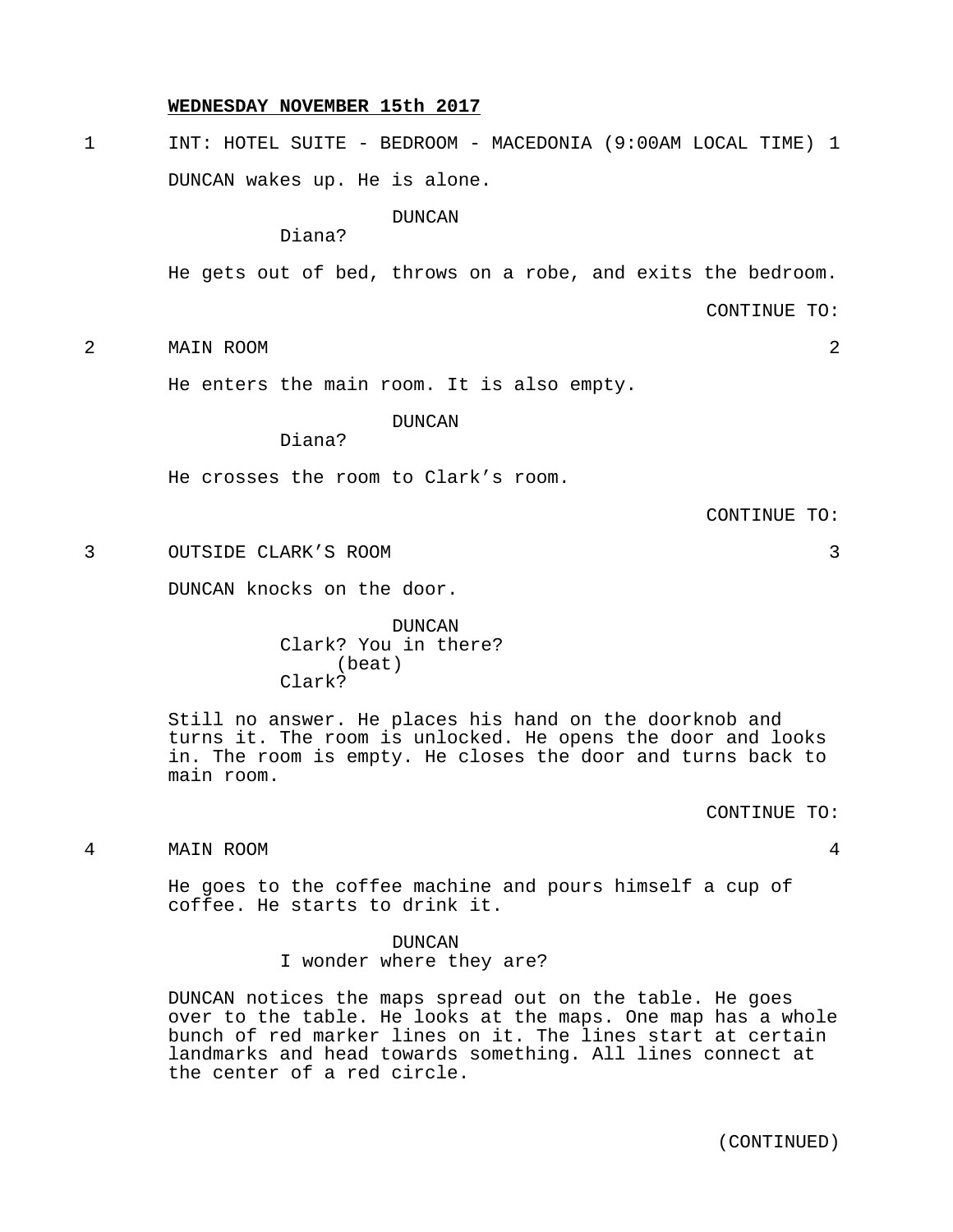**WEDNESDAY NOVEMBER 15th 2017**

1 INT: HOTEL SUITE - BEDROOM - MACEDONIA (9:00AM LOCAL TIME) 1

DUNCAN wakes up. He is alone.

DUNCAN
Diana?

He gets out of bed, throws on a robe, and exits the bedroom.

CONTINUE TO:

2 MAIN ROOM 2

He enters the main room. It is also empty.

DUNCAN
Diana?

He crosses the room to Clark's room.

CONTINUE TO:

3 OUTSIDE CLARK'S ROOM 3

DUNCAN knocks on the door.

DUNCAN
Clark? You in there?
(beat)
Clark?

Still no answer. He places his hand on the doorknob and turns it. The room is unlocked. He opens the door and looks in. The room is empty. He closes the door and turns back to main room.

CONTINUE TO:

4 MAIN ROOM 4

He goes to the coffee machine and pours himself a cup of coffee. He starts to drink it.

DUNCAN
I wonder where they are?

DUNCAN notices the maps spread out on the table. He goes over to the table. He looks at the maps. One map has a whole bunch of red marker lines on it. The lines start at certain landmarks and head towards something. All lines connect at the center of a red circle.

(CONTINUED)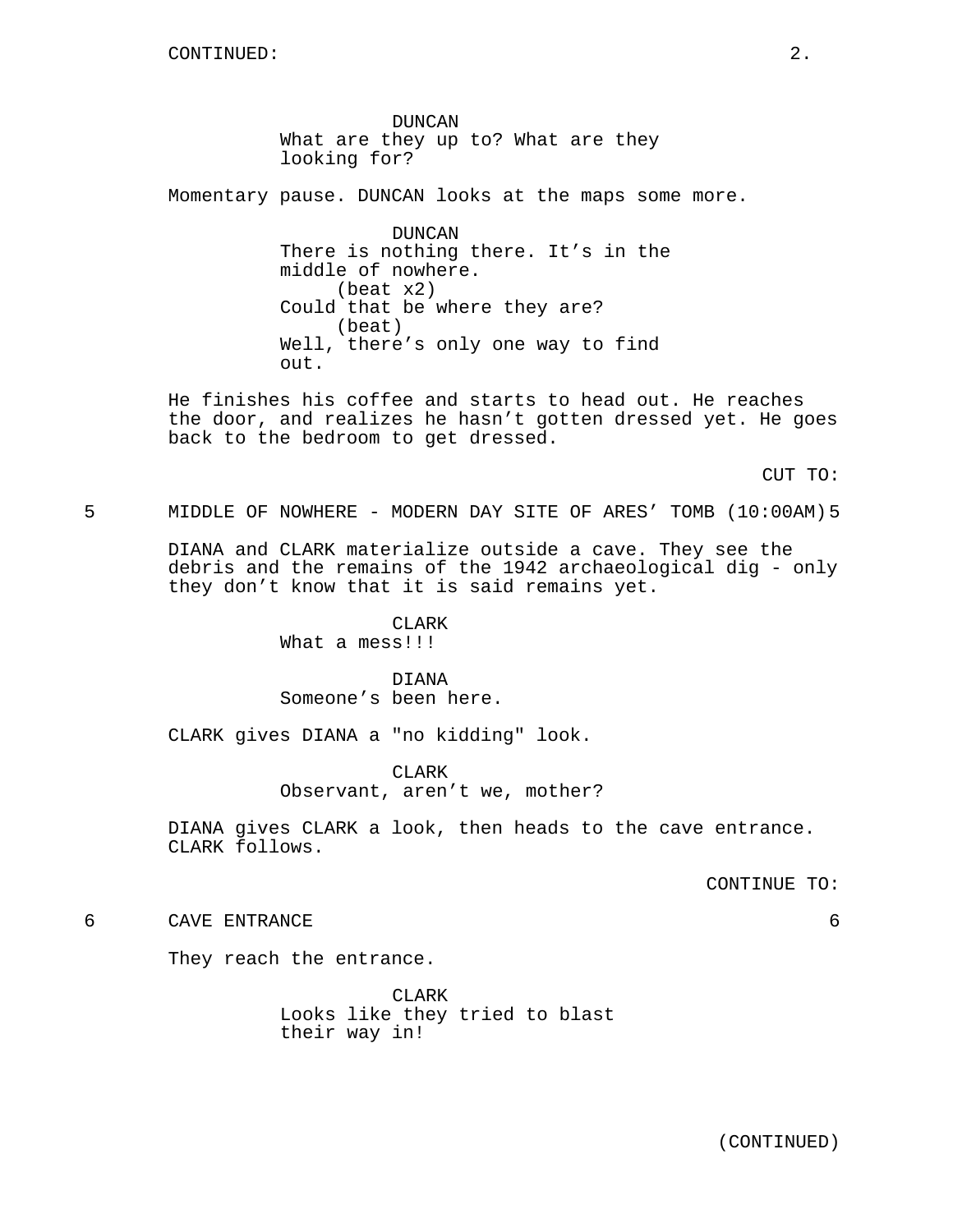CONTINUED:

DUNCAN
What are they up to? What are they looking for?

Momentary pause. DUNCAN looks at the maps some more.

DUNCAN
There is nothing there. It's in the middle of nowhere.
(beat x2)
Could that be where they are?
(beat)
Well, there's only one way to find out.

He finishes his coffee and starts to head out. He reaches the door, and realizes he hasn't gotten dressed yet. He goes back to the bedroom to get dressed.

CUT TO:

5 MIDDLE OF NOWHERE - MODERN DAY SITE OF ARES' TOMB (10:00AM) 5

DIANA and CLARK materialize outside a cave. They see the debris and the remains of the 1942 archaeological dig - only they don't know that it is said remains yet.

CLARK
What a mess!!!

DIANA
Someone's been here.

CLARK gives DIANA a "no kidding" look.

CLARK
Observant, aren't we, mother?

DIANA gives CLARK a look, then heads to the cave entrance. CLARK follows.

CONTINUE TO:

6 CAVE ENTRANCE 6

They reach the entrance.

CLARK
Looks like they tried to blast their way in!

(CONTINUED)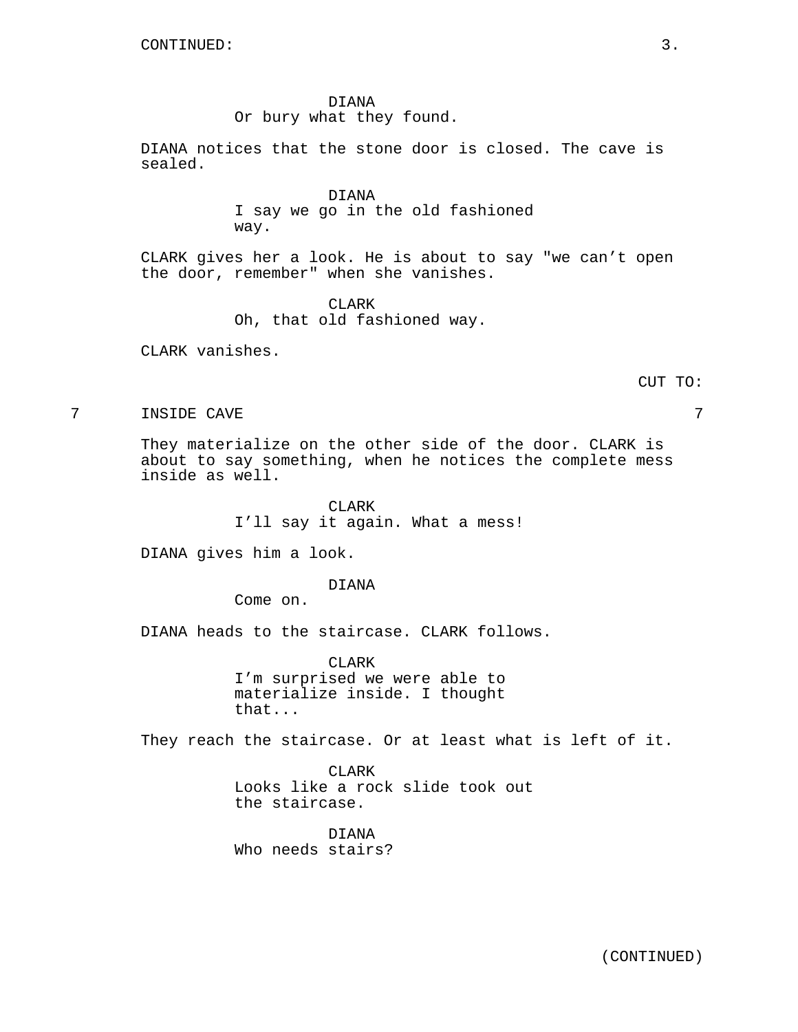DIANA
Or bury what they found.

DIANA notices that the stone door is closed. The cave is sealed.

DIANA
I say we go in the old fashioned way.

CLARK gives her a look. He is about to say "we can't open the door, remember" when she vanishes.

CLARK
Oh, that old fashioned way.

CLARK vanishes.

CUT TO:

7 INSIDE CAVE 7

They materialize on the other side of the door. CLARK is about to say something, when he notices the complete mess inside as well.

CLARK
I'll say it again. What a mess!

DIANA gives him a look.

DIANA
Come on.

DIANA heads to the staircase. CLARK follows.

CLARK
I'm surprised we were able to materialize inside. I thought that...

They reach the staircase. Or at least what is left of it.

CLARK
Looks like a rock slide took out the staircase.

DIANA
Who needs stairs?

(CONTINUED)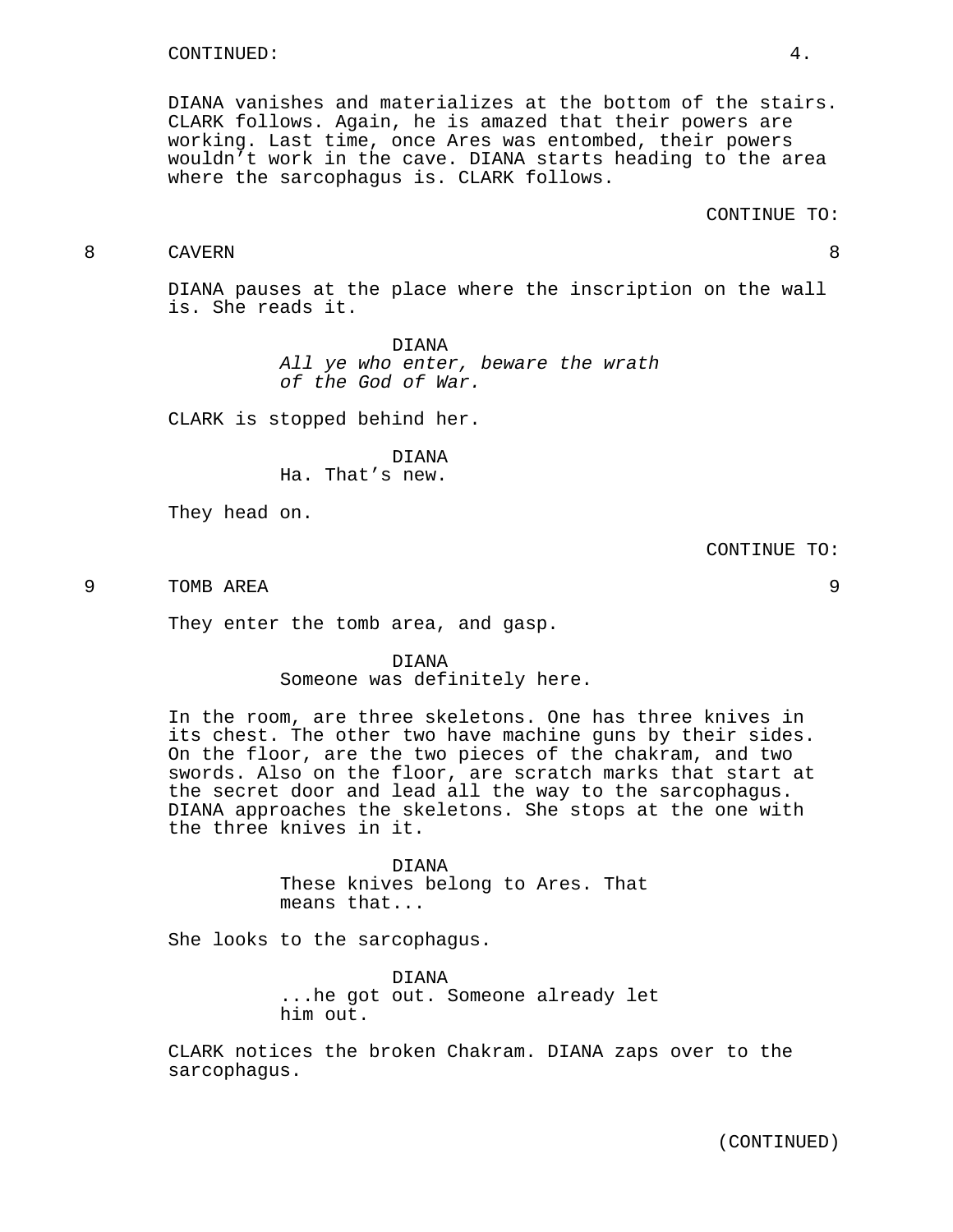CONTINUED:

DIANA vanishes and materializes at the bottom of the stairs. CLARK follows. Again, he is amazed that their powers are working. Last time, once Ares was entombed, their powers wouldn't work in the cave. DIANA starts heading to the area where the sarcophagus is. CLARK follows.

CONTINUE TO:

8 CAVERN 8

DIANA pauses at the place where the inscription on the wall is. She reads it.

DIANA
*All ye who enter, beware the wrath of the God of War.*

CLARK is stopped behind her.

DIANA
Ha. That's new.

They head on.

CONTINUE TO:

9 TOMB AREA 9

They enter the tomb area, and gasp.

DIANA
Someone was definitely here.

In the room, are three skeletons. One has three knives in its chest. The other two have machine guns by their sides. On the floor, are the two pieces of the chakram, and two swords. Also on the floor, are scratch marks that start at the secret door and lead all the way to the sarcophagus. DIANA approaches the skeletons. She stops at the one with the three knives in it.

DIANA
These knives belong to Ares. That means that...

She looks to the sarcophagus.

DIANA
...he got out. Someone already let him out.

CLARK notices the broken Chakram. DIANA zaps over to the sarcophagus.

(CONTINUED)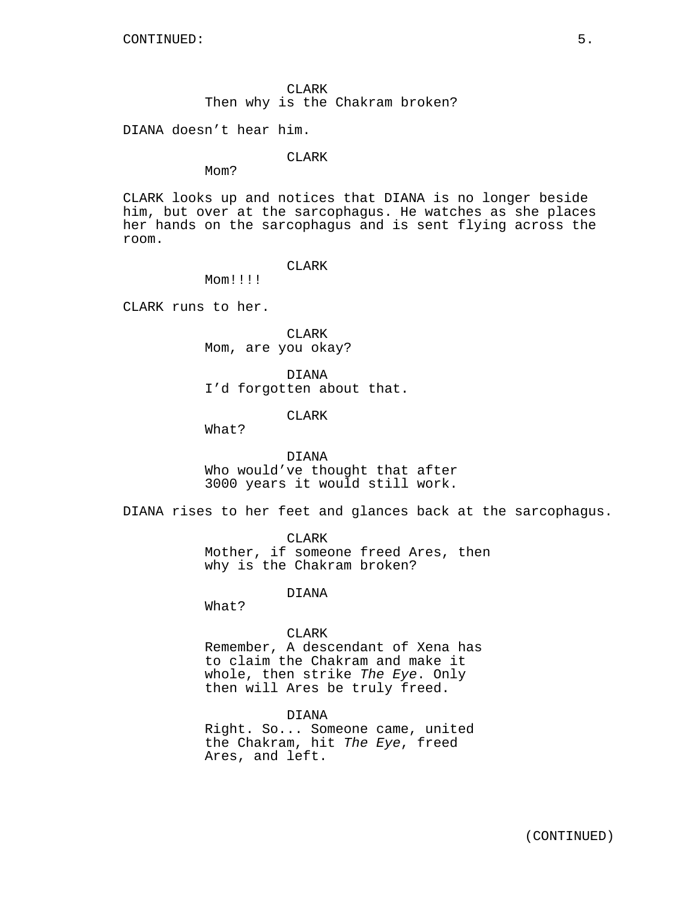CONTINUED:

CLARK
Then why is the Chakram broken?

DIANA doesn’t hear him.

CLARK
Mom?

CLARK looks up and notices that DIANA is no longer beside him, but over at the sarcophagus. He watches as she places her hands on the sarcophagus and is sent flying across the room.

CLARK
Mom!!!!

CLARK runs to her.

CLARK
Mom, are you okay?

DIANA
I’d forgotten about that.

CLARK
What?

DIANA
Who would’ve thought that after 3000 years it would still work.

DIANA rises to her feet and glances back at the sarcophagus.

CLARK
Mother, if someone freed Ares, then why is the Chakram broken?

DIANA
What?

CLARK
Remember, A descendant of Xena has to claim the Chakram and make it whole, then strike *The Eye*. Only then will Ares be truly freed.

DIANA
Right. So... Someone came, united the Chakram, hit *The Eye*, freed Ares, and left.

(CONTINUED)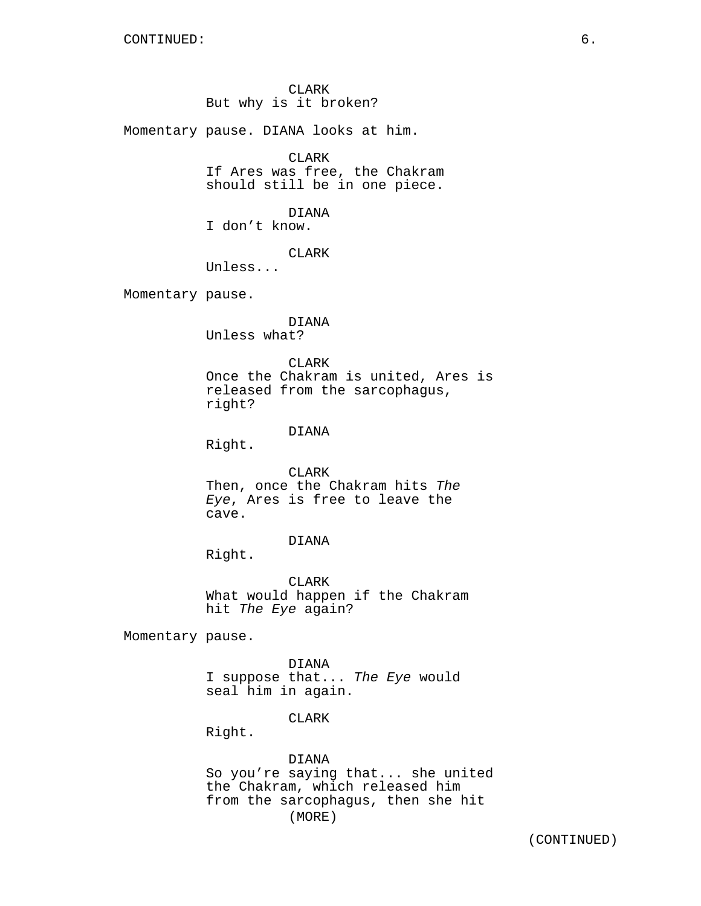CLARK
But why is it broken?

Momentary pause. DIANA looks at him.

CLARK
If Ares was free, the Chakram should still be in one piece.

DIANA
I don't know.

CLARK
Unless...

Momentary pause.

DIANA
Unless what?

CLARK
Once the Chakram is united, Ares is released from the sarcophagus, right?

DIANA
Right.

CLARK
Then, once the Chakram hits *The Eye*, Ares is free to leave the cave.

DIANA
Right.

CLARK
What would happen if the Chakram hit *The Eye* again?

Momentary pause.

DIANA
I suppose that... *The Eye* would seal him in again.

CLARK
Right.

DIANA
So you're saying that... she united the Chakram, which released him from the sarcophagus, then she hit
(MORE)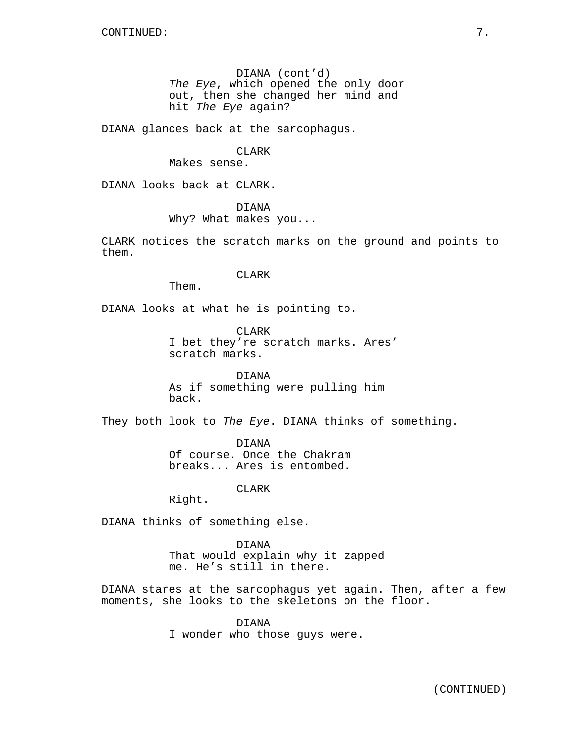DIANA (cont'd)
*The Eye*, which opened the only door out, then she changed her mind and hit *The Eye* again?

DIANA glances back at the sarcophagus.

CLARK
Makes sense.

DIANA looks back at CLARK.

DIANA
Why? What makes you...

CLARK notices the scratch marks on the ground and points to them.

CLARK
Them.

DIANA looks at what he is pointing to.

CLARK
I bet they're scratch marks. Ares' scratch marks.

DIANA
As if something were pulling him back.

They both look to *The Eye*. DIANA thinks of something.

DIANA
Of course. Once the Chakram breaks... Ares is entombed.

CLARK
Right.

DIANA thinks of something else.

DIANA
That would explain why it zapped me. He's still in there.

DIANA stares at the sarcophagus yet again. Then, after a few moments, she looks to the skeletons on the floor.

DIANA
I wonder who those guys were.

(CONTINUED)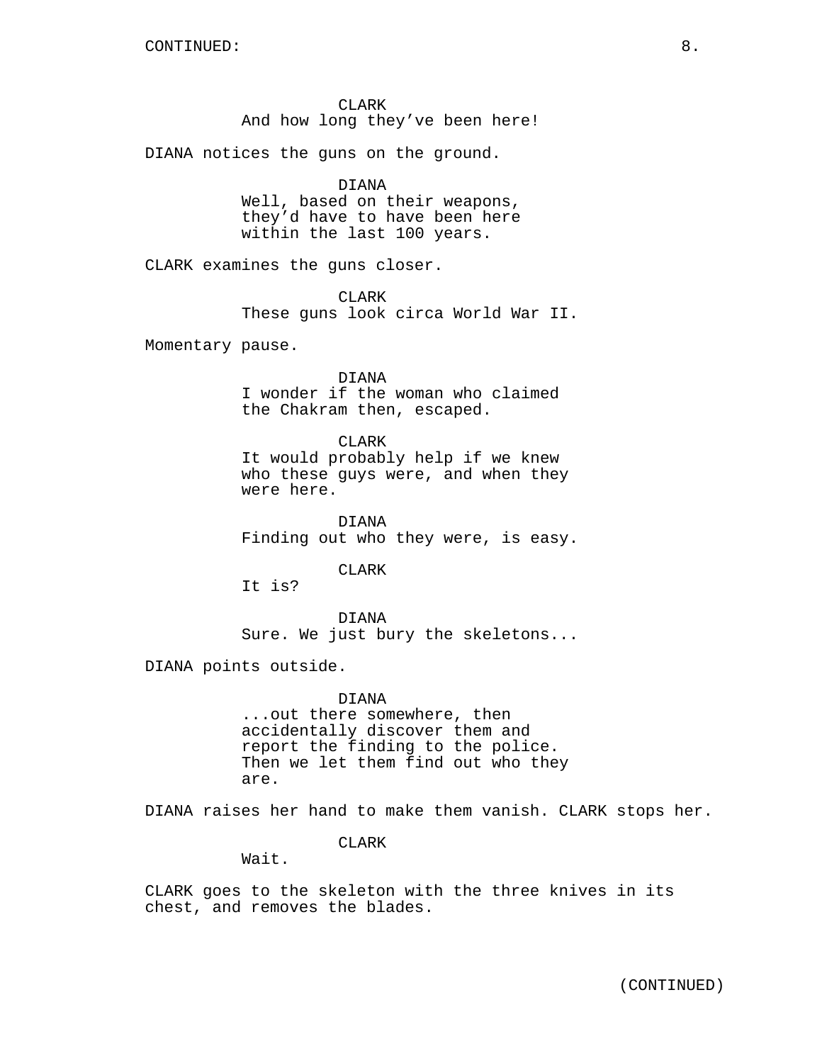CONTINUED:

CLARK
And how long they've been here!

DIANA notices the guns on the ground.

DIANA
Well, based on their weapons, they'd have to have been here within the last 100 years.

CLARK examines the guns closer.

CLARK
These guns look circa World War II.

Momentary pause.

DIANA
I wonder if the woman who claimed the Chakram then, escaped.

CLARK
It would probably help if we knew who these guys were, and when they were here.

DIANA
Finding out who they were, is easy.

CLARK
It is?

DIANA
Sure. We just bury the skeletons...

DIANA points outside.

DIANA
...out there somewhere, then accidentally discover them and report the finding to the police. Then we let them find out who they are.

DIANA raises her hand to make them vanish. CLARK stops her.

CLARK
Wait.

CLARK goes to the skeleton with the three knives in its chest, and removes the blades.

(CONTINUED)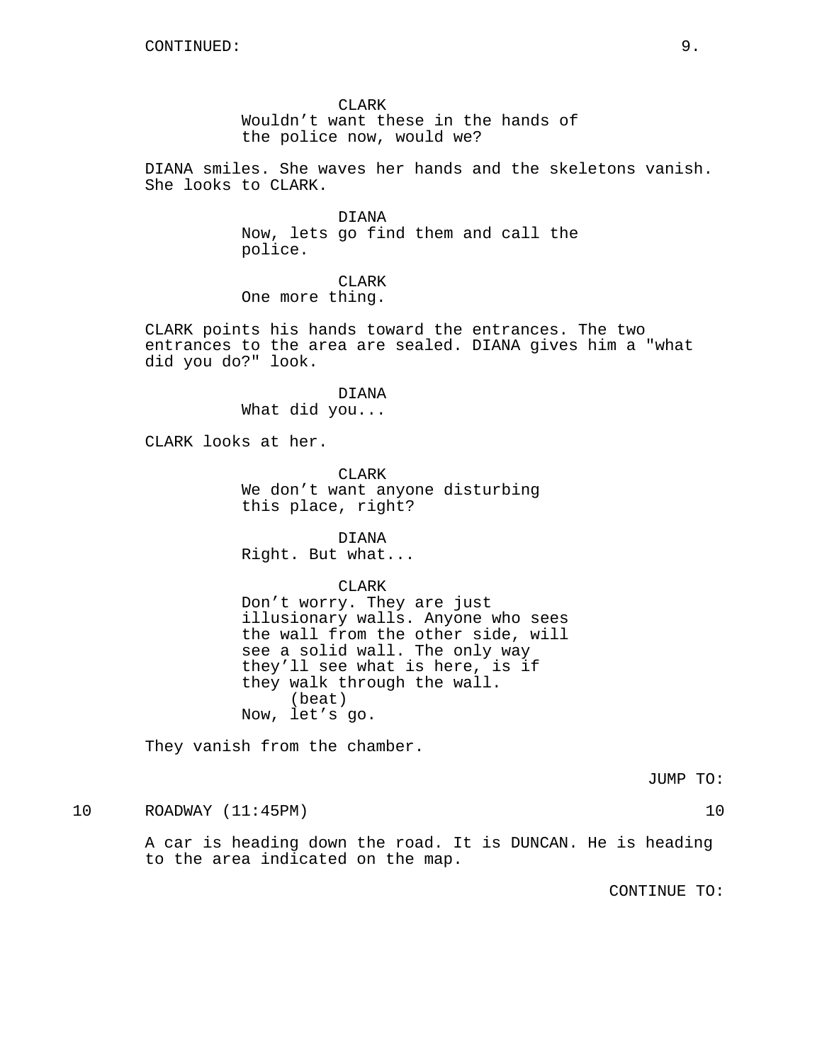CONTINUED:

CLARK
Wouldn’t want these in the hands of the police now, would we?

DIANA smiles. She waves her hands and the skeletons vanish. She looks to CLARK.

DIANA
Now, lets go find them and call the police.

CLARK
One more thing.

CLARK points his hands toward the entrances. The two entrances to the area are sealed. DIANA gives him a "what did you do?" look.

DIANA
What did you...

CLARK looks at her.

CLARK
We don’t want anyone disturbing this place, right?

DIANA
Right. But what...

CLARK
Don’t worry. They are just illusionary walls. Anyone who sees the wall from the other side, will see a solid wall. The only way they’ll see what is here, is if they walk through the wall.
(beat)
Now, let’s go.

They vanish from the chamber.

JUMP TO:

10 ROADWAY (11:45PM) 10

A car is heading down the road. It is DUNCAN. He is heading to the area indicated on the map.

CONTINUE TO: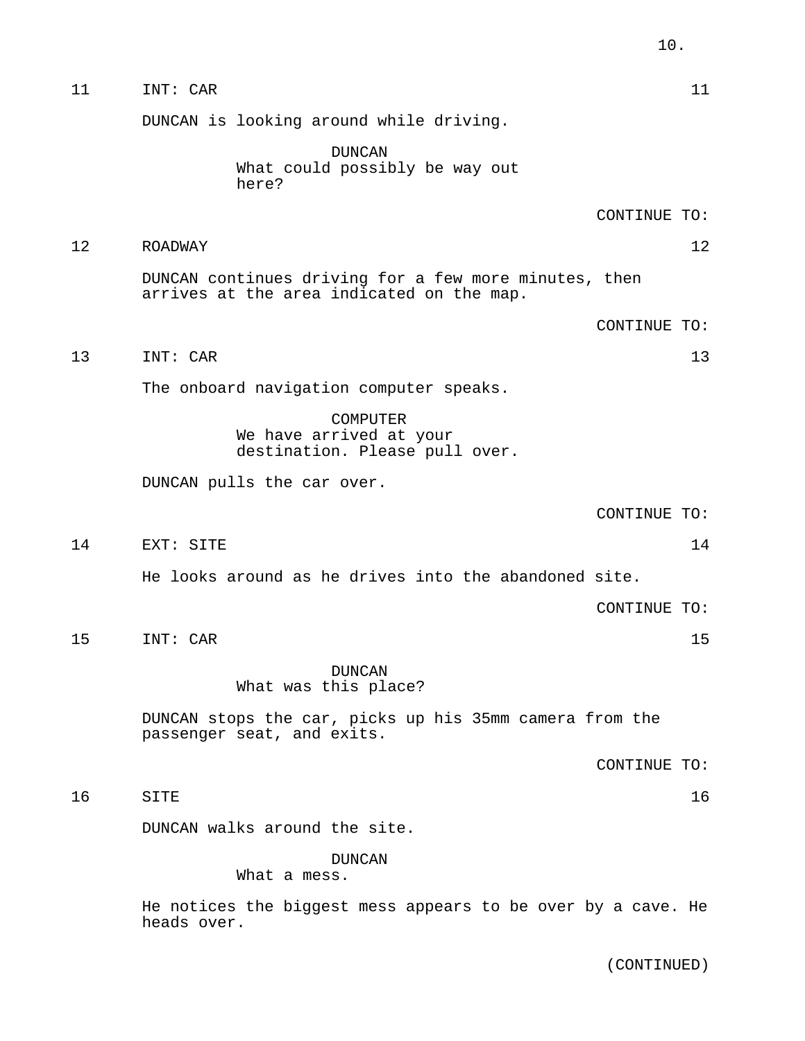11 INT: CAR 11

DUNCAN is looking around while driving.

DUNCAN
What could possibly be way out here?

CONTINUE TO:

12 ROADWAY 12

DUNCAN continues driving for a few more minutes, then arrives at the area indicated on the map.

CONTINUE TO:

13 INT: CAR 13

The onboard navigation computer speaks.

COMPUTER
We have arrived at your destination. Please pull over.

DUNCAN pulls the car over.

CONTINUE TO:

14 EXT: SITE 14

He looks around as he drives into the abandoned site.

CONTINUE TO:

15 INT: CAR 15

DUNCAN
What was this place?

DUNCAN stops the car, picks up his 35mm camera from the passenger seat, and exits.

CONTINUE TO:

16 SITE 16

DUNCAN walks around the site.

DUNCAN
What a mess.

He notices the biggest mess appears to be over by a cave. He heads over.

(CONTINUED)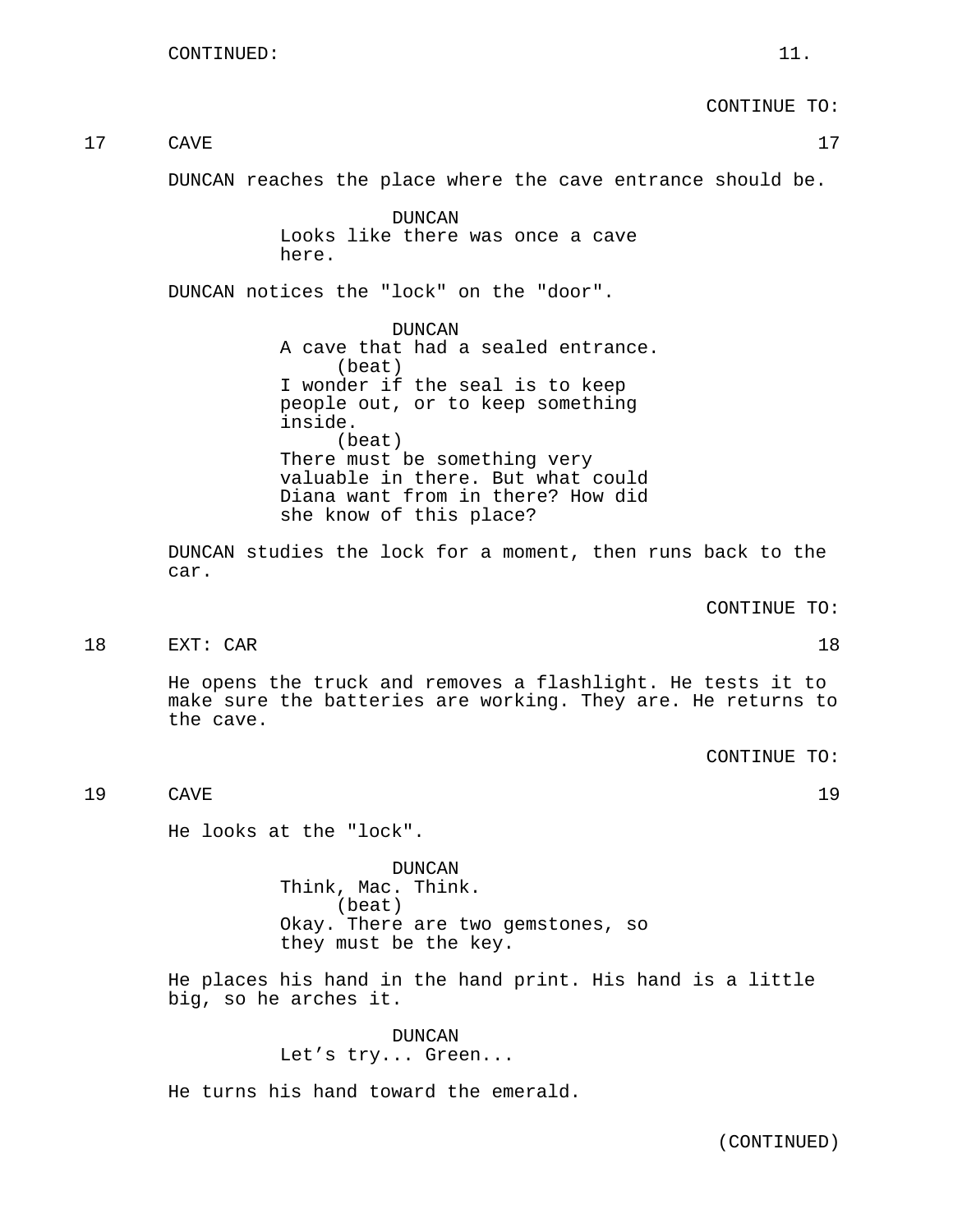CONTINUED:

CONTINUE TO:

17 CAVE 17

DUNCAN reaches the place where the cave entrance should be.

DUNCAN
Looks like there was once a cave here.

DUNCAN notices the "lock" on the "door".

DUNCAN
A cave that had a sealed entrance.
(beat)
I wonder if the seal is to keep people out, or to keep something inside.
(beat)
There must be something very valuable in there. But what could Diana want from in there? How did she know of this place?

DUNCAN studies the lock for a moment, then runs back to the car.

CONTINUE TO:

18 EXT: CAR 18

He opens the truck and removes a flashlight. He tests it to make sure the batteries are working. They are. He returns to the cave.

CONTINUE TO:

19 CAVE 19

He looks at the "lock".

DUNCAN
Think, Mac. Think.
(beat)
Okay. There are two gemstones, so they must be the key.

He places his hand in the hand print. His hand is a little big, so he arches it.

DUNCAN
Let’s try... Green...

He turns his hand toward the emerald.

(CONTINUED)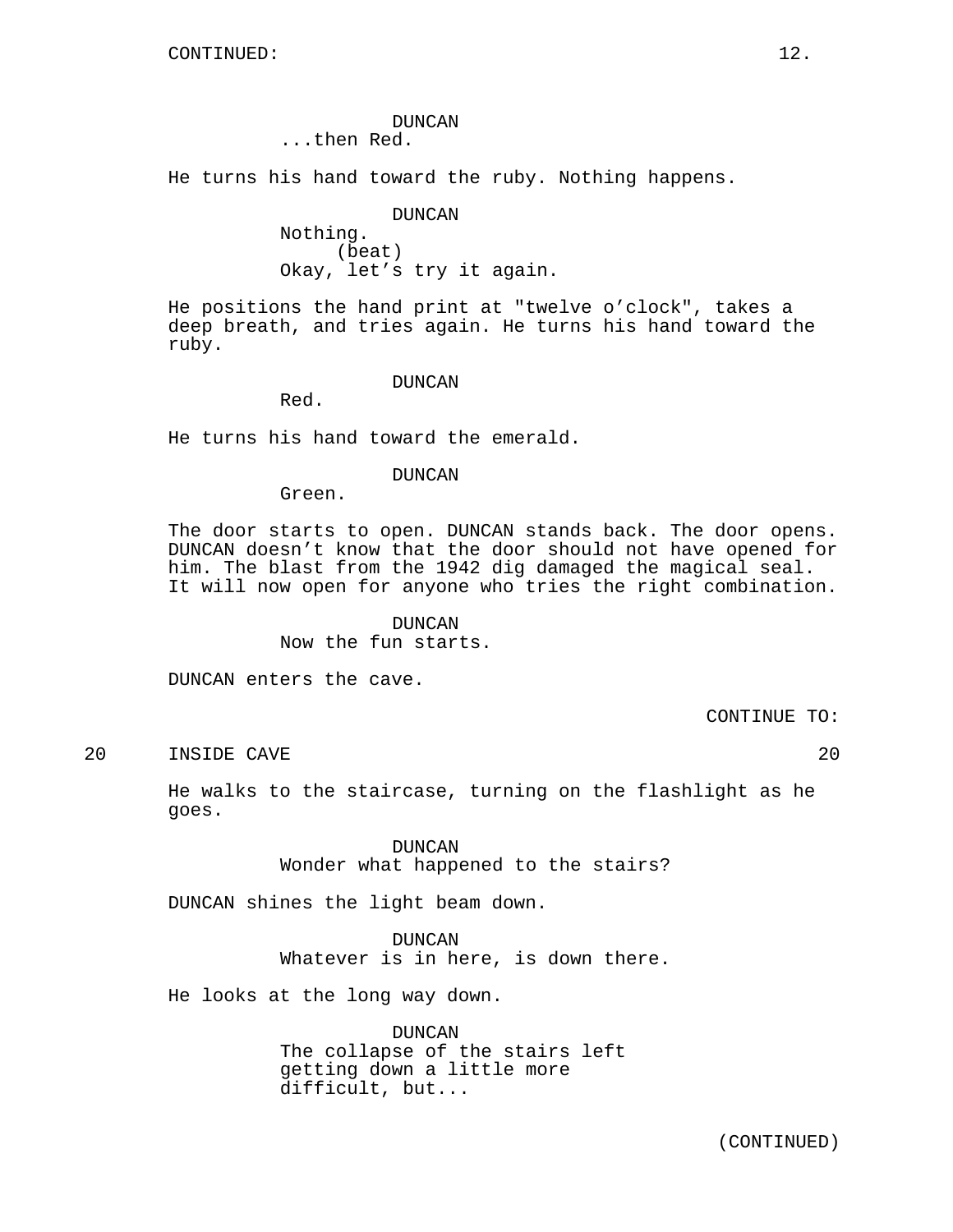CONTINUED:

DUNCAN
...then Red.

He turns his hand toward the ruby. Nothing happens.

DUNCAN
Nothing.
(beat)
Okay, let's try it again.

He positions the hand print at "twelve o'clock", takes a deep breath, and tries again. He turns his hand toward the ruby.

DUNCAN
Red.

He turns his hand toward the emerald.

DUNCAN
Green.

The door starts to open. DUNCAN stands back. The door opens. DUNCAN doesn't know that the door should not have opened for him. The blast from the 1942 dig damaged the magical seal. It will now open for anyone who tries the right combination.

DUNCAN
Now the fun starts.

DUNCAN enters the cave.

CONTINUE TO:

20 INSIDE CAVE 20

He walks to the staircase, turning on the flashlight as he goes.

DUNCAN
Wonder what happened to the stairs?

DUNCAN shines the light beam down.

DUNCAN
Whatever is in here, is down there.

He looks at the long way down.

DUNCAN
The collapse of the stairs left getting down a little more difficult, but...

(CONTINUED)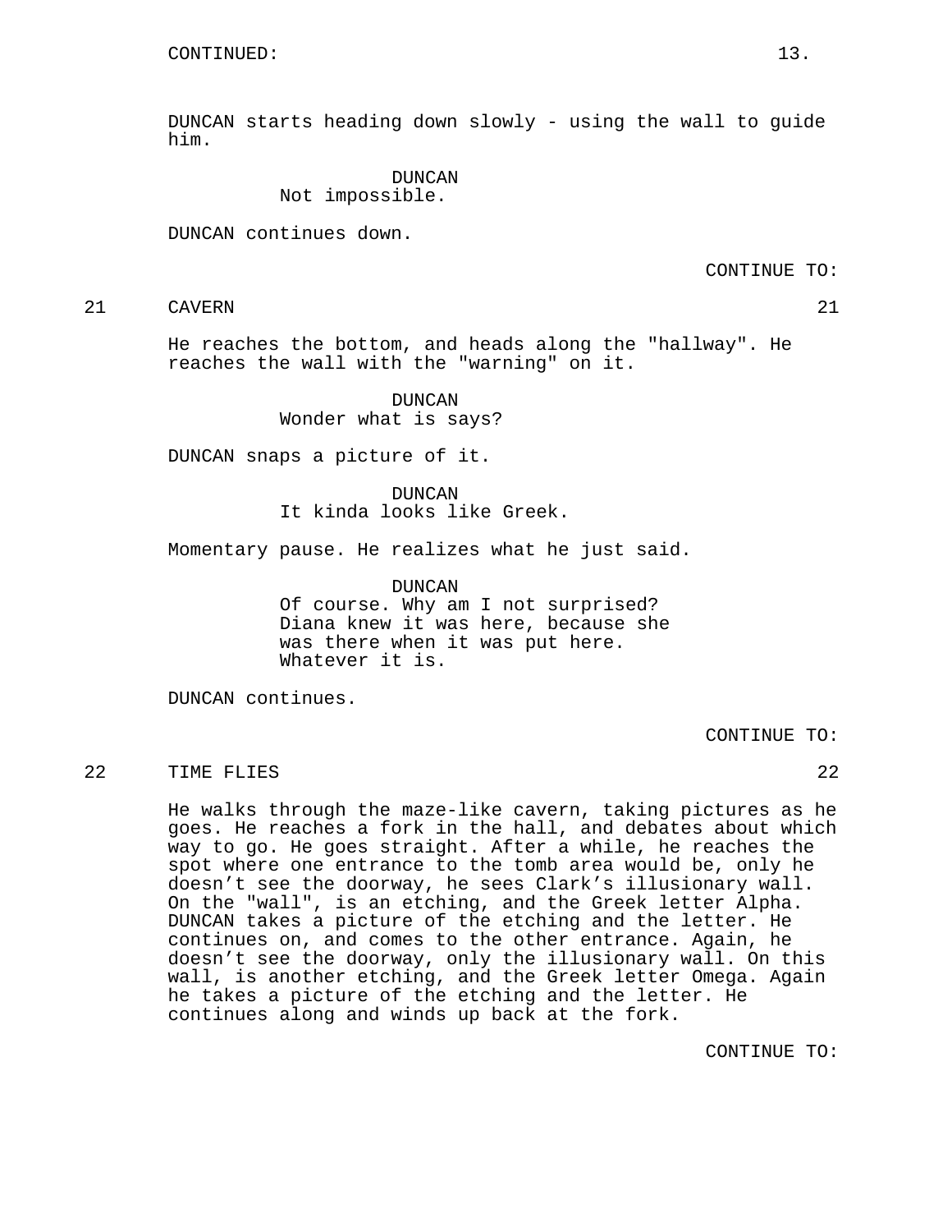CONTINUED:

DUNCAN starts heading down slowly - using the wall to guide him.

DUNCAN
Not impossible.

DUNCAN continues down.

CONTINUE TO:

21 CAVERN 21

He reaches the bottom, and heads along the "hallway". He reaches the wall with the "warning" on it.

DUNCAN
Wonder what is says?

DUNCAN snaps a picture of it.

DUNCAN
It kinda looks like Greek.

Momentary pause. He realizes what he just said.

DUNCAN
Of course. Why am I not surprised? Diana knew it was here, because she was there when it was put here. Whatever it is.

DUNCAN continues.

CONTINUE TO:

22 TIME FLIES 22

He walks through the maze-like cavern, taking pictures as he goes. He reaches a fork in the hall, and debates about which way to go. He goes straight. After a while, he reaches the spot where one entrance to the tomb area would be, only he doesn't see the doorway, he sees Clark's illusionary wall. On the "wall", is an etching, and the Greek letter Alpha. DUNCAN takes a picture of the etching and the letter. He continues on, and comes to the other entrance. Again, he doesn't see the doorway, only the illusionary wall. On this wall, is another etching, and the Greek letter Omega. Again he takes a picture of the etching and the letter. He continues along and winds up back at the fork.

CONTINUE TO: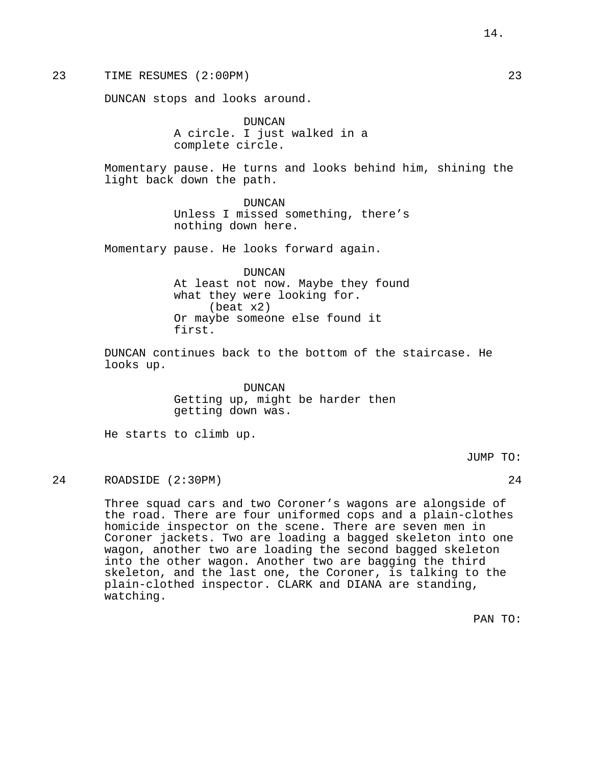23 TIME RESUMES (2:00PM) 23

DUNCAN stops and looks around.

DUNCAN
A circle. I just walked in a complete circle.

Momentary pause. He turns and looks behind him, shining the light back down the path.

DUNCAN
Unless I missed something, there's nothing down here.

Momentary pause. He looks forward again.

DUNCAN
At least not now. Maybe they found what they were looking for.
(beat x2)
Or maybe someone else found it first.

DUNCAN continues back to the bottom of the staircase. He looks up.

DUNCAN
Getting up, might be harder then getting down was.

He starts to climb up.

JUMP TO:

24 ROADSIDE (2:30PM) 24

Three squad cars and two Coroner's wagons are alongside of the road. There are four uniformed cops and a plain-clothes homicide inspector on the scene. There are seven men in Coroner jackets. Two are loading a bagged skeleton into one wagon, another two are loading the second bagged skeleton into the other wagon. Another two are bagging the third skeleton, and the last one, the Coroner, is talking to the plain-clothed inspector. CLARK and DIANA are standing, watching.

PAN TO: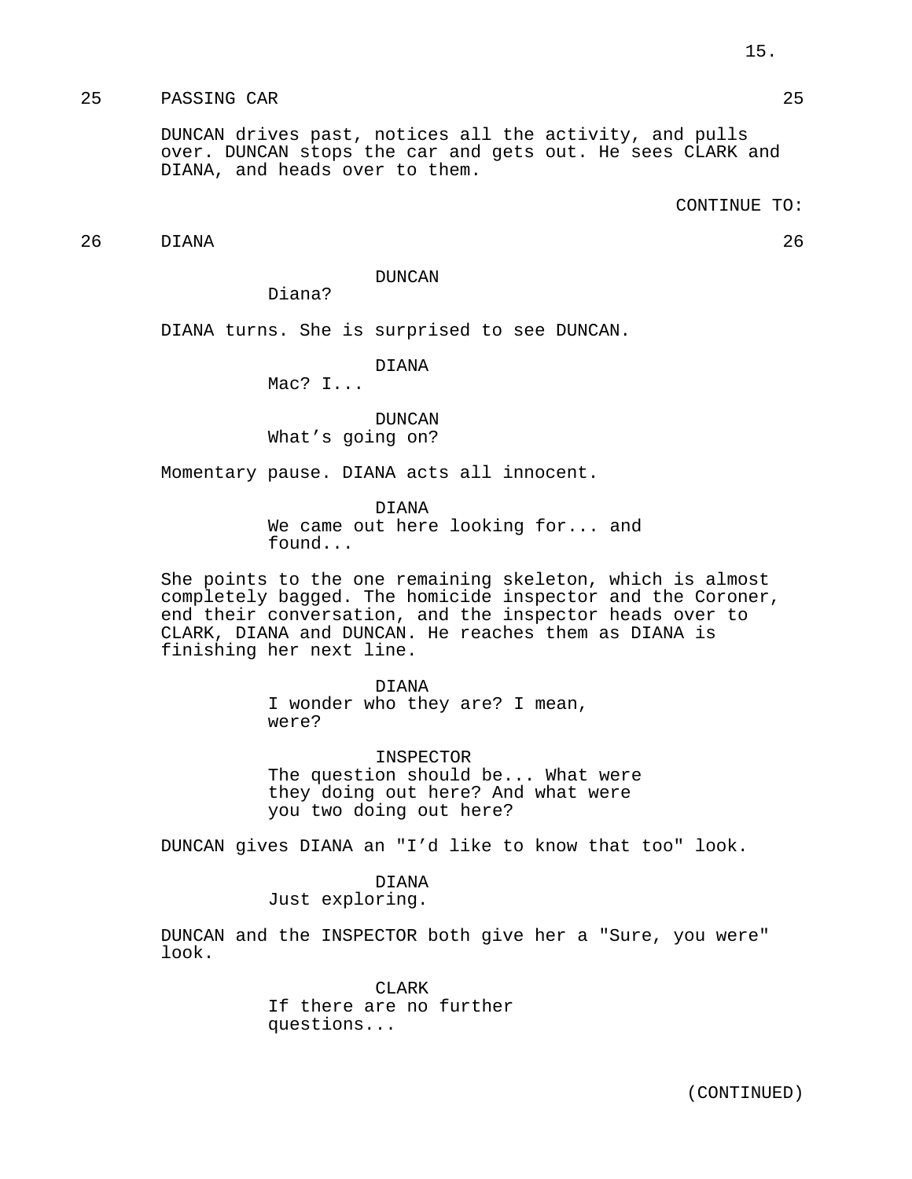25 PASSING CAR 25

DUNCAN drives past, notices all the activity, and pulls over. DUNCAN stops the car and gets out. He sees CLARK and DIANA, and heads over to them.

CONTINUE TO:

26 DIANA 26

DUNCAN
Diana?

DIANA turns. She is surprised to see DUNCAN.

DIANA
Mac? I...

DUNCAN
What's going on?

Momentary pause. DIANA acts all innocent.

DIANA
We came out here looking for... and found...

She points to the one remaining skeleton, which is almost completely bagged. The homicide inspector and the Coroner, end their conversation, and the inspector heads over to CLARK, DIANA and DUNCAN. He reaches them as DIANA is finishing her next line.

DIANA
I wonder who they are? I mean, were?

INSPECTOR
The question should be... What were they doing out here? And what were you two doing out here?

DUNCAN gives DIANA an "I'd like to know that too" look.

DIANA
Just exploring.

DUNCAN and the INSPECTOR both give her a "Sure, you were" look.

CLARK
If there are no further questions...

(CONTINUED)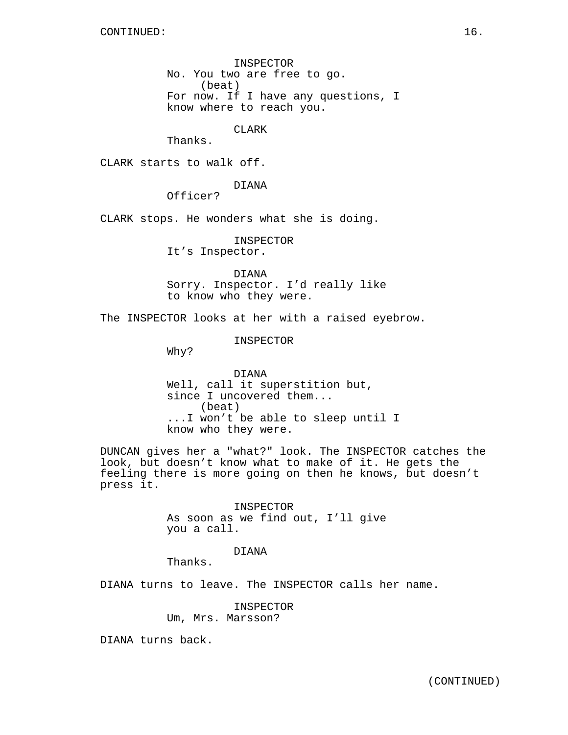CONTINUED:

INSPECTOR
No. You two are free to go.
(beat)
For now. If I have any questions, I know where to reach you.

CLARK
Thanks.

CLARK starts to walk off.

DIANA
Officer?

CLARK stops. He wonders what she is doing.

INSPECTOR
It’s Inspector.

DIANA
Sorry. Inspector. I’d really like to know who they were.

The INSPECTOR looks at her with a raised eyebrow.

INSPECTOR
Why?

DIANA
Well, call it superstition but, since I uncovered them...
(beat)
...I won’t be able to sleep until I know who they were.

DUNCAN gives her a "what?" look. The INSPECTOR catches the look, but doesn’t know what to make of it. He gets the feeling there is more going on then he knows, but doesn’t press it.

INSPECTOR
As soon as we find out, I’ll give you a call.

DIANA
Thanks.

DIANA turns to leave. The INSPECTOR calls her name.

INSPECTOR
Um, Mrs. Marsson?

DIANA turns back.

(CONTINUED)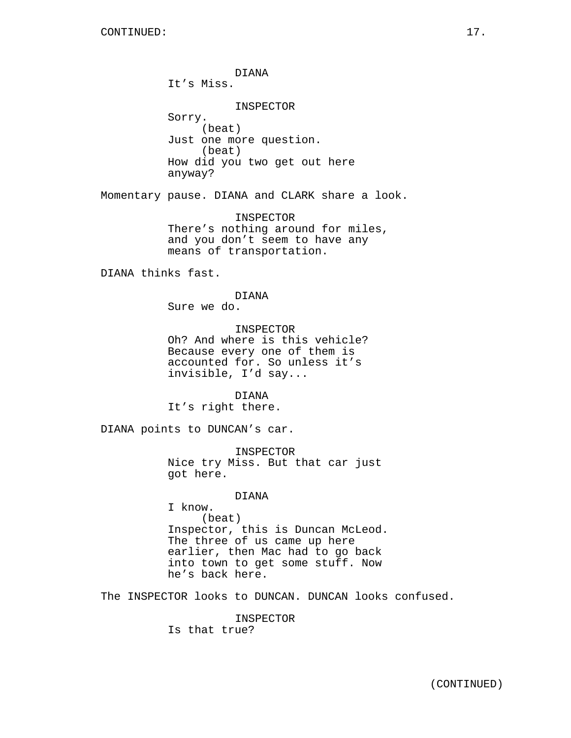DIANA
It's Miss.

INSPECTOR
Sorry.
(beat)
Just one more question.
(beat)
How did you two get out here anyway?

Momentary pause. DIANA and CLARK share a look.

INSPECTOR
There's nothing around for miles, and you don't seem to have any means of transportation.

DIANA thinks fast.

DIANA
Sure we do.

INSPECTOR
Oh? And where is this vehicle? Because every one of them is accounted for. So unless it's invisible, I'd say...

DIANA
It's right there.

DIANA points to DUNCAN's car.

INSPECTOR
Nice try Miss. But that car just got here.

DIANA
I know.
(beat)
Inspector, this is Duncan McLeod. The three of us came up here earlier, then Mac had to go back into town to get some stuff. Now he's back here.

The INSPECTOR looks to DUNCAN. DUNCAN looks confused.

INSPECTOR
Is that true?

(CONTINUED)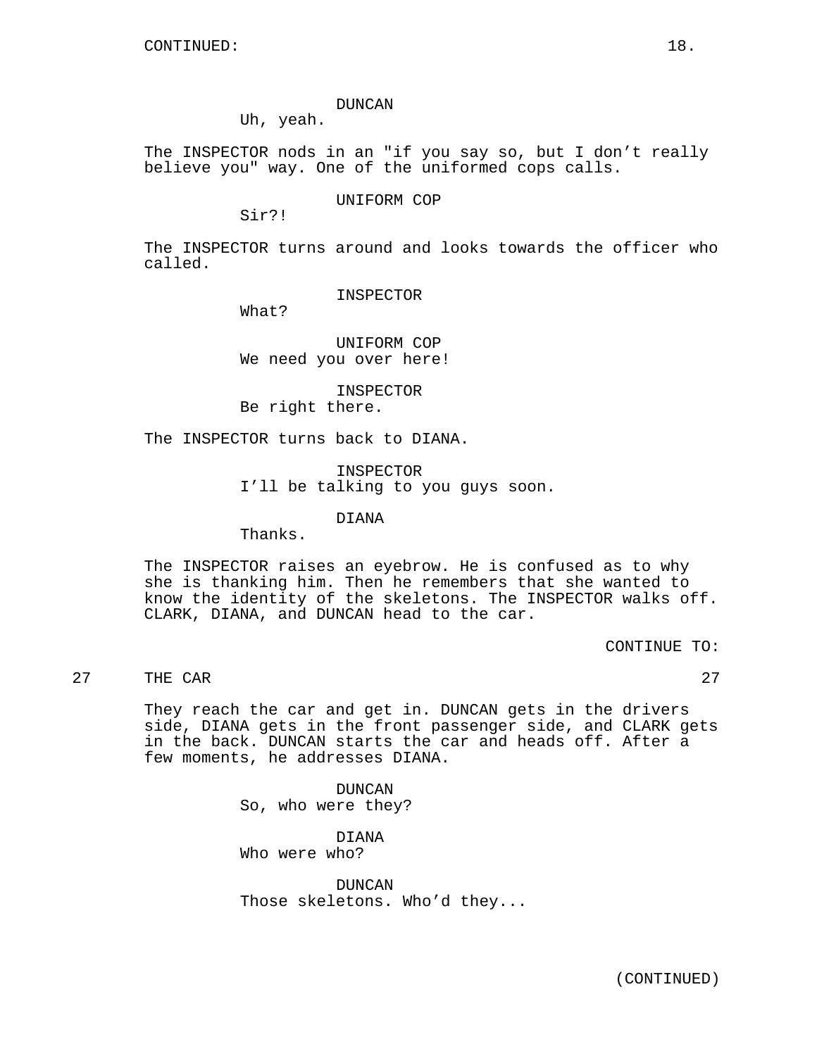CONTINUED:

DUNCAN
Uh, yeah.

The INSPECTOR nods in an "if you say so, but I don't really believe you" way. One of the uniformed cops calls.

UNIFORM COP
Sir?!

The INSPECTOR turns around and looks towards the officer who called.

INSPECTOR
What?

UNIFORM COP
We need you over here!

INSPECTOR
Be right there.

The INSPECTOR turns back to DIANA.

INSPECTOR
I'll be talking to you guys soon.

DIANA
Thanks.

The INSPECTOR raises an eyebrow. He is confused as to why she is thanking him. Then he remembers that she wanted to know the identity of the skeletons. The INSPECTOR walks off. CLARK, DIANA, and DUNCAN head to the car.

CONTINUE TO:

27 THE CAR 27

They reach the car and get in. DUNCAN gets in the drivers side, DIANA gets in the front passenger side, and CLARK gets in the back. DUNCAN starts the car and heads off. After a few moments, he addresses DIANA.

DUNCAN
So, who were they?

DIANA
Who were who?

DUNCAN
Those skeletons. Who'd they...

(CONTINUED)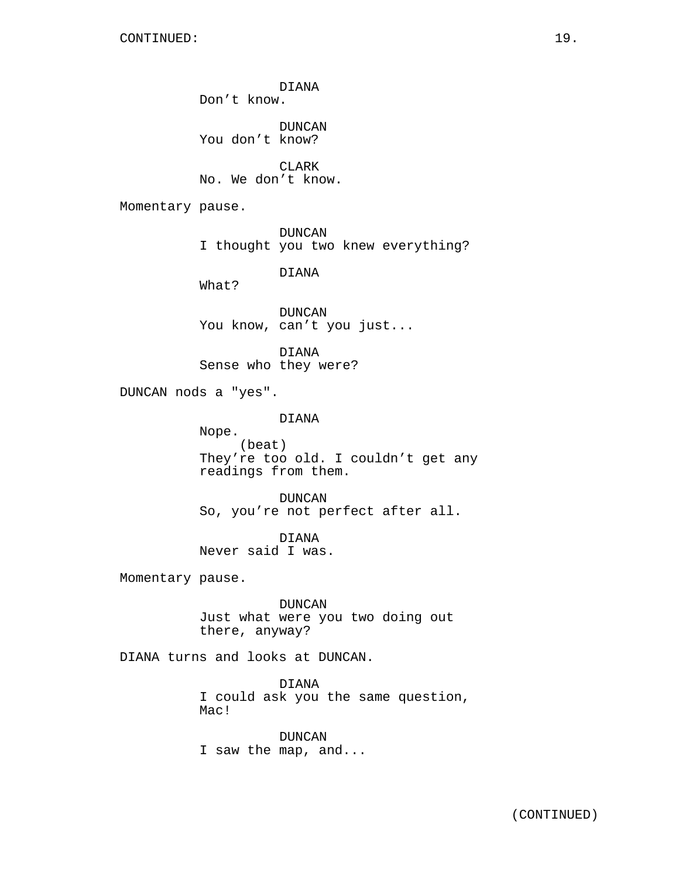CONTINUED:

DIANA
Don't know.

DUNCAN
You don't know?

CLARK
No. We don't know.

Momentary pause.

DUNCAN
I thought you two knew everything?

DIANA
What?

DUNCAN
You know, can't you just...

DIANA
Sense who they were?

DUNCAN nods a "yes".

DIANA
Nope.
(beat)
They're too old. I couldn't get any readings from them.

DUNCAN
So, you're not perfect after all.

DIANA
Never said I was.

Momentary pause.

DUNCAN
Just what were you two doing out there, anyway?

DIANA turns and looks at DUNCAN.

DIANA
I could ask you the same question, Mac!

DUNCAN
I saw the map, and...

(CONTINUED)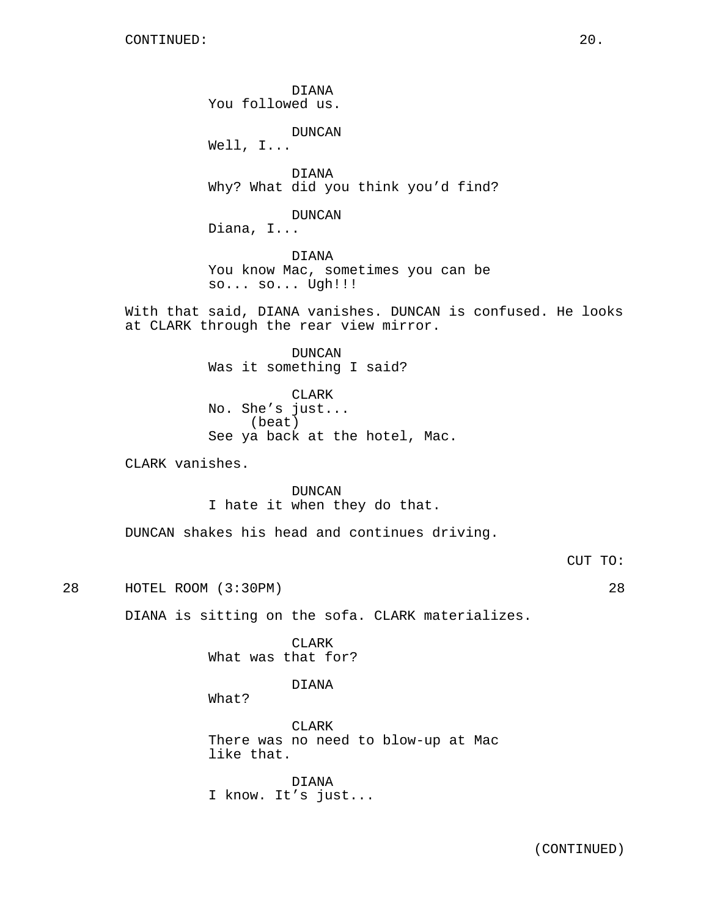CONTINUED:

DIANA
You followed us.

DUNCAN
Well, I...

DIANA
Why? What did you think you'd find?

DUNCAN
Diana, I...

DIANA
You know Mac, sometimes you can be so... so... Ugh!!!

With that said, DIANA vanishes. DUNCAN is confused. He looks at CLARK through the rear view mirror.

DUNCAN
Was it something I said?

CLARK
No. She's just...
(beat)
See ya back at the hotel, Mac.

CLARK vanishes.

DUNCAN
I hate it when they do that.

DUNCAN shakes his head and continues driving.

CUT TO:

28 HOTEL ROOM (3:30PM) 28

DIANA is sitting on the sofa. CLARK materializes.

CLARK
What was that for?

DIANA
What?

CLARK
There was no need to blow-up at Mac like that.

DIANA
I know. It's just...

(CONTINUED)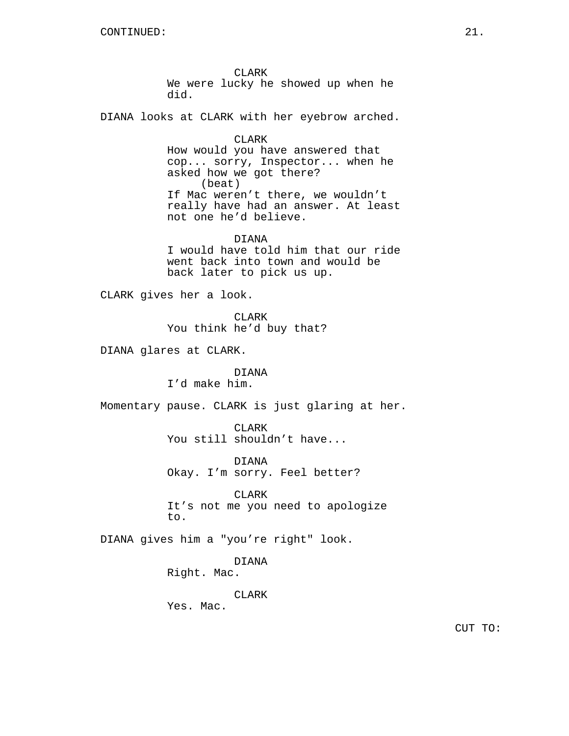CONTINUED:

CLARK
We were lucky he showed up when he did.

DIANA looks at CLARK with her eyebrow arched.

CLARK
How would you have answered that cop... sorry, Inspector... when he asked how we got there?
(beat)
If Mac weren't there, we wouldn't really have had an answer. At least not one he'd believe.

DIANA
I would have told him that our ride went back into town and would be back later to pick us up.

CLARK gives her a look.

CLARK
You think he'd buy that?

DIANA glares at CLARK.

DIANA
I'd make him.

Momentary pause. CLARK is just glaring at her.

CLARK
You still shouldn't have...

DIANA
Okay. I'm sorry. Feel better?

CLARK
It's not me you need to apologize to.

DIANA gives him a "you're right" look.

DIANA
Right. Mac.

CLARK
Yes. Mac.

CUT TO: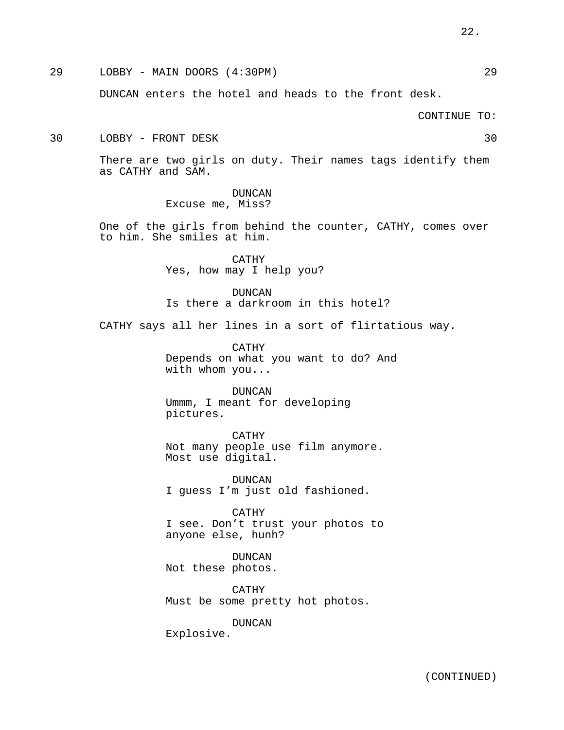29 LOBBY - MAIN DOORS (4:30PM) 29

DUNCAN enters the hotel and heads to the front desk.

CONTINUE TO:

30 LOBBY - FRONT DESK 30

There are two girls on duty. Their names tags identify them as CATHY and SAM.

DUNCAN
Excuse me, Miss?

One of the girls from behind the counter, CATHY, comes over to him. She smiles at him.

CATHY
Yes, how may I help you?

DUNCAN
Is there a darkroom in this hotel?

CATHY says all her lines in a sort of flirtatious way.

CATHY
Depends on what you want to do? And with whom you...

DUNCAN
Ummm, I meant for developing pictures.

CATHY
Not many people use film anymore. Most use digital.

DUNCAN
I guess I'm just old fashioned.

CATHY
I see. Don't trust your photos to anyone else, hunh?

DUNCAN
Not these photos.

CATHY
Must be some pretty hot photos.

DUNCAN
Explosive.

(CONTINUED)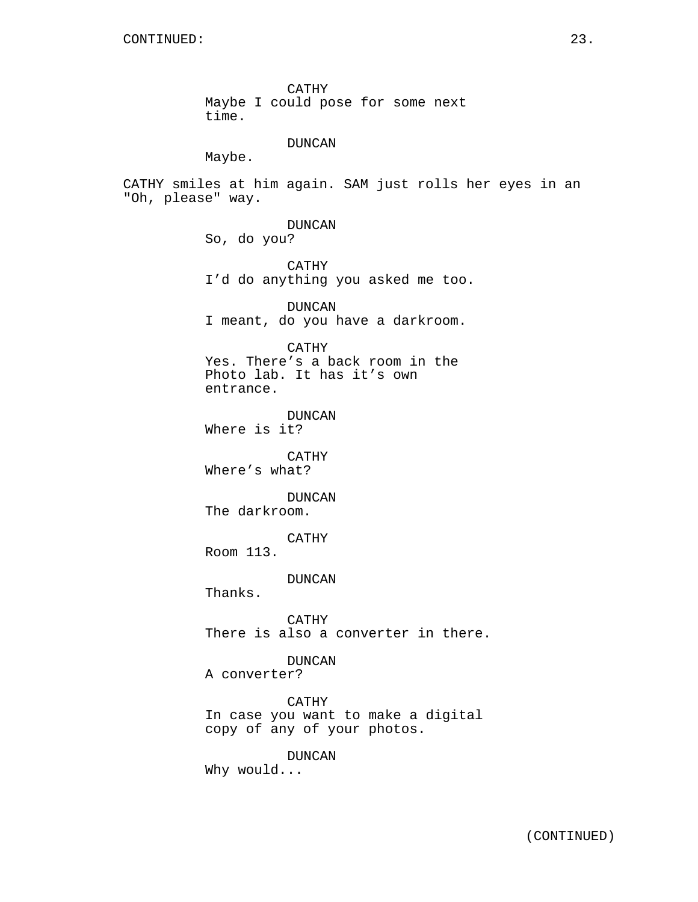CATHY
Maybe I could pose for some next time.

DUNCAN
Maybe.

CATHY smiles at him again. SAM just rolls her eyes in an "Oh, please" way.

DUNCAN
So, do you?

CATHY
I'd do anything you asked me too.

DUNCAN
I meant, do you have a darkroom.

CATHY
Yes. There's a back room in the Photo lab. It has it's own entrance.

DUNCAN
Where is it?

CATHY
Where's what?

DUNCAN
The darkroom.

CATHY
Room 113.

DUNCAN
Thanks.

CATHY
There is also a converter in there.

DUNCAN
A converter?

CATHY
In case you want to make a digital copy of any of your photos.

DUNCAN
Why would...

(CONTINUED)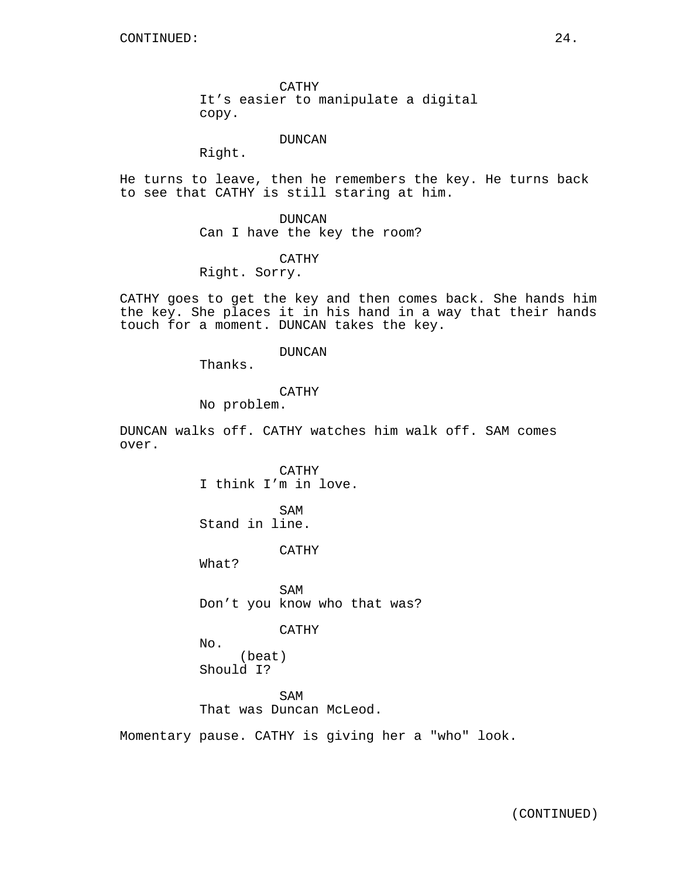CONTINUED:

CATHY
It’s easier to manipulate a digital copy.

DUNCAN
Right.

He turns to leave, then he remembers the key. He turns back to see that CATHY is still staring at him.

DUNCAN
Can I have the key the room?

CATHY
Right. Sorry.

CATHY goes to get the key and then comes back. She hands him the key. She places it in his hand in a way that their hands touch for a moment. DUNCAN takes the key.

DUNCAN
Thanks.

CATHY
No problem.

DUNCAN walks off. CATHY watches him walk off. SAM comes over.

CATHY
I think I’m in love.

SAM
Stand in line.

CATHY
What?

SAM
Don’t you know who that was?

CATHY
No.
(beat)
Should I?

SAM
That was Duncan McLeod.

Momentary pause. CATHY is giving her a "who" look.

(CONTINUED)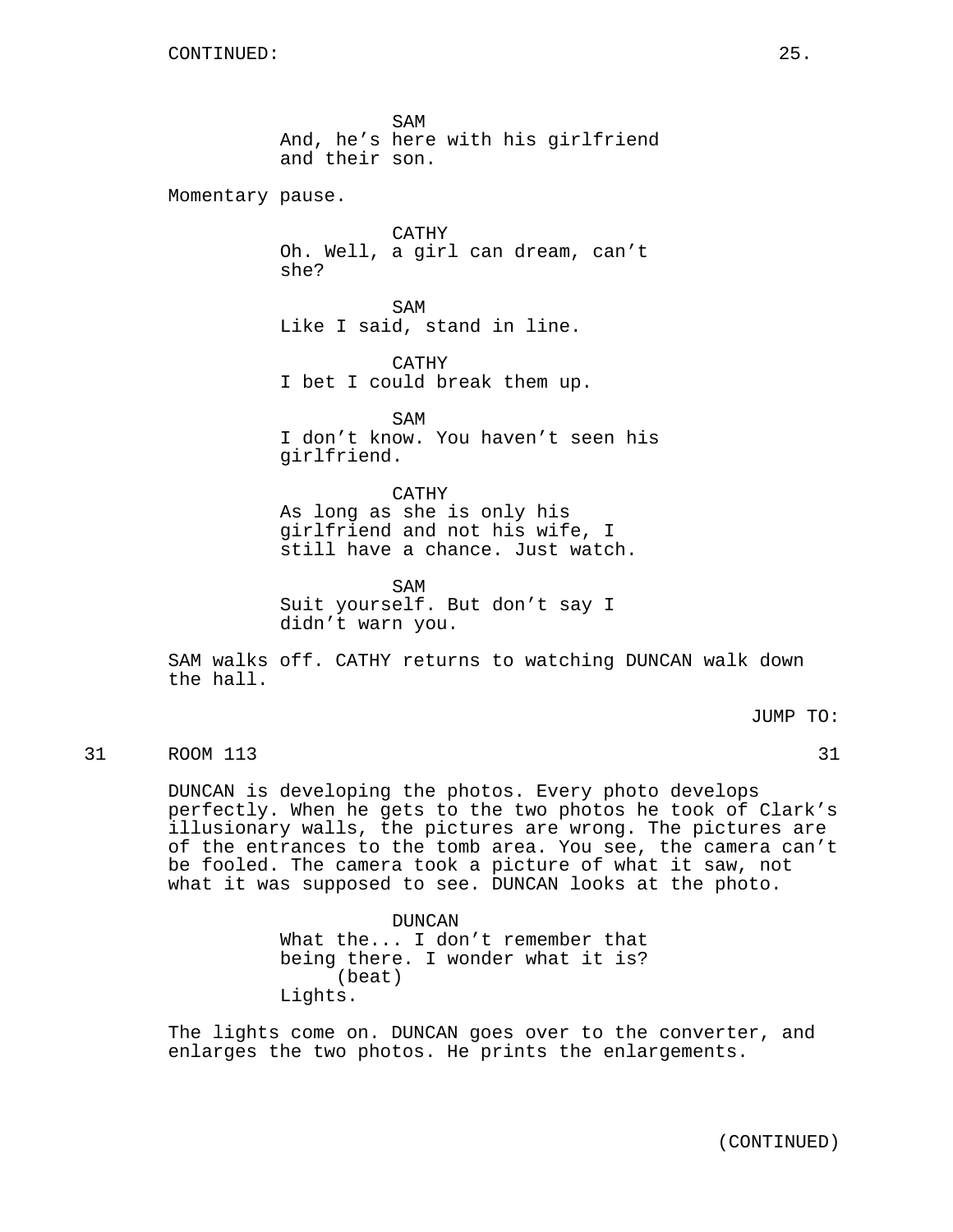SAM
And, he's here with his girlfriend and their son.

Momentary pause.

CATHY
Oh. Well, a girl can dream, can't she?

SAM
Like I said, stand in line.

CATHY
I bet I could break them up.

SAM
I don't know. You haven't seen his girlfriend.

CATHY
As long as she is only his girlfriend and not his wife, I still have a chance. Just watch.

SAM
Suit yourself. But don't say I didn't warn you.

SAM walks off. CATHY returns to watching DUNCAN walk down the hall.

JUMP TO:

31 ROOM 113 31

DUNCAN is developing the photos. Every photo develops perfectly. When he gets to the two photos he took of Clark's illusionary walls, the pictures are wrong. The pictures are of the entrances to the tomb area. You see, the camera can't be fooled. The camera took a picture of what it saw, not what it was supposed to see. DUNCAN looks at the photo.

DUNCAN
What the... I don't remember that being there. I wonder what it is?
(beat)
Lights.

The lights come on. DUNCAN goes over to the converter, and enlarges the two photos. He prints the enlargements.

(CONTINUED)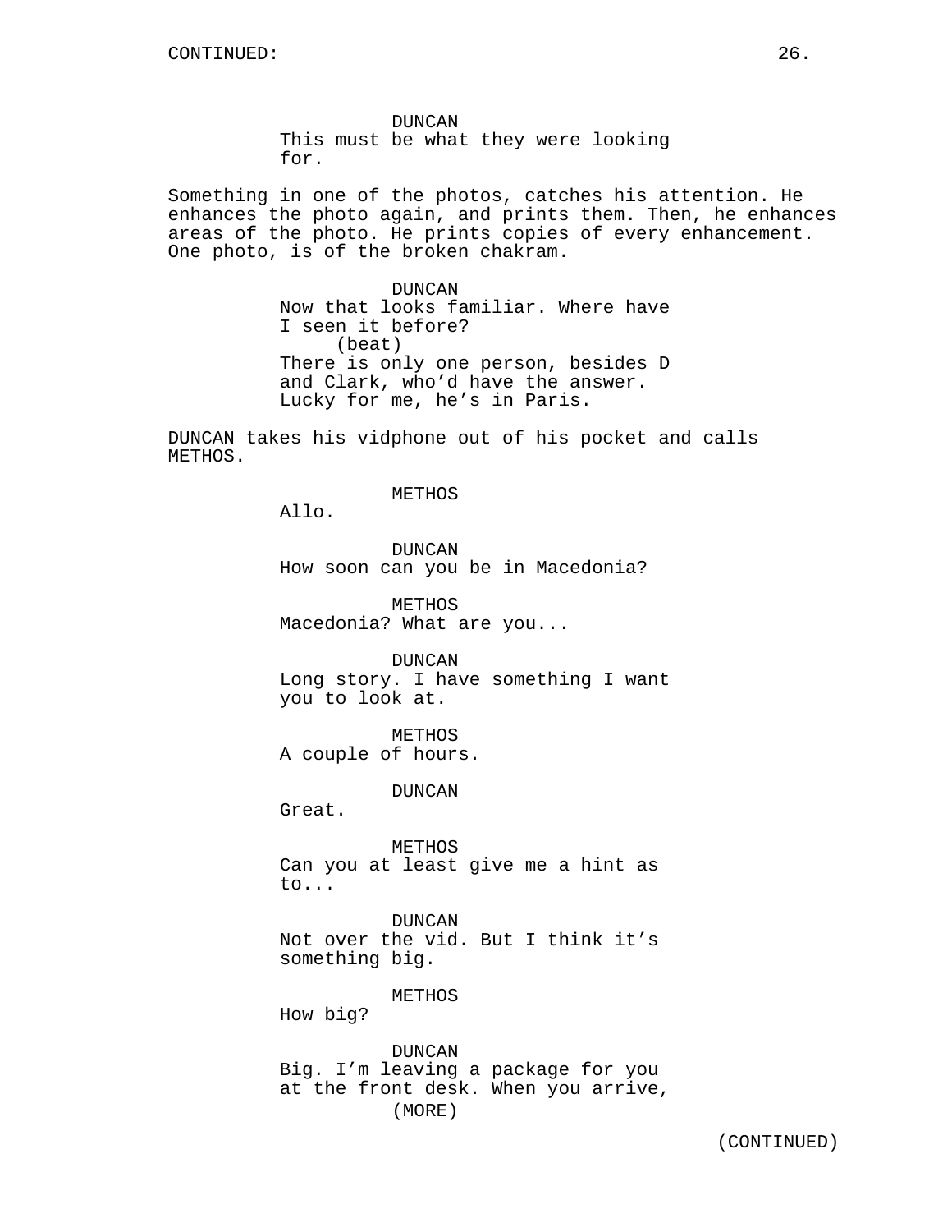CONTINUED:

DUNCAN
This must be what they were looking for.

Something in one of the photos, catches his attention. He enhances the photo again, and prints them. Then, he enhances areas of the photo. He prints copies of every enhancement. One photo, is of the broken chakram.

DUNCAN
Now that looks familiar. Where have I seen it before?
(beat)
There is only one person, besides D and Clark, who'd have the answer. Lucky for me, he's in Paris.

DUNCAN takes his vidphone out of his pocket and calls METHOS.

METHOS
Allo.

DUNCAN
How soon can you be in Macedonia?

METHOS
Macedonia? What are you...

DUNCAN
Long story. I have something I want you to look at.

METHOS
A couple of hours.

DUNCAN
Great.

METHOS
Can you at least give me a hint as to...

DUNCAN
Not over the vid. But I think it's something big.

METHOS
How big?

DUNCAN
Big. I'm leaving a package for you at the front desk. When you arrive,
(MORE)

(CONTINUED)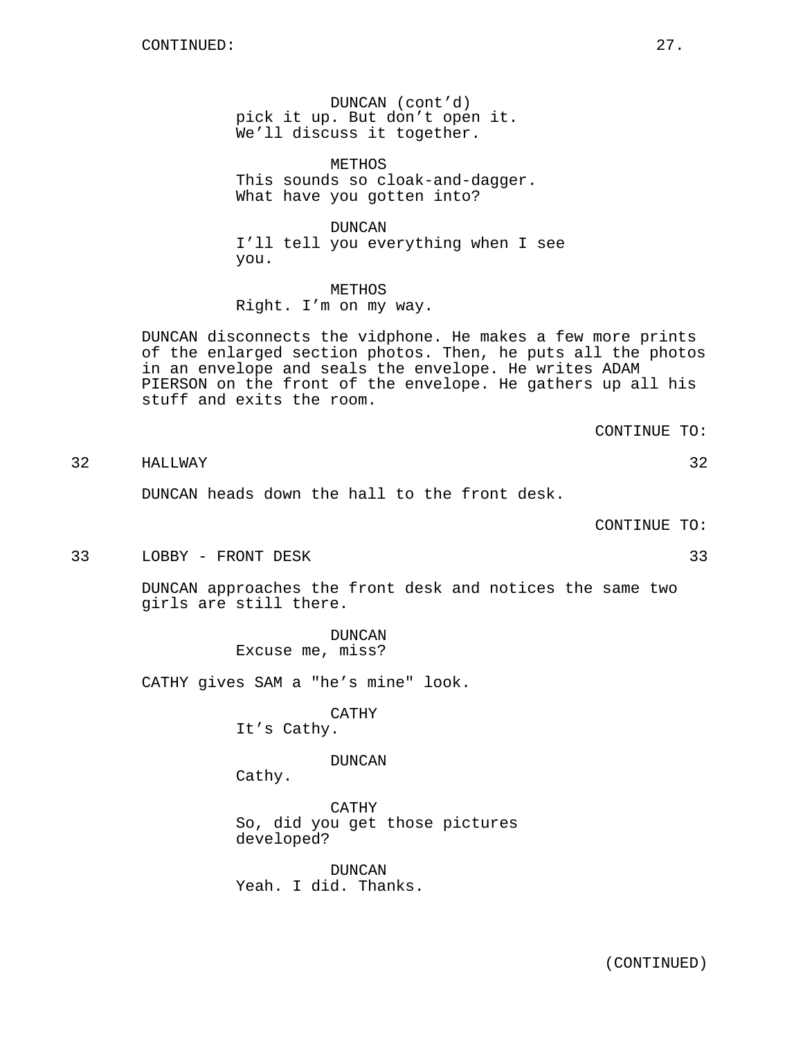DUNCAN (cont'd)
pick it up. But don't open it.
We'll discuss it together.

METHOS
This sounds so cloak-and-dagger.
What have you gotten into?

DUNCAN
I'll tell you everything when I see
you.

METHOS
Right. I'm on my way.

DUNCAN disconnects the vidphone. He makes a few more prints of the enlarged section photos. Then, he puts all the photos in an envelope and seals the envelope. He writes ADAM PIERSON on the front of the envelope. He gathers up all his stuff and exits the room.

CONTINUE TO:

32 HALLWAY 32

DUNCAN heads down the hall to the front desk.

CONTINUE TO:

33 LOBBY - FRONT DESK 33

DUNCAN approaches the front desk and notices the same two girls are still there.

DUNCAN
Excuse me, miss?

CATHY gives SAM a "he's mine" look.

CATHY
It's Cathy.

DUNCAN
Cathy.

CATHY
So, did you get those pictures
developed?

DUNCAN
Yeah. I did. Thanks.

(CONTINUED)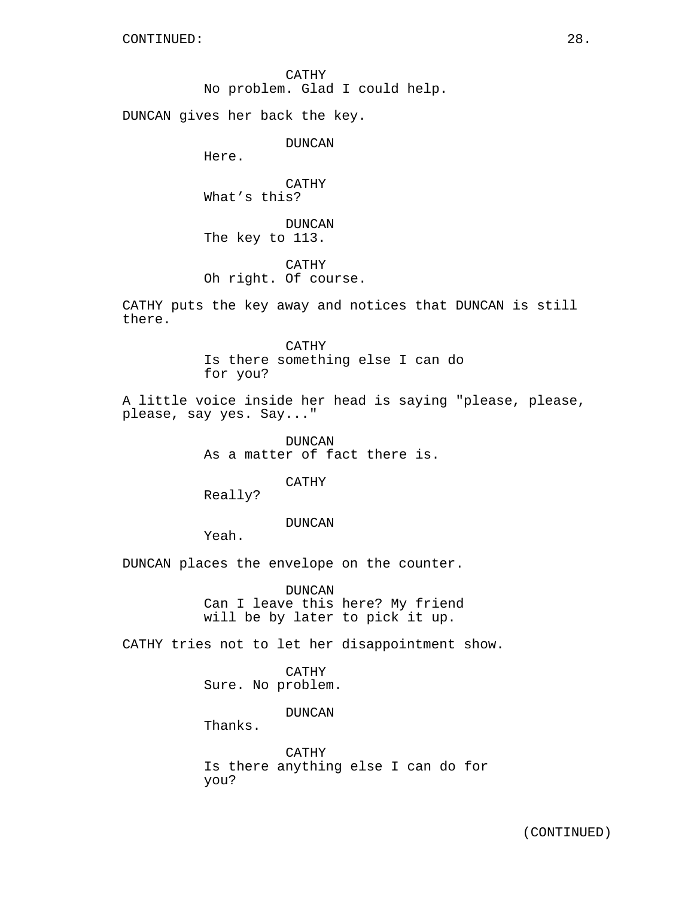CONTINUED:

CATHY
No problem. Glad I could help.

DUNCAN gives her back the key.

DUNCAN
Here.

CATHY
What’s this?

DUNCAN
The key to 113.

CATHY
Oh right. Of course.

CATHY puts the key away and notices that DUNCAN is still there.

CATHY
Is there something else I can do for you?

A little voice inside her head is saying "please, please, please, say yes. Say..."

DUNCAN
As a matter of fact there is.

CATHY
Really?

DUNCAN
Yeah.

DUNCAN places the envelope on the counter.

DUNCAN
Can I leave this here? My friend will be by later to pick it up.

CATHY tries not to let her disappointment show.

CATHY
Sure. No problem.

DUNCAN
Thanks.

CATHY
Is there anything else I can do for you?

(CONTINUED)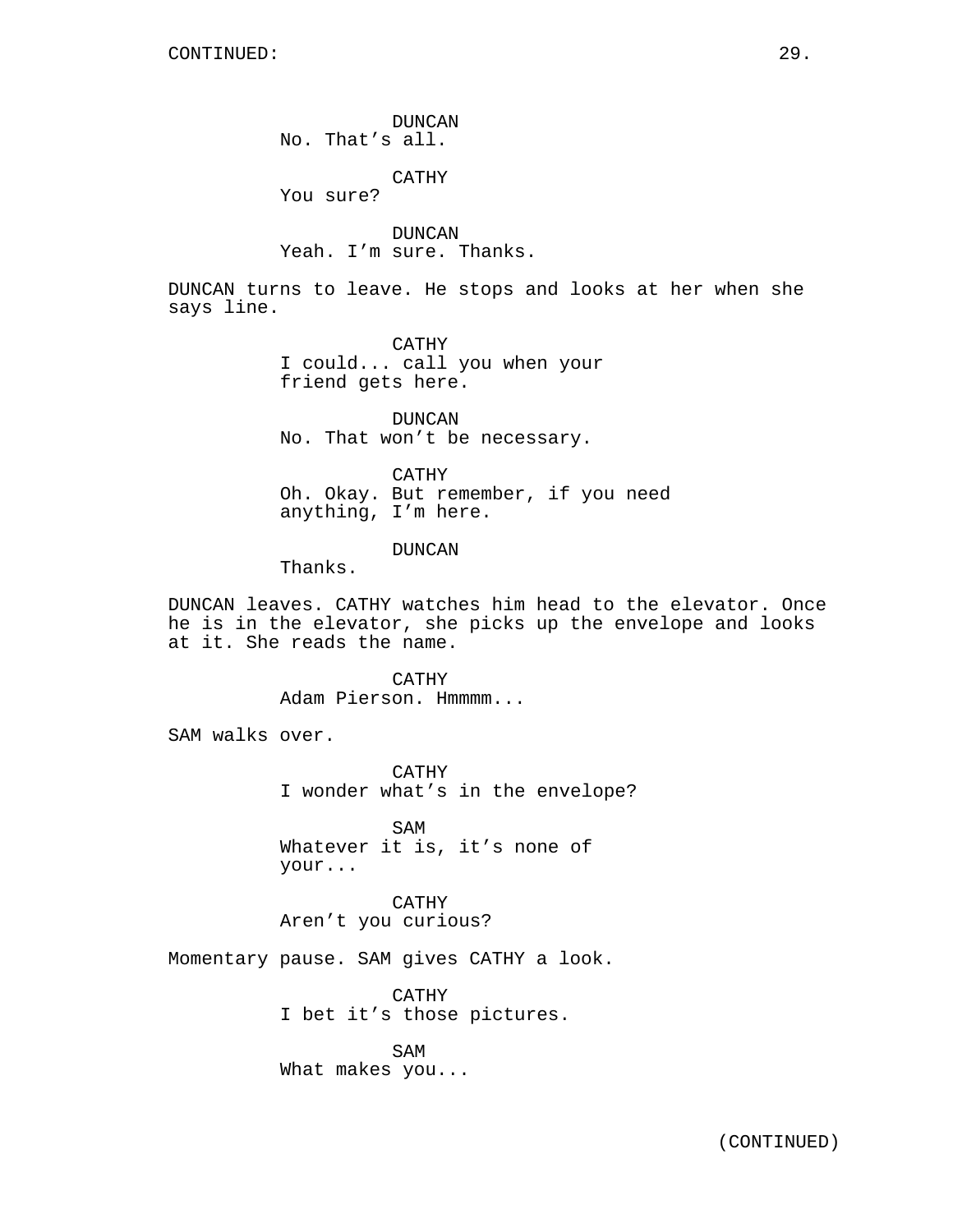CONTINUED:

DUNCAN
No. That's all.

CATHY
You sure?

DUNCAN
Yeah. I'm sure. Thanks.

DUNCAN turns to leave. He stops and looks at her when she says line.

CATHY
I could... call you when your friend gets here.

DUNCAN
No. That won't be necessary.

CATHY
Oh. Okay. But remember, if you need anything, I'm here.

DUNCAN
Thanks.

DUNCAN leaves. CATHY watches him head to the elevator. Once he is in the elevator, she picks up the envelope and looks at it. She reads the name.

CATHY
Adam Pierson. Hmmmm...

SAM walks over.

CATHY
I wonder what's in the envelope?

SAM
Whatever it is, it's none of your...

CATHY
Aren't you curious?

Momentary pause. SAM gives CATHY a look.

CATHY
I bet it's those pictures.

SAM
What makes you...

(CONTINUED)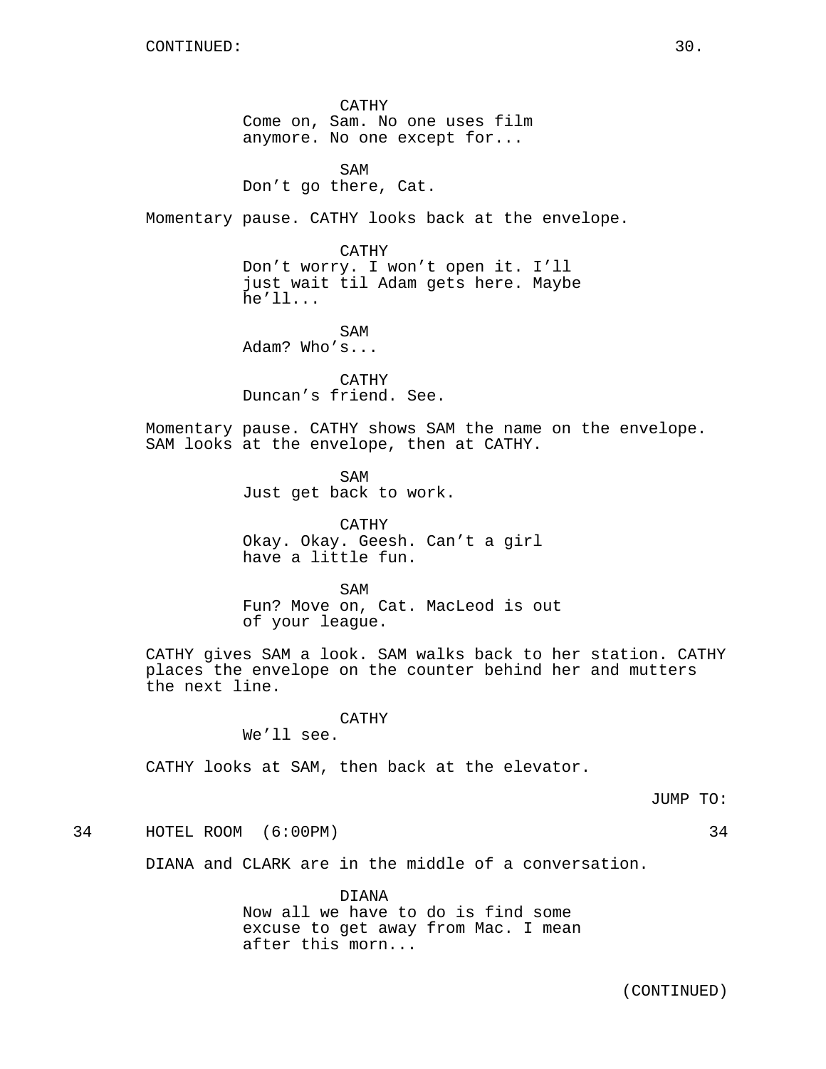CONTINUED:

CATHY
Come on, Sam. No one uses film anymore. No one except for...

SAM
Don't go there, Cat.

Momentary pause. CATHY looks back at the envelope.

CATHY
Don't worry. I won't open it. I'll just wait til Adam gets here. Maybe he'll...

SAM
Adam? Who's...

CATHY
Duncan's friend. See.

Momentary pause. CATHY shows SAM the name on the envelope. SAM looks at the envelope, then at CATHY.

SAM
Just get back to work.

CATHY
Okay. Okay. Geesh. Can't a girl have a little fun.

SAM
Fun? Move on, Cat. MacLeod is out of your league.

CATHY gives SAM a look. SAM walks back to her station. CATHY places the envelope on the counter behind her and mutters the next line.

CATHY
We'll see.

CATHY looks at SAM, then back at the elevator.

JUMP TO:

34 HOTEL ROOM (6:00PM) 34

DIANA and CLARK are in the middle of a conversation.

DIANA
Now all we have to do is find some excuse to get away from Mac. I mean after this morn...

(CONTINUED)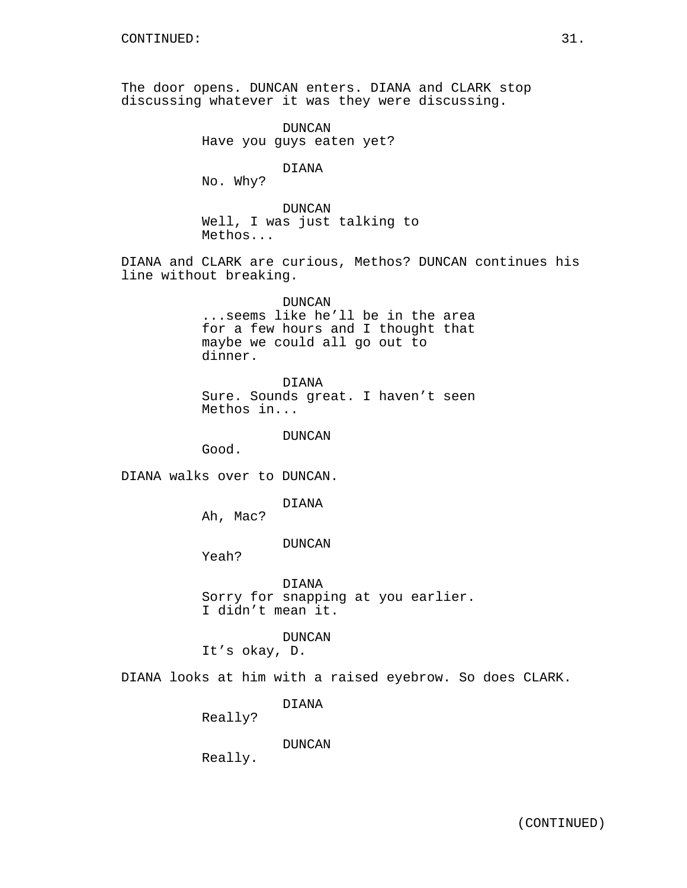CONTINUED:

The door opens. DUNCAN enters. DIANA and CLARK stop discussing whatever it was they were discussing.

DUNCAN
Have you guys eaten yet?

DIANA
No. Why?

DUNCAN
Well, I was just talking to Methos...

DIANA and CLARK are curious, Methos? DUNCAN continues his line without breaking.

DUNCAN
...seems like he'll be in the area for a few hours and I thought that maybe we could all go out to dinner.

DIANA
Sure. Sounds great. I haven't seen Methos in...

DUNCAN
Good.

DIANA walks over to DUNCAN.

DIANA
Ah, Mac?

DUNCAN
Yeah?

DIANA
Sorry for snapping at you earlier. I didn't mean it.

DUNCAN
It's okay, D.

DIANA looks at him with a raised eyebrow. So does CLARK.

DIANA
Really?

DUNCAN
Really.

(CONTINUED)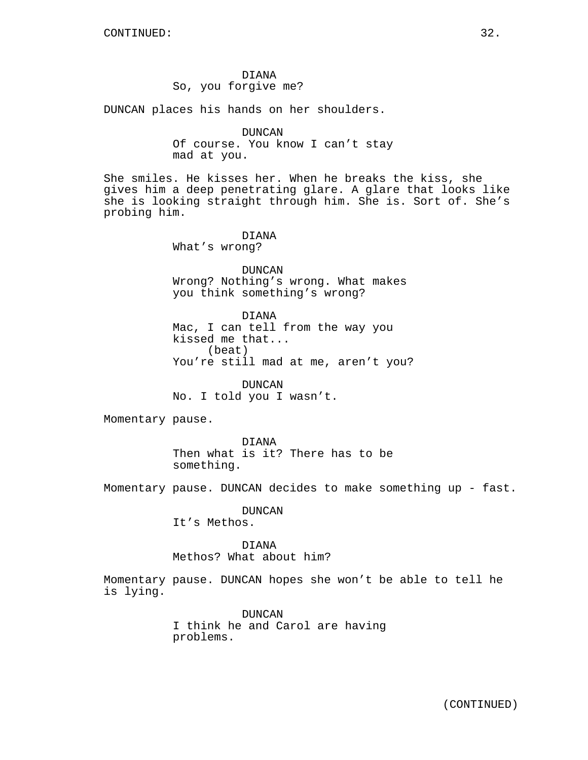DIANA
So, you forgive me?

DUNCAN places his hands on her shoulders.

DUNCAN
Of course. You know I can't stay mad at you.

She smiles. He kisses her. When he breaks the kiss, she gives him a deep penetrating glare. A glare that looks like she is looking straight through him. She is. Sort of. She's probing him.

DIANA
What's wrong?

DUNCAN
Wrong? Nothing's wrong. What makes you think something's wrong?

DIANA
Mac, I can tell from the way you kissed me that...
(beat)
You're still mad at me, aren't you?

DUNCAN
No. I told you I wasn't.

Momentary pause.

DIANA
Then what is it? There has to be something.

Momentary pause. DUNCAN decides to make something up - fast.

DUNCAN
It's Methos.

DIANA
Methos? What about him?

Momentary pause. DUNCAN hopes she won't be able to tell he is lying.

DUNCAN
I think he and Carol are having problems.

(CONTINUED)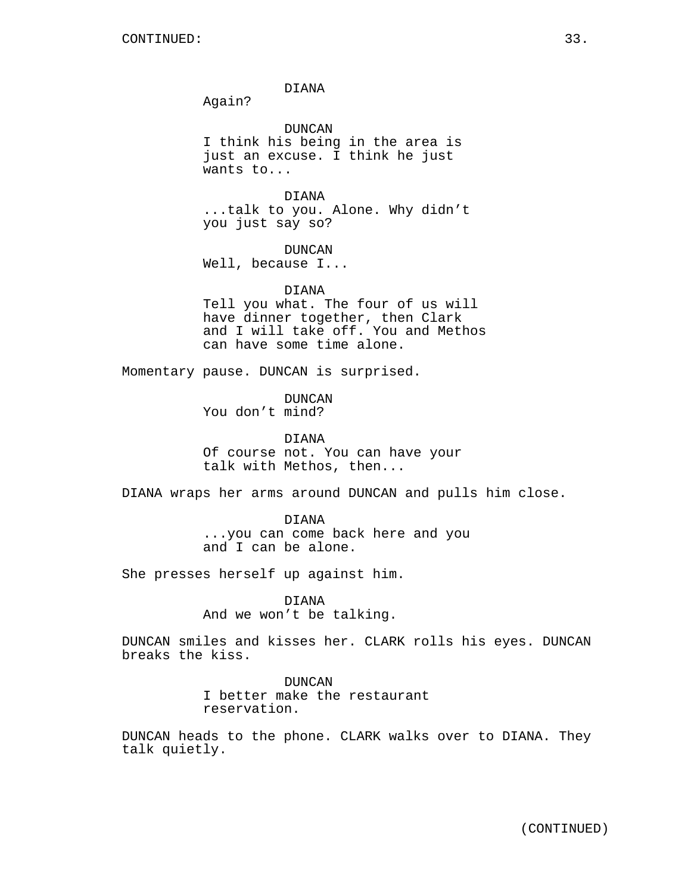CONTINUED:

DIANA
Again?

DUNCAN
I think his being in the area is just an excuse. I think he just wants to...

DIANA
...talk to you. Alone. Why didn't you just say so?

DUNCAN
Well, because I...

DIANA
Tell you what. The four of us will have dinner together, then Clark and I will take off. You and Methos can have some time alone.

Momentary pause. DUNCAN is surprised.

DUNCAN
You don't mind?

DIANA
Of course not. You can have your talk with Methos, then...

DIANA wraps her arms around DUNCAN and pulls him close.

DIANA
...you can come back here and you and I can be alone.

She presses herself up against him.

DIANA
And we won't be talking.

DUNCAN smiles and kisses her. CLARK rolls his eyes. DUNCAN breaks the kiss.

DUNCAN
I better make the restaurant reservation.

DUNCAN heads to the phone. CLARK walks over to DIANA. They talk quietly.

(CONTINUED)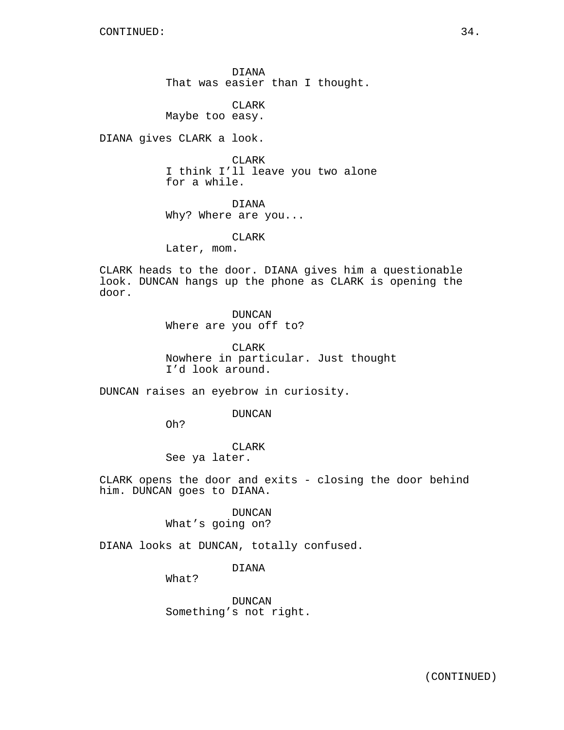CONTINUED:

DIANA
That was easier than I thought.

CLARK
Maybe too easy.

DIANA gives CLARK a look.

CLARK
I think I'll leave you two alone for a while.

DIANA
Why? Where are you...

CLARK
Later, mom.

CLARK heads to the door. DIANA gives him a questionable look. DUNCAN hangs up the phone as CLARK is opening the door.

DUNCAN
Where are you off to?

CLARK
Nowhere in particular. Just thought I'd look around.

DUNCAN raises an eyebrow in curiosity.

DUNCAN
Oh?

CLARK
See ya later.

CLARK opens the door and exits - closing the door behind him. DUNCAN goes to DIANA.

DUNCAN
What's going on?

DIANA looks at DUNCAN, totally confused.

DIANA
What?

DUNCAN
Something's not right.

(CONTINUED)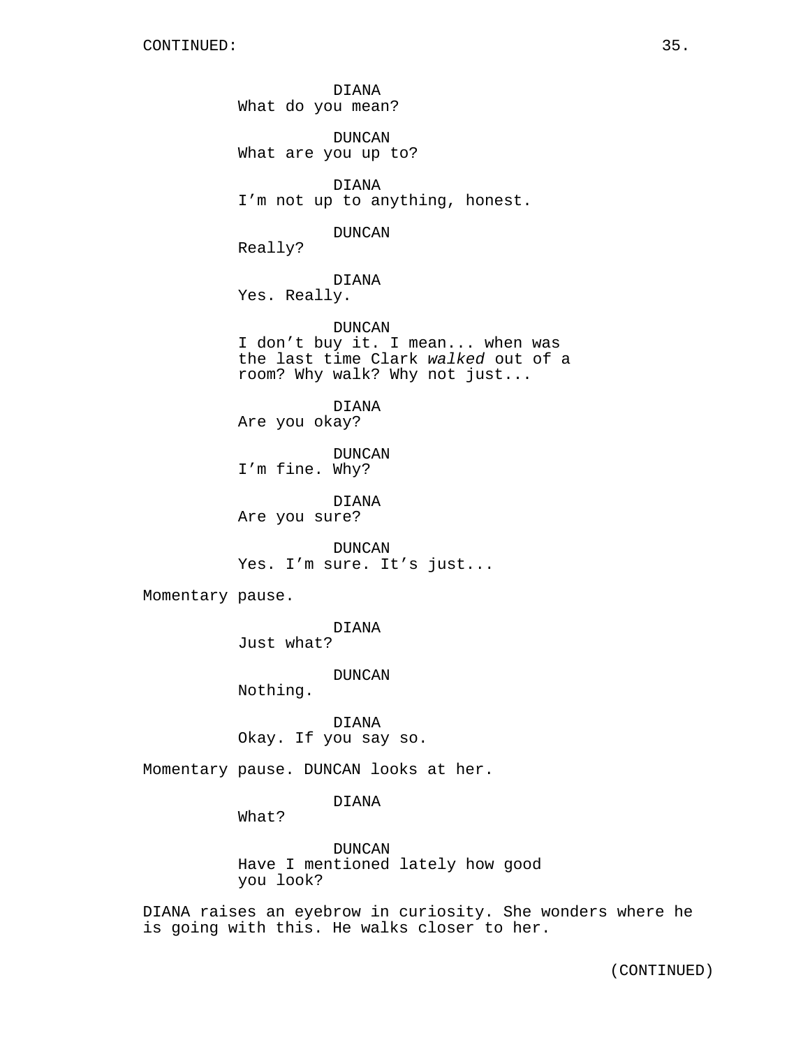CONTINUED:

DIANA
What do you mean?

DUNCAN
What are you up to?

DIANA
I’m not up to anything, honest.

DUNCAN
Really?

DIANA
Yes. Really.

DUNCAN
I don’t buy it. I mean... when was the last time Clark *walked* out of a room? Why walk? Why not just...

DIANA
Are you okay?

DUNCAN
I’m fine. Why?

DIANA
Are you sure?

DUNCAN
Yes. I’m sure. It’s just...

Momentary pause.

DIANA
Just what?

DUNCAN
Nothing.

DIANA
Okay. If you say so.

Momentary pause. DUNCAN looks at her.

DIANA
What?

DUNCAN
Have I mentioned lately how good you look?

DIANA raises an eyebrow in curiosity. She wonders where he is going with this. He walks closer to her.

(CONTINUED)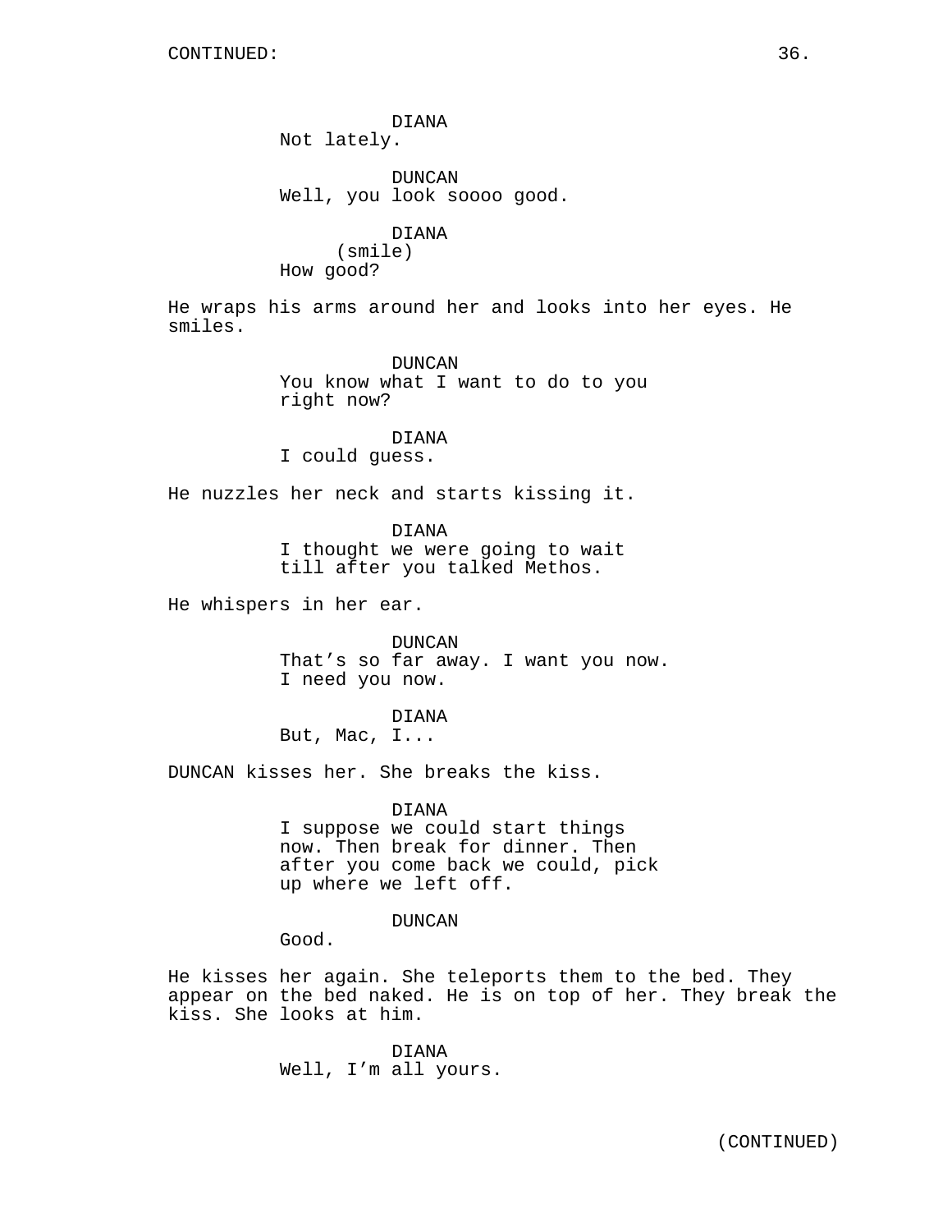DIANA
Not lately.

DUNCAN
Well, you look soooo good.

DIANA
(smile)
How good?

He wraps his arms around her and looks into her eyes. He smiles.

DUNCAN
You know what I want to do to you right now?

DIANA
I could guess.

He nuzzles her neck and starts kissing it.

DIANA
I thought we were going to wait till after you talked Methos.

He whispers in her ear.

DUNCAN
That's so far away. I want you now. I need you now.

DIANA
But, Mac, I...

DUNCAN kisses her. She breaks the kiss.

DIANA
I suppose we could start things now. Then break for dinner. Then after you come back we could, pick up where we left off.

DUNCAN
Good.

He kisses her again. She teleports them to the bed. They appear on the bed naked. He is on top of her. They break the kiss. She looks at him.

DIANA
Well, I'm all yours.

(CONTINUED)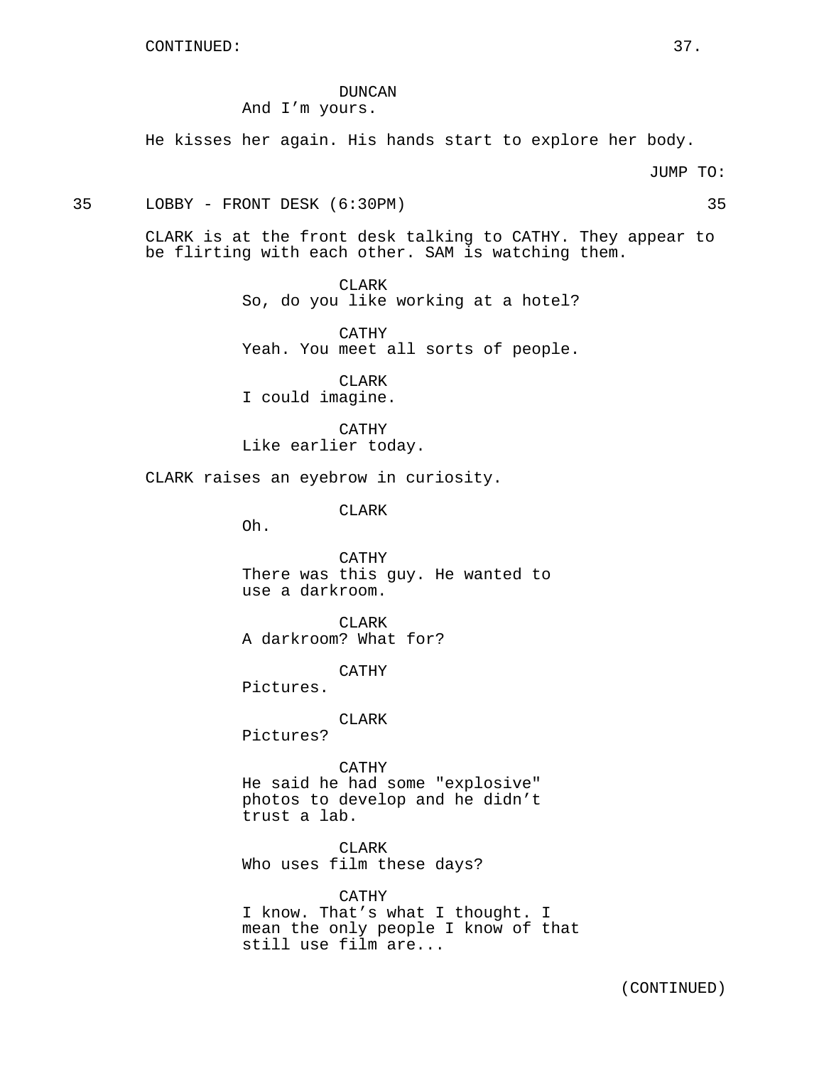CONTINUED:

DUNCAN
And I’m yours.

He kisses her again. His hands start to explore her body.

JUMP TO:

35 LOBBY - FRONT DESK (6:30PM) 35

CLARK is at the front desk talking to CATHY. They appear to be flirting with each other. SAM is watching them.

CLARK
So, do you like working at a hotel?

CATHY
Yeah. You meet all sorts of people.

CLARK
I could imagine.

CATHY
Like earlier today.

CLARK raises an eyebrow in curiosity.

CLARK
Oh.

CATHY
There was this guy. He wanted to use a darkroom.

CLARK
A darkroom? What for?

CATHY
Pictures.

CLARK
Pictures?

CATHY
He said he had some "explosive" photos to develop and he didn’t trust a lab.

CLARK
Who uses film these days?

CATHY
I know. That’s what I thought. I mean the only people I know of that still use film are...

(CONTINUED)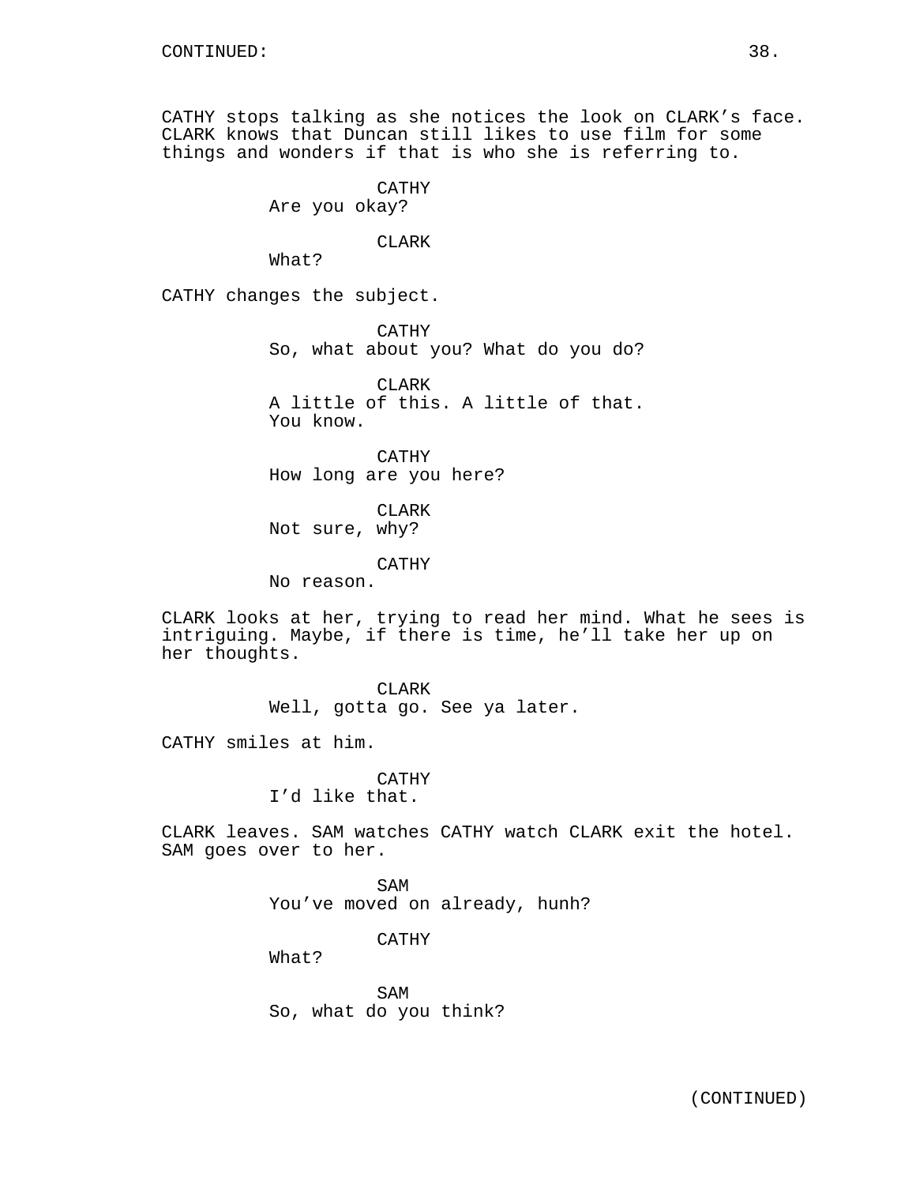CATHY stops talking as she notices the look on CLARK's face. CLARK knows that Duncan still likes to use film for some things and wonders if that is who she is referring to.

CATHY
Are you okay?

CLARK
What?

CATHY changes the subject.

CATHY
So, what about you? What do you do?

CLARK
A little of this. A little of that. You know.

CATHY
How long are you here?

CLARK
Not sure, why?

CATHY
No reason.

CLARK looks at her, trying to read her mind. What he sees is intriguing. Maybe, if there is time, he'll take her up on her thoughts.

CLARK
Well, gotta go. See ya later.

CATHY smiles at him.

CATHY
I'd like that.

CLARK leaves. SAM watches CATHY watch CLARK exit the hotel. SAM goes over to her.

SAM
You've moved on already, hunh?

CATHY
What?

SAM
So, what do you think?

(CONTINUED)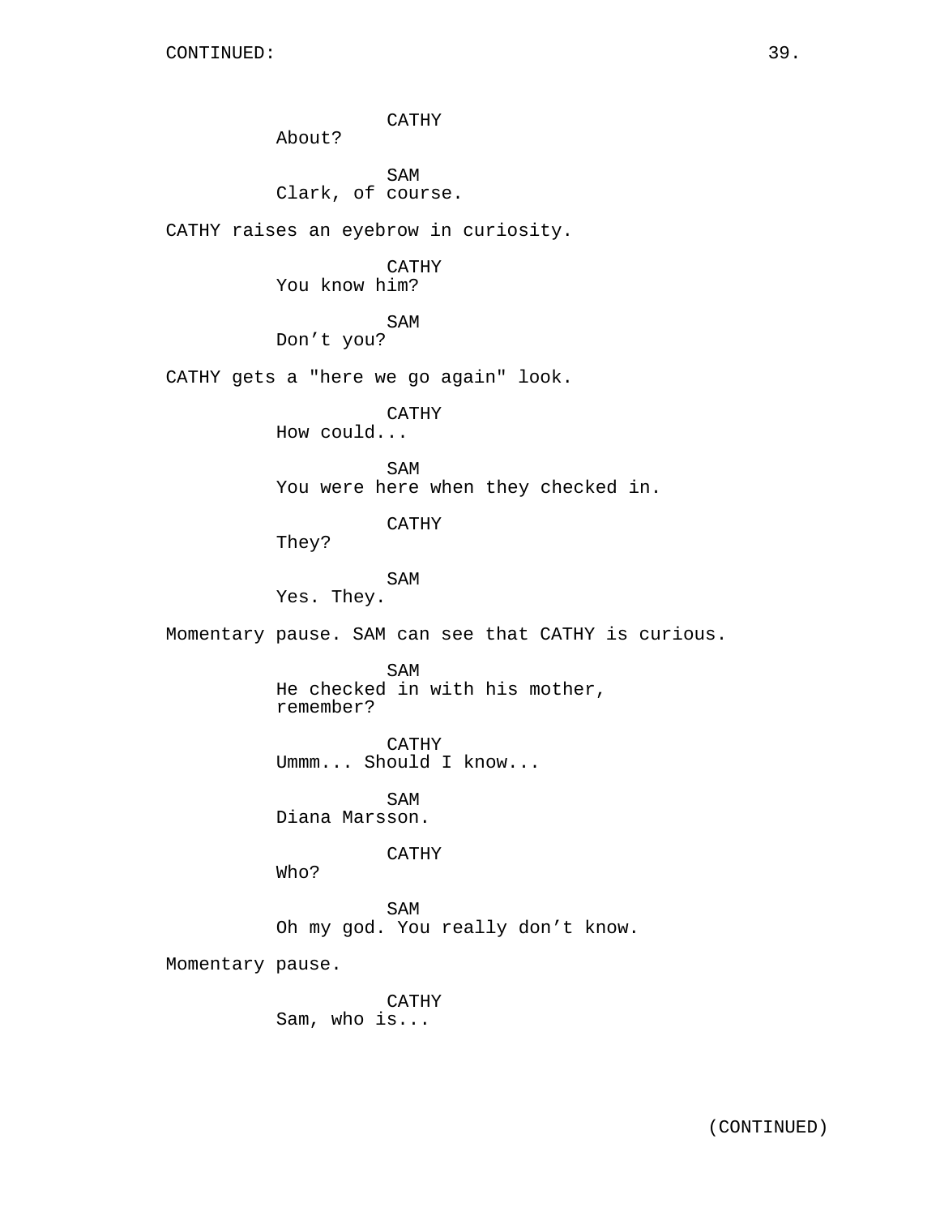CATHY
About?

SAM
Clark, of course.

CATHY raises an eyebrow in curiosity.

CATHY
You know him?

SAM
Don't you?

CATHY gets a "here we go again" look.

CATHY
How could...

SAM
You were here when they checked in.

CATHY
They?

SAM
Yes. They.

Momentary pause. SAM can see that CATHY is curious.

SAM
He checked in with his mother, remember?

CATHY
Ummm... Should I know...

SAM
Diana Marsson.

CATHY
Who?

SAM
Oh my god. You really don't know.

Momentary pause.

CATHY
Sam, who is...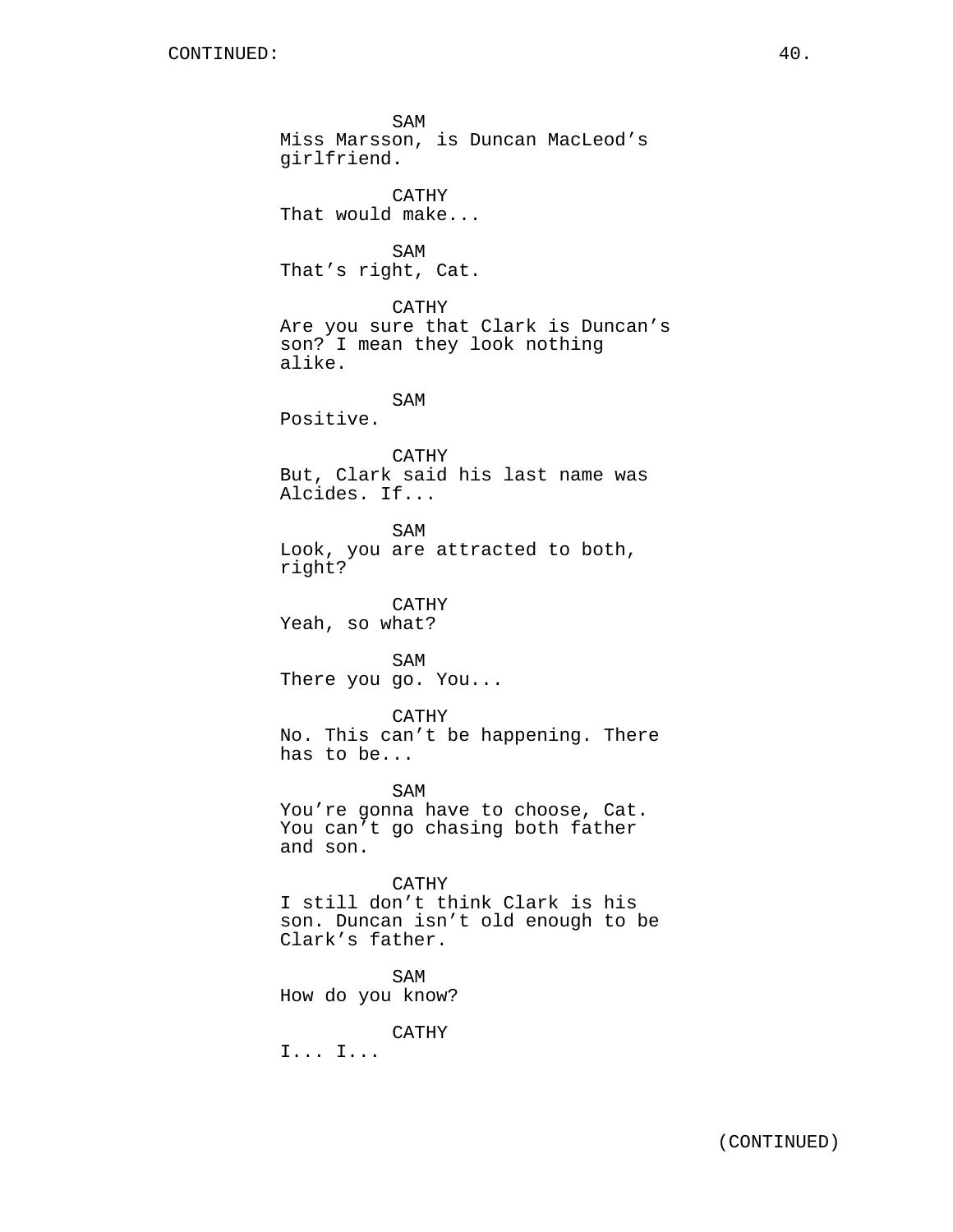CONTINUED:

SAM
Miss Marsson, is Duncan MacLeod’s girlfriend.

CATHY
That would make...

SAM
That’s right, Cat.

CATHY
Are you sure that Clark is Duncan’s son? I mean they look nothing alike.

SAM
Positive.

CATHY
But, Clark said his last name was Alcides. If...

SAM
Look, you are attracted to both, right?

CATHY
Yeah, so what?

SAM
There you go. You...

CATHY
No. This can’t be happening. There has to be...

SAM
You’re gonna have to choose, Cat. You can’t go chasing both father and son.

CATHY
I still don’t think Clark is his son. Duncan isn’t old enough to be Clark’s father.

SAM
How do you know?

CATHY
I... I...

(CONTINUED)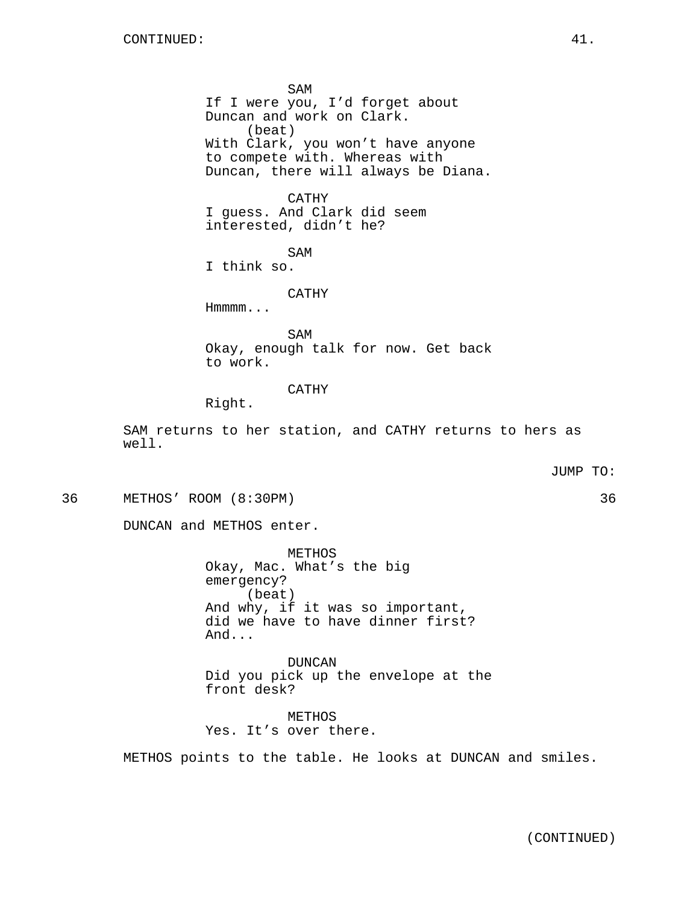CONTINUED:

SAM
If I were you, I'd forget about Duncan and work on Clark.
(beat)
With Clark, you won't have anyone to compete with. Whereas with Duncan, there will always be Diana.

CATHY
I guess. And Clark did seem interested, didn't he?

SAM
I think so.

CATHY
Hmmmm...

SAM
Okay, enough talk for now. Get back to work.

CATHY
Right.

SAM returns to her station, and CATHY returns to hers as well.

JUMP TO:

36 METHOS' ROOM (8:30PM) 36

DUNCAN and METHOS enter.

METHOS
Okay, Mac. What's the big emergency?
(beat)
And why, if it was so important, did we have to have dinner first? And...

DUNCAN
Did you pick up the envelope at the front desk?

METHOS
Yes. It's over there.

METHOS points to the table. He looks at DUNCAN and smiles.

(CONTINUED)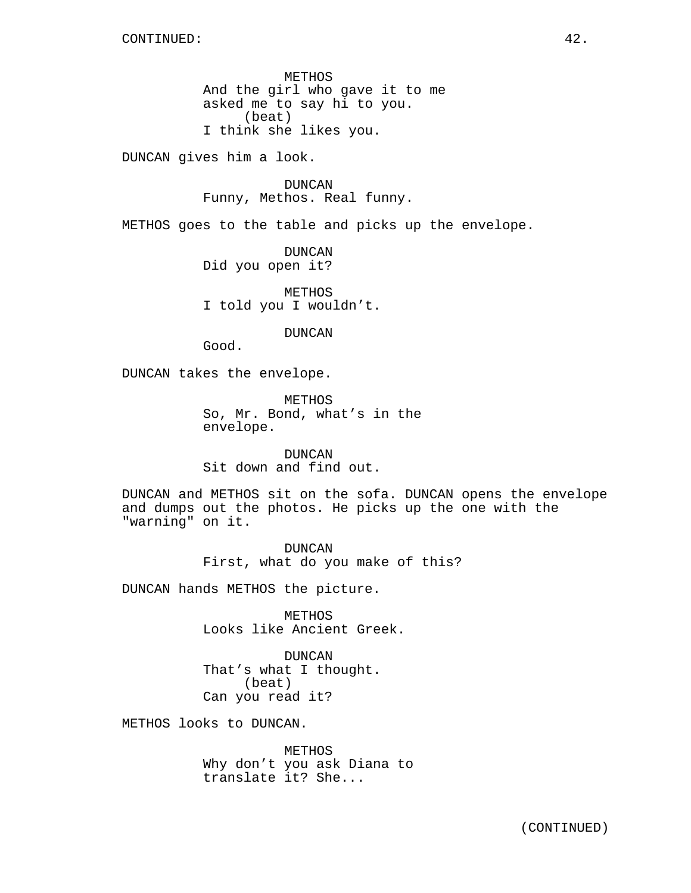CONTINUED:

METHOS
And the girl who gave it to me
asked me to say hi to you.
(beat)
I think she likes you.

DUNCAN gives him a look.

DUNCAN
Funny, Methos. Real funny.

METHOS goes to the table and picks up the envelope.

DUNCAN
Did you open it?

METHOS
I told you I wouldn’t.

DUNCAN
Good.

DUNCAN takes the envelope.

METHOS
So, Mr. Bond, what’s in the
envelope.

DUNCAN
Sit down and find out.

DUNCAN and METHOS sit on the sofa. DUNCAN opens the envelope and dumps out the photos. He picks up the one with the "warning" on it.

DUNCAN
First, what do you make of this?

DUNCAN hands METHOS the picture.

METHOS
Looks like Ancient Greek.

DUNCAN
That’s what I thought.
(beat)
Can you read it?

METHOS looks to DUNCAN.

METHOS
Why don’t you ask Diana to
translate it? She...

(CONTINUED)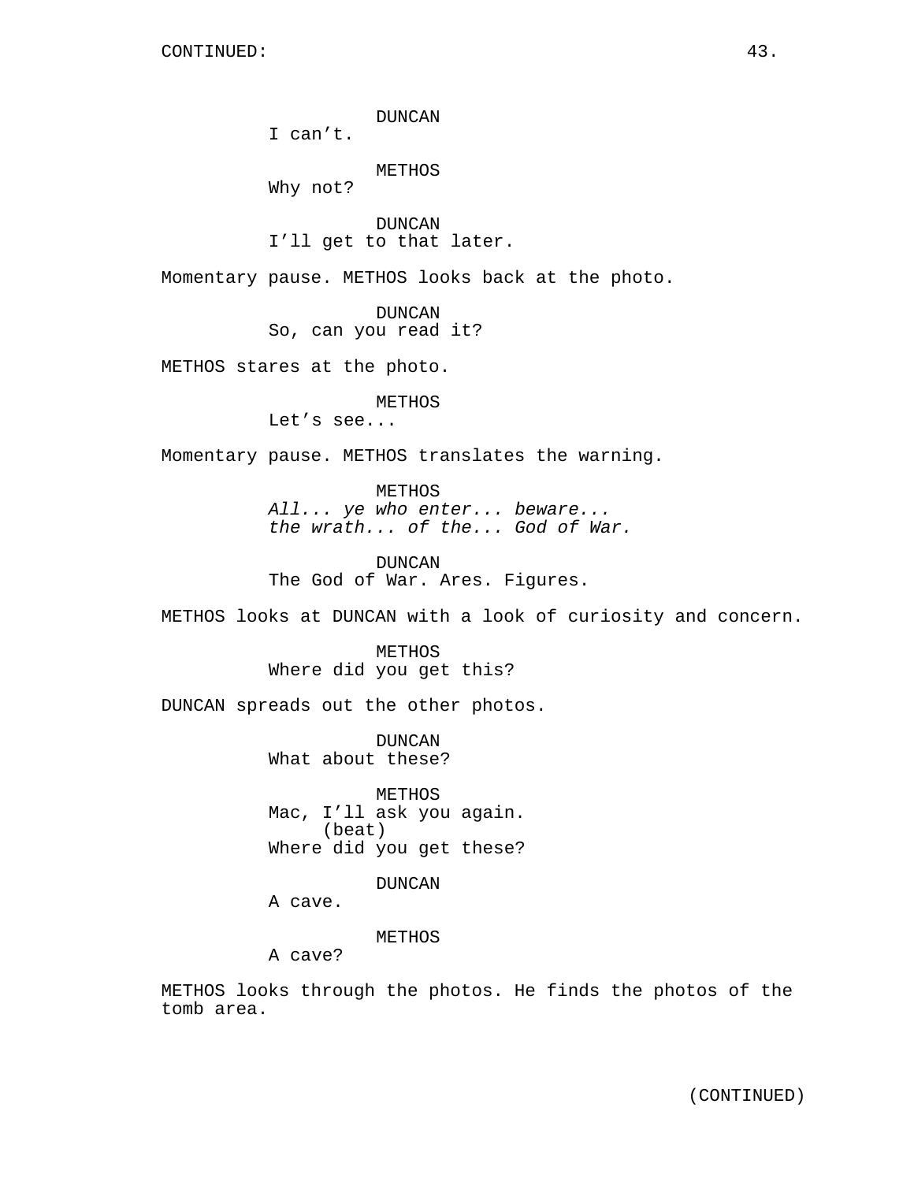DUNCAN
I can't.

METHOS
Why not?

DUNCAN
I'll get to that later.

Momentary pause. METHOS looks back at the photo.

DUNCAN
So, can you read it?

METHOS stares at the photo.

METHOS
Let's see...

Momentary pause. METHOS translates the warning.

METHOS
*All... ye who enter... beware...*
*the wrath... of the... God of War.*

DUNCAN
The God of War. Ares. Figures.

METHOS looks at DUNCAN with a look of curiosity and concern.

METHOS
Where did you get this?

DUNCAN spreads out the other photos.

DUNCAN
What about these?

METHOS
Mac, I'll ask you again.
(beat)
Where did you get these?

DUNCAN
A cave.

METHOS
A cave?

METHOS looks through the photos. He finds the photos of the tomb area.

(CONTINUED)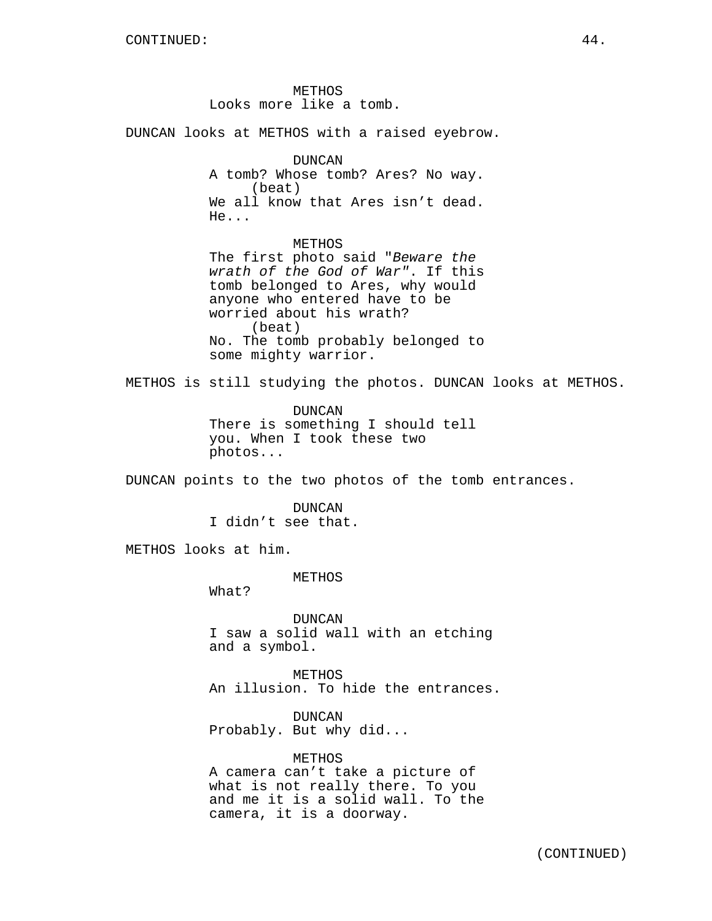CONTINUED:

METHOS
Looks more like a tomb.

DUNCAN looks at METHOS with a raised eyebrow.

DUNCAN
A tomb? Whose tomb? Ares? No way.
(beat)
We all know that Ares isn't dead.
He...

METHOS
The first photo said "*Beware the wrath of the God of War*". If this tomb belonged to Ares, why would anyone who entered have to be worried about his wrath?
(beat)
No. The tomb probably belonged to some mighty warrior.

METHOS is still studying the photos. DUNCAN looks at METHOS.

DUNCAN
There is something I should tell you. When I took these two photos...

DUNCAN points to the two photos of the tomb entrances.

DUNCAN
I didn't see that.

METHOS looks at him.

METHOS
What?

DUNCAN
I saw a solid wall with an etching and a symbol.

METHOS
An illusion. To hide the entrances.

DUNCAN
Probably. But why did...

METHOS
A camera can't take a picture of what is not really there. To you and me it is a solid wall. To the camera, it is a doorway.

(CONTINUED)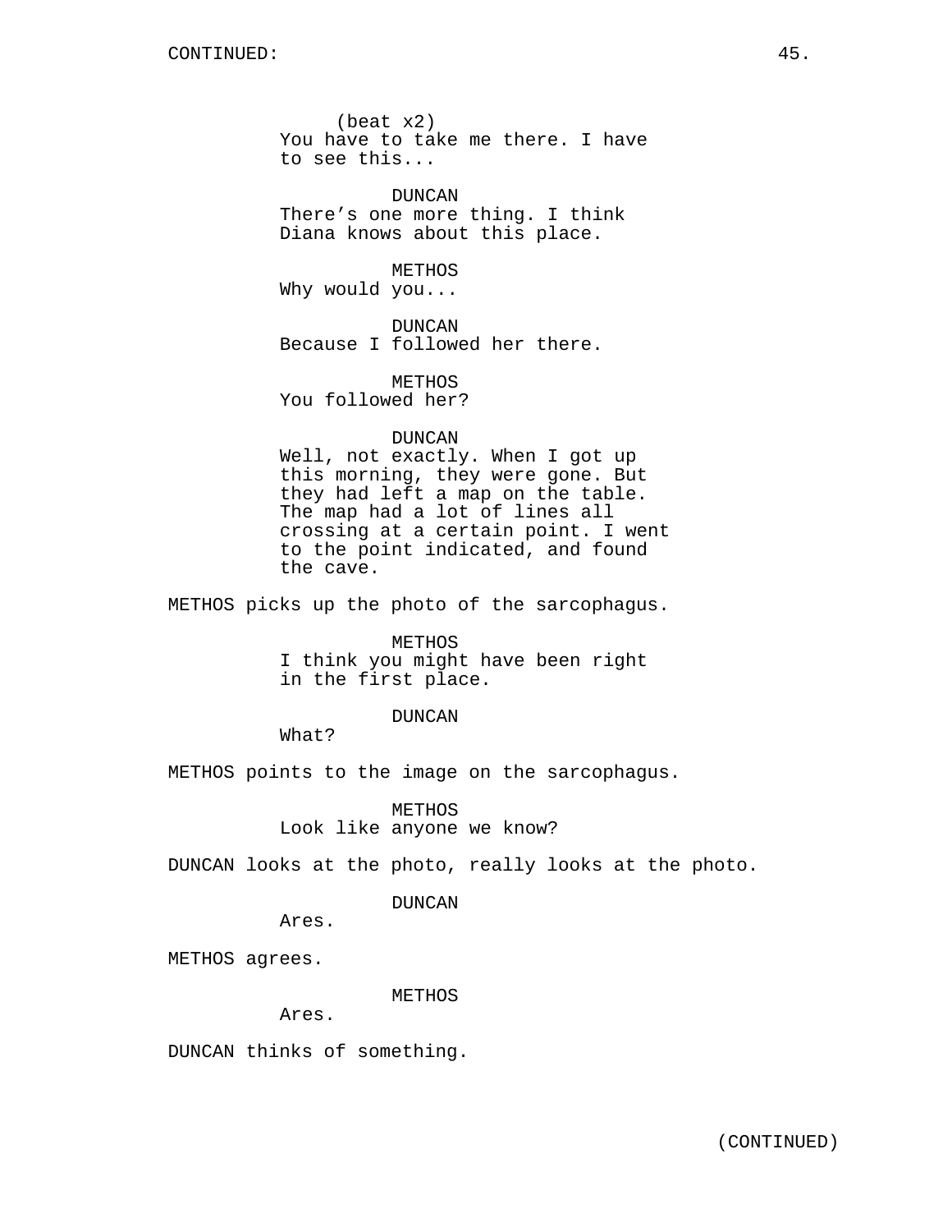(beat x2)
You have to take me there. I have to see this...

DUNCAN
There's one more thing. I think Diana knows about this place.

METHOS
Why would you...

DUNCAN
Because I followed her there.

METHOS
You followed her?

DUNCAN
Well, not exactly. When I got up this morning, they were gone. But they had left a map on the table. The map had a lot of lines all crossing at a certain point. I went to the point indicated, and found the cave.

METHOS picks up the photo of the sarcophagus.

METHOS
I think you might have been right in the first place.

DUNCAN
What?

METHOS points to the image on the sarcophagus.

METHOS
Look like anyone we know?

DUNCAN looks at the photo, really looks at the photo.

DUNCAN
Ares.

METHOS agrees.

METHOS
Ares.

DUNCAN thinks of something.

(CONTINUED)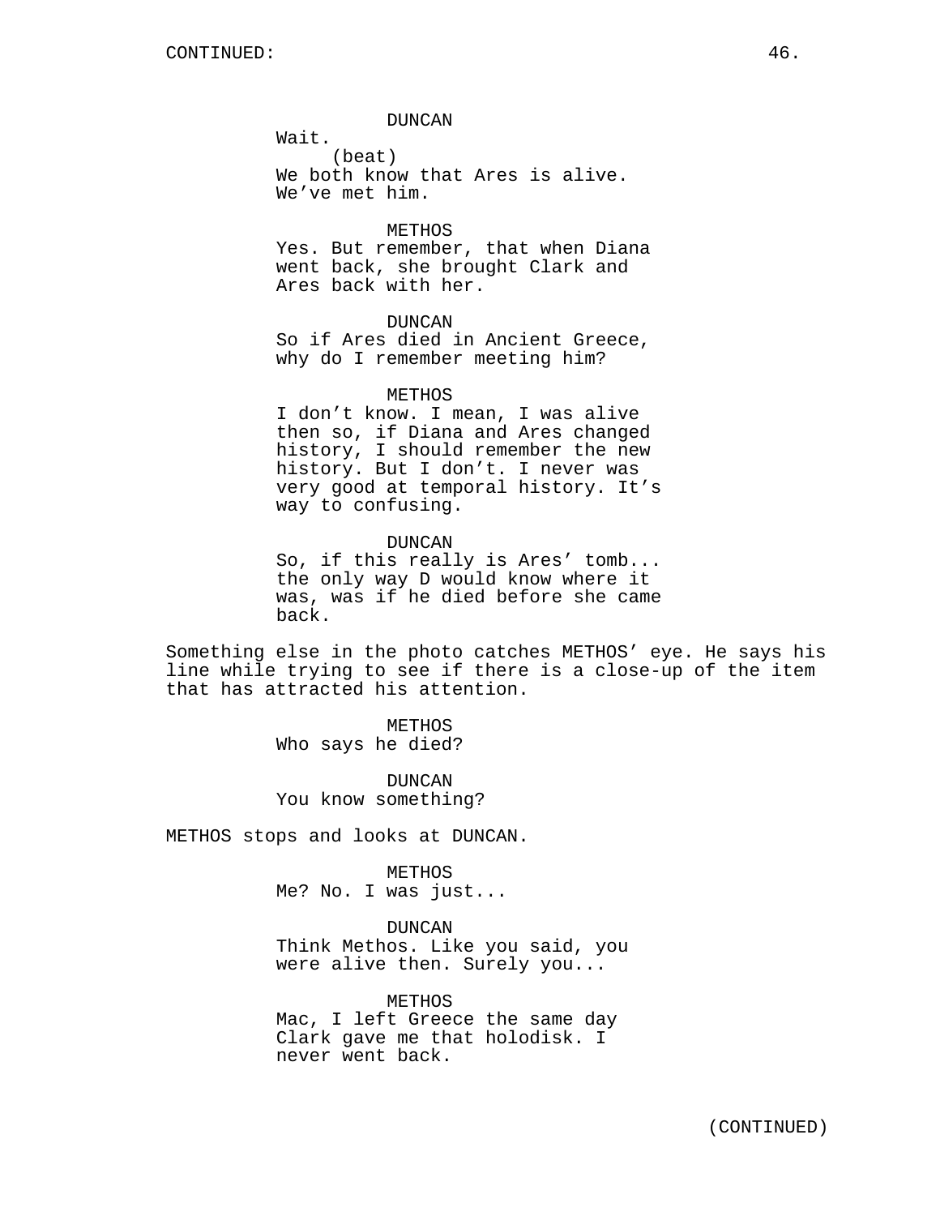CONTINUED:

DUNCAN
Wait.
(beat)
We both know that Ares is alive. We've met him.

METHOS
Yes. But remember, that when Diana went back, she brought Clark and Ares back with her.

DUNCAN
So if Ares died in Ancient Greece, why do I remember meeting him?

METHOS
I don't know. I mean, I was alive then so, if Diana and Ares changed history, I should remember the new history. But I don't. I never was very good at temporal history. It's way to confusing.

DUNCAN
So, if this really is Ares' tomb... the only way D would know where it was, was if he died before she came back.

Something else in the photo catches METHOS' eye. He says his line while trying to see if there is a close-up of the item that has attracted his attention.

METHOS
Who says he died?

DUNCAN
You know something?

METHOS stops and looks at DUNCAN.

METHOS
Me? No. I was just...

DUNCAN
Think Methos. Like you said, you were alive then. Surely you...

METHOS
Mac, I left Greece the same day Clark gave me that holodisk. I never went back.

(CONTINUED)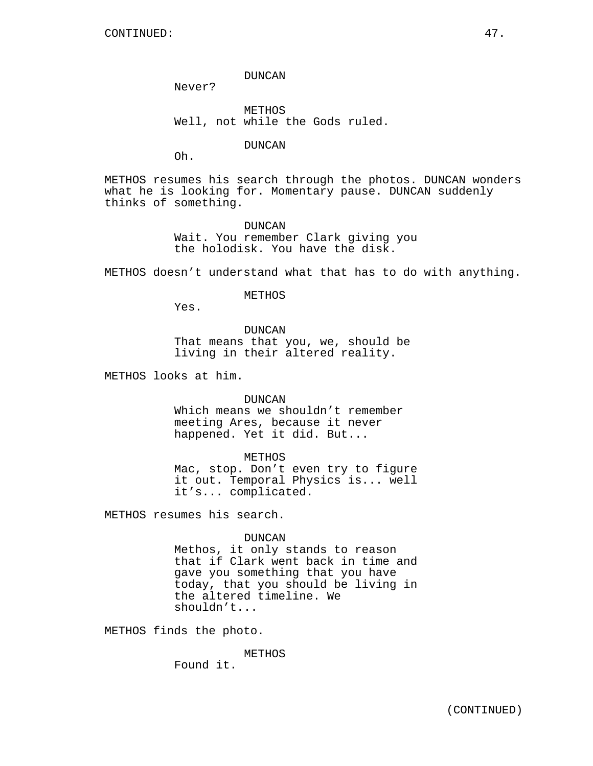DUNCAN
Never?

METHOS
Well, not while the Gods ruled.

DUNCAN
Oh.

METHOS resumes his search through the photos. DUNCAN wonders what he is looking for. Momentary pause. DUNCAN suddenly thinks of something.

DUNCAN
Wait. You remember Clark giving you the holodisk. You have the disk.

METHOS doesn't understand what that has to do with anything.

METHOS
Yes.

DUNCAN
That means that you, we, should be living in their altered reality.

METHOS looks at him.

DUNCAN
Which means we shouldn't remember meeting Ares, because it never happened. Yet it did. But...

METHOS
Mac, stop. Don't even try to figure it out. Temporal Physics is... well it's... complicated.

METHOS resumes his search.

DUNCAN
Methos, it only stands to reason that if Clark went back in time and gave you something that you have today, that you should be living in the altered timeline. We shouldn't...

METHOS finds the photo.

METHOS
Found it.

(CONTINUED)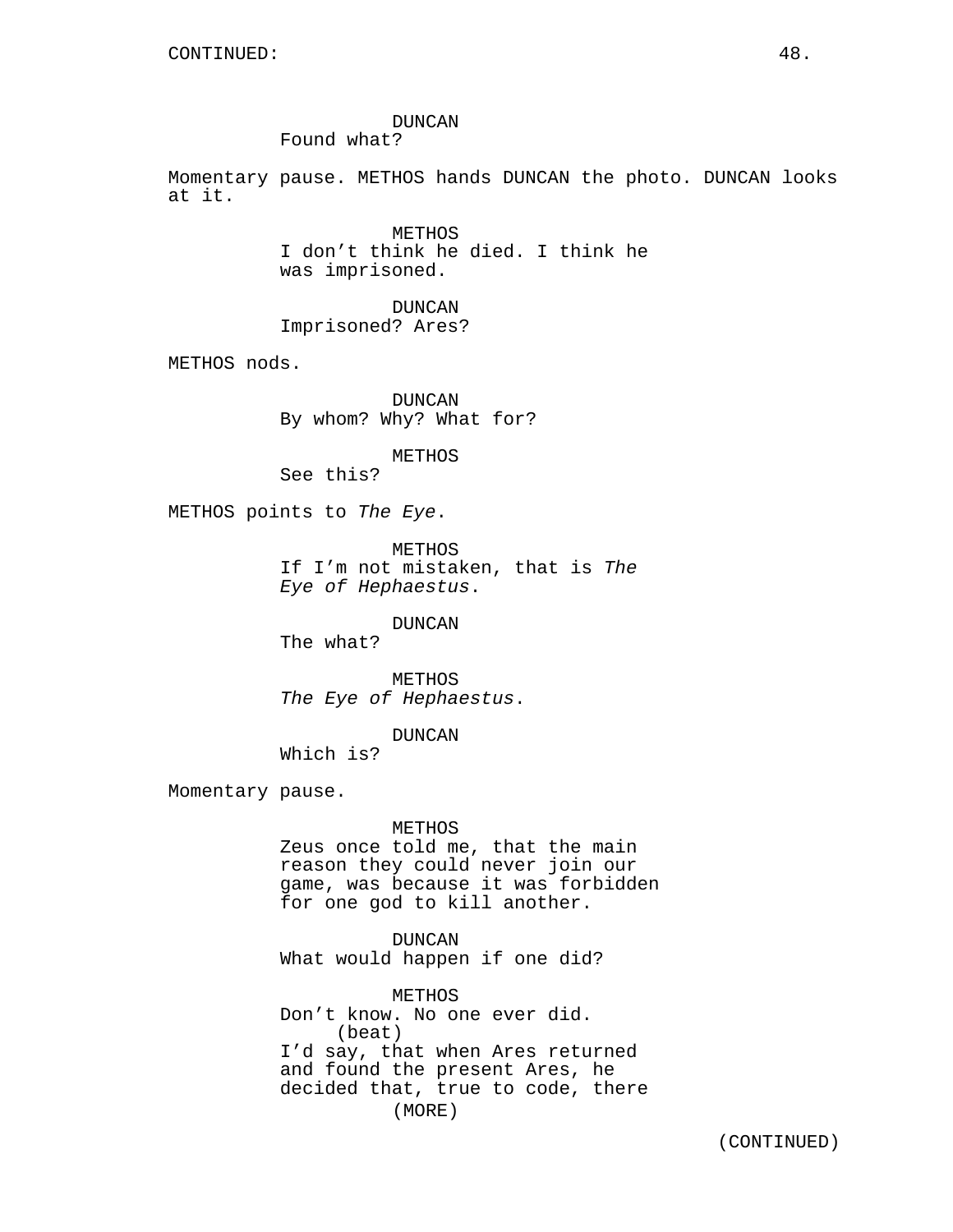DUNCAN
Found what?

Momentary pause. METHOS hands DUNCAN the photo. DUNCAN looks at it.

METHOS
I don't think he died. I think he was imprisoned.

DUNCAN
Imprisoned? Ares?

METHOS nods.

DUNCAN
By whom? Why? What for?

METHOS
See this?

METHOS points to *The Eye*.

METHOS
If I'm not mistaken, that is *The Eye of Hephaestus*.

DUNCAN
The what?

METHOS
*The Eye of Hephaestus*.

DUNCAN
Which is?

Momentary pause.

METHOS
Zeus once told me, that the main reason they could never join our game, was because it was forbidden for one god to kill another.

DUNCAN
What would happen if one did?

METHOS
Don't know. No one ever did.
(beat)
I'd say, that when Ares returned and found the present Ares, he decided that, true to code, there
(MORE)

(CONTINUED)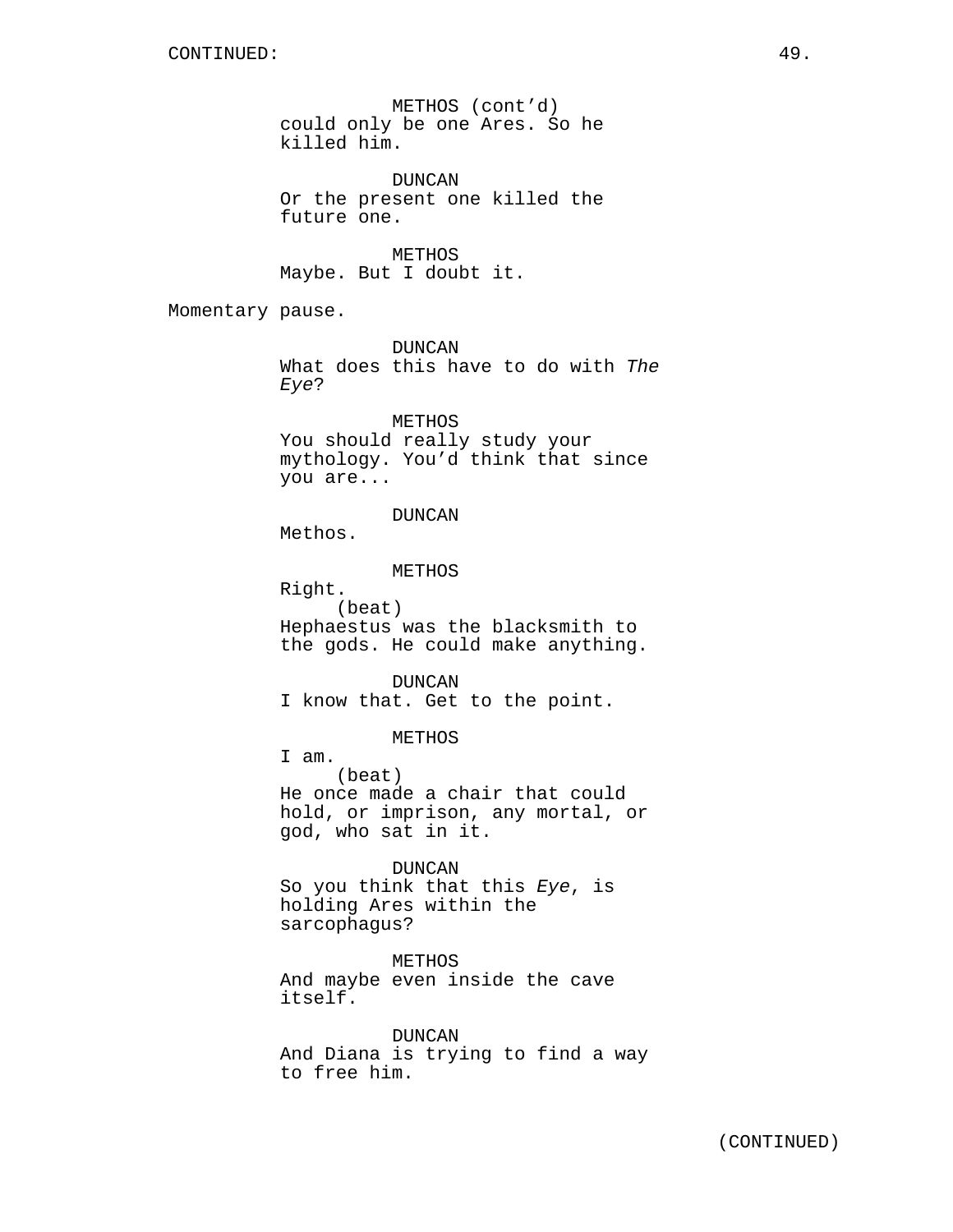METHOS (cont'd)
could only be one Ares. So he killed him.

DUNCAN
Or the present one killed the future one.

METHOS
Maybe. But I doubt it.

Momentary pause.

DUNCAN
What does this have to do with *The Eye*?

METHOS
You should really study your mythology. You'd think that since you are...

DUNCAN
Methos.

METHOS
Right.
(beat)
Hephaestus was the blacksmith to the gods. He could make anything.

DUNCAN
I know that. Get to the point.

METHOS
I am.
(beat)
He once made a chair that could hold, or imprison, any mortal, or god, who sat in it.

DUNCAN
So you think that this *Eye*, is holding Ares within the sarcophagus?

METHOS
And maybe even inside the cave itself.

DUNCAN
And Diana is trying to find a way to free him.

(CONTINUED)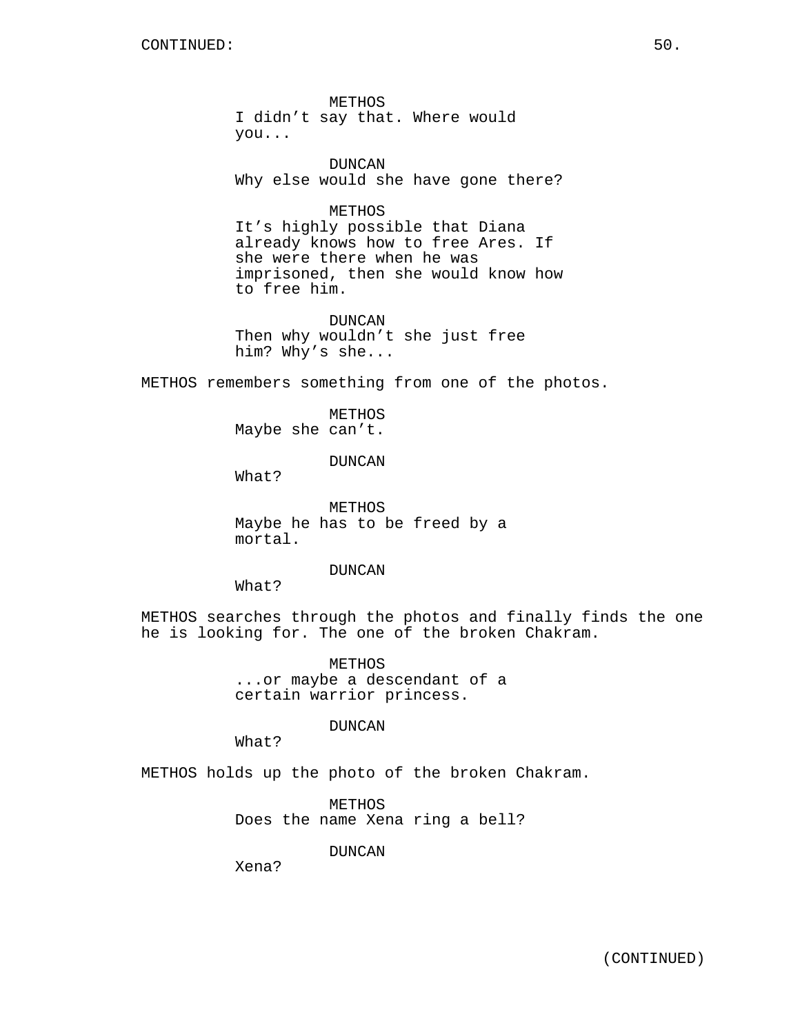METHOS
I didn’t say that. Where would you...

DUNCAN
Why else would she have gone there?

METHOS
It’s highly possible that Diana already knows how to free Ares. If she were there when he was imprisoned, then she would know how to free him.

DUNCAN
Then why wouldn’t she just free him? Why’s she...

METHOS remembers something from one of the photos.

METHOS
Maybe she can’t.

DUNCAN
What?

METHOS
Maybe he has to be freed by a mortal.

DUNCAN
What?

METHOS searches through the photos and finally finds the one he is looking for. The one of the broken Chakram.

METHOS
...or maybe a descendant of a certain warrior princess.

DUNCAN
What?

METHOS holds up the photo of the broken Chakram.

METHOS
Does the name Xena ring a bell?

DUNCAN
Xena?

(CONTINUED)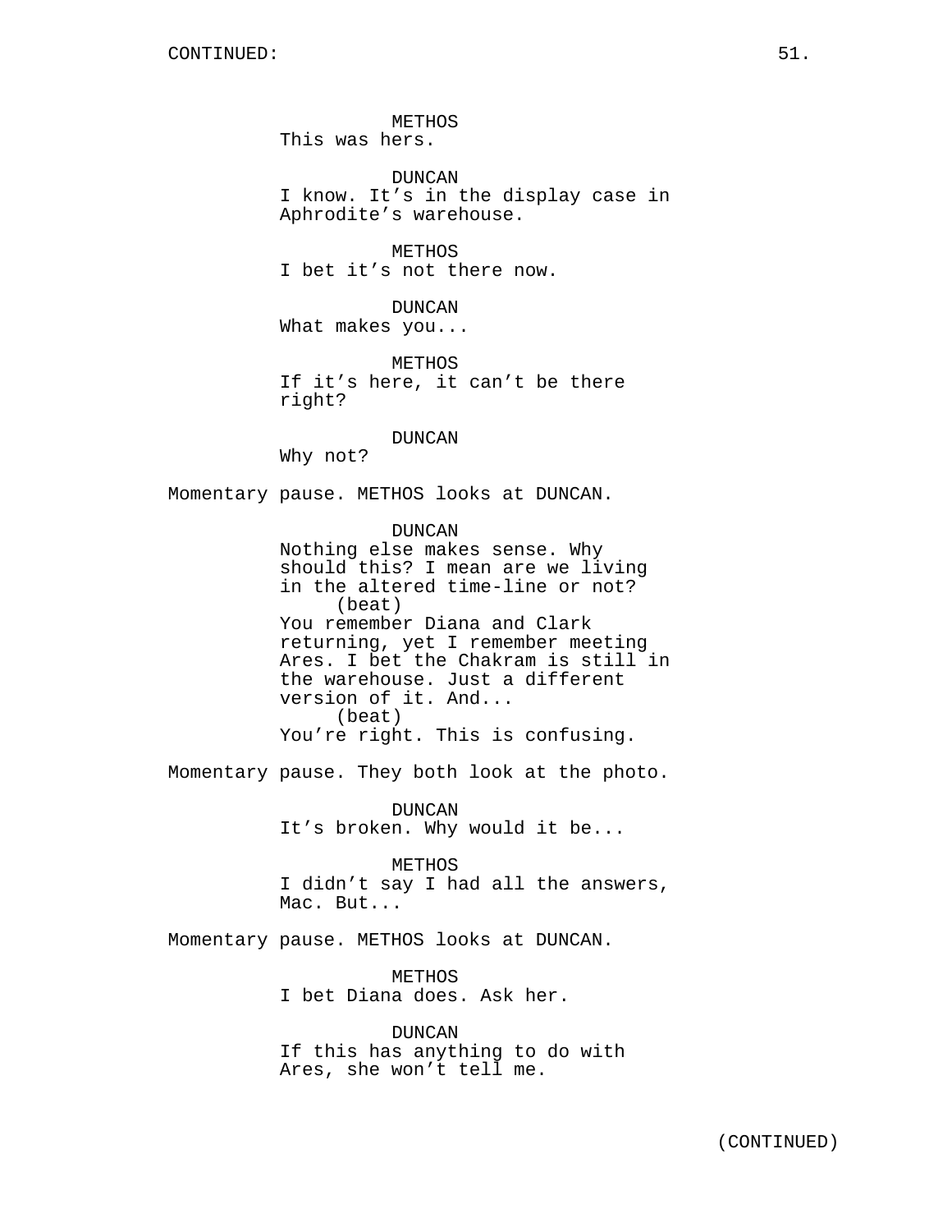METHOS
This was hers.

DUNCAN
I know. It's in the display case in Aphrodite's warehouse.

METHOS
I bet it's not there now.

DUNCAN
What makes you...

METHOS
If it's here, it can't be there right?

DUNCAN
Why not?

Momentary pause. METHOS looks at DUNCAN.

DUNCAN
Nothing else makes sense. Why should this? I mean are we living in the altered time-line or not?
(beat)
You remember Diana and Clark returning, yet I remember meeting Ares. I bet the Chakram is still in the warehouse. Just a different version of it. And...
(beat)
You're right. This is confusing.

Momentary pause. They both look at the photo.

DUNCAN
It's broken. Why would it be...

METHOS
I didn't say I had all the answers, Mac. But...

Momentary pause. METHOS looks at DUNCAN.

METHOS
I bet Diana does. Ask her.

DUNCAN
If this has anything to do with Ares, she won't tell me.

(CONTINUED)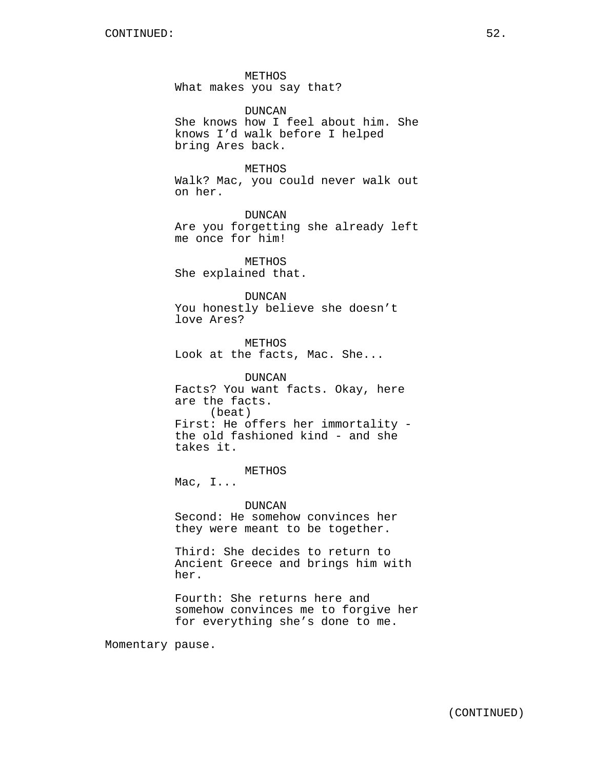CONTINUED:

METHOS
What makes you say that?

DUNCAN
She knows how I feel about him. She knows I'd walk before I helped bring Ares back.

METHOS
Walk? Mac, you could never walk out on her.

DUNCAN
Are you forgetting she already left me once for him!

METHOS
She explained that.

DUNCAN
You honestly believe she doesn't love Ares?

METHOS
Look at the facts, Mac. She...

DUNCAN
Facts? You want facts. Okay, here are the facts.
(beat)
First: He offers her immortality - the old fashioned kind - and she takes it.

METHOS
Mac, I...

DUNCAN
Second: He somehow convinces her they were meant to be together.

Third: She decides to return to Ancient Greece and brings him with her.

Fourth: She returns here and somehow convinces me to forgive her for everything she's done to me.

Momentary pause.

(CONTINUED)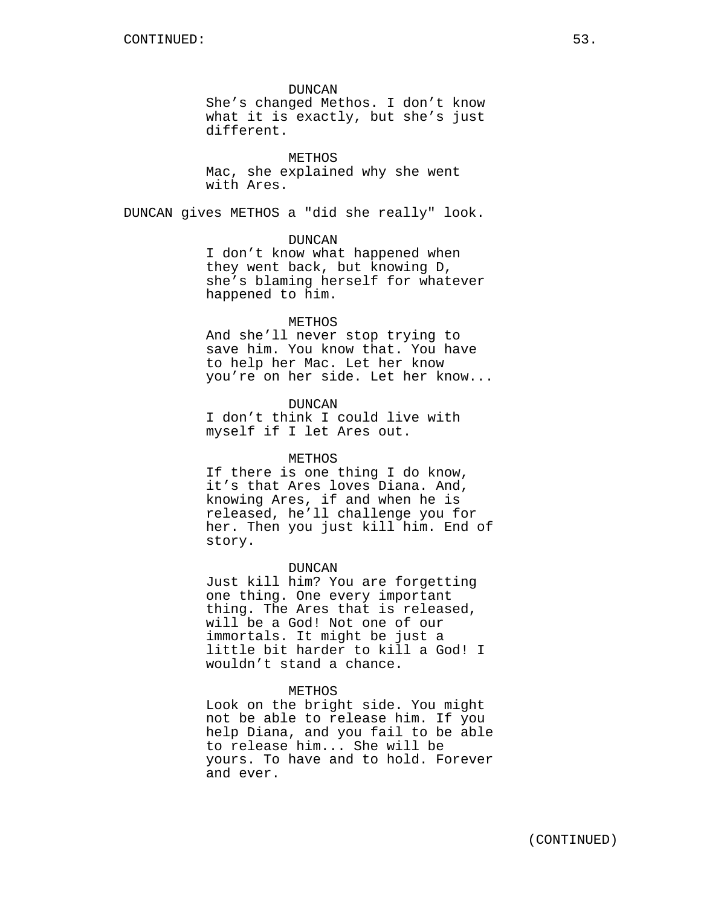CONTINUED:

DUNCAN
She's changed Methos. I don't know what it is exactly, but she's just different.

METHOS
Mac, she explained why she went with Ares.

DUNCAN gives METHOS a "did she really" look.

DUNCAN
I don't know what happened when they went back, but knowing D, she's blaming herself for whatever happened to him.

METHOS
And she'll never stop trying to save him. You know that. You have to help her Mac. Let her know you're on her side. Let her know...

DUNCAN
I don't think I could live with myself if I let Ares out.

METHOS
If there is one thing I do know, it's that Ares loves Diana. And, knowing Ares, if and when he is released, he'll challenge you for her. Then you just kill him. End of story.

DUNCAN
Just kill him? You are forgetting one thing. One every important thing. The Ares that is released, will be a God! Not one of our immortals. It might be just a little bit harder to kill a God! I wouldn't stand a chance.

METHOS
Look on the bright side. You might not be able to release him. If you help Diana, and you fail to be able to release him... She will be yours. To have and to hold. Forever and ever.

(CONTINUED)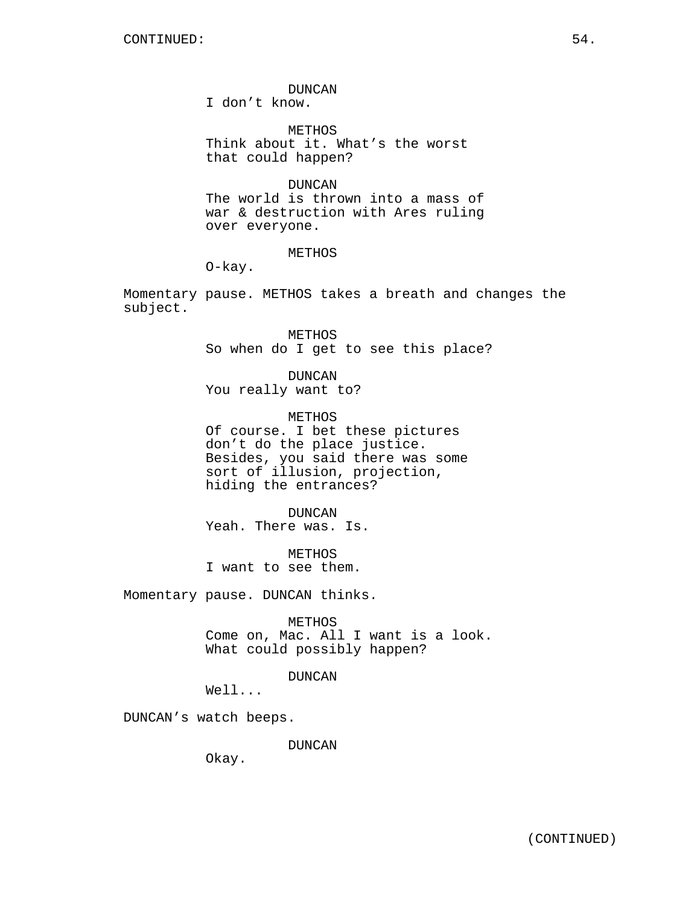DUNCAN
I don't know.

METHOS
Think about it. What's the worst that could happen?

DUNCAN
The world is thrown into a mass of war & destruction with Ares ruling over everyone.

METHOS
O-kay.

Momentary pause. METHOS takes a breath and changes the subject.

METHOS
So when do I get to see this place?

DUNCAN
You really want to?

METHOS
Of course. I bet these pictures don't do the place justice. Besides, you said there was some sort of illusion, projection, hiding the entrances?

DUNCAN
Yeah. There was. Is.

METHOS
I want to see them.

Momentary pause. DUNCAN thinks.

METHOS
Come on, Mac. All I want is a look. What could possibly happen?

DUNCAN
Well...

DUNCAN's watch beeps.

DUNCAN
Okay.

(CONTINUED)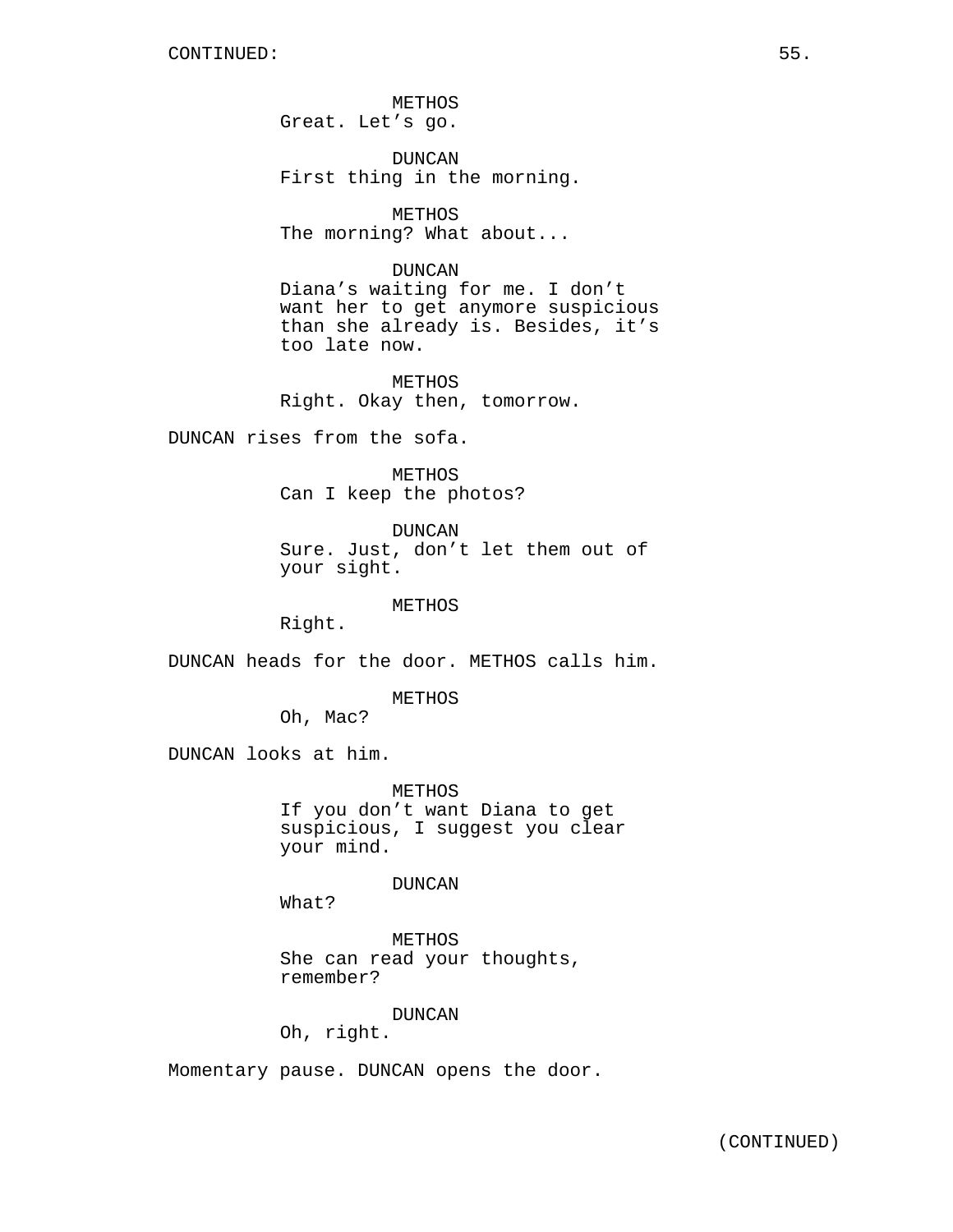CONTINUED:

METHOS
Great. Let's go.

DUNCAN
First thing in the morning.

METHOS
The morning? What about...

DUNCAN
Diana's waiting for me. I don't want her to get anymore suspicious than she already is. Besides, it's too late now.

METHOS
Right. Okay then, tomorrow.

DUNCAN rises from the sofa.

METHOS
Can I keep the photos?

DUNCAN
Sure. Just, don't let them out of your sight.

METHOS
Right.

DUNCAN heads for the door. METHOS calls him.

METHOS
Oh, Mac?

DUNCAN looks at him.

METHOS
If you don't want Diana to get suspicious, I suggest you clear your mind.

DUNCAN
What?

METHOS
She can read your thoughts, remember?

DUNCAN
Oh, right.

Momentary pause. DUNCAN opens the door.

(CONTINUED)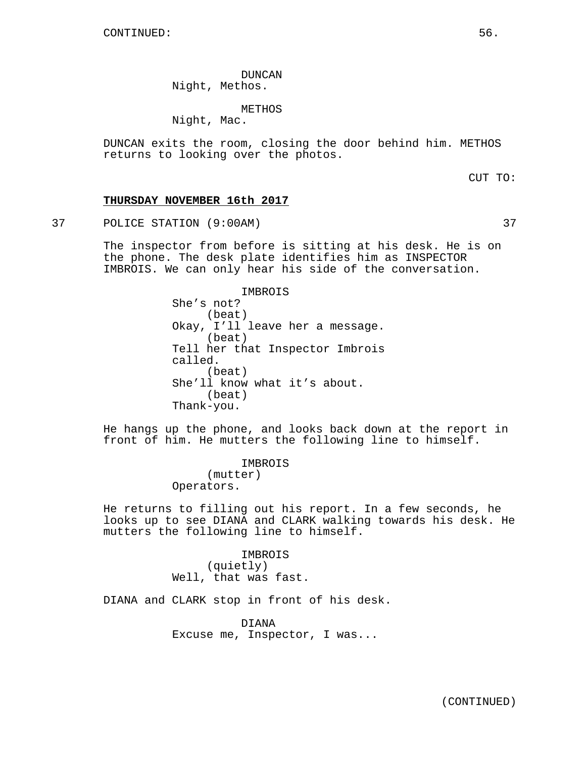DUNCAN
Night, Methos.

METHOS
Night, Mac.

DUNCAN exits the room, closing the door behind him. METHOS returns to looking over the photos.

CUT TO:

**THURSDAY NOVEMBER 16th 2017**

37 POLICE STATION (9:00AM) 37

The inspector from before is sitting at his desk. He is on the phone. The desk plate identifies him as INSPECTOR IMBROIS. We can only hear his side of the conversation.

IMBROIS
She's not?
(beat)
Okay, I'll leave her a message.
(beat)
Tell her that Inspector Imbrois called.
(beat)
She'll know what it's about.
(beat)
Thank-you.

He hangs up the phone, and looks back down at the report in front of him. He mutters the following line to himself.

IMBROIS
(mutter)
Operators.

He returns to filling out his report. In a few seconds, he looks up to see DIANA and CLARK walking towards his desk. He mutters the following line to himself.

IMBROIS
(quietly)
Well, that was fast.

DIANA and CLARK stop in front of his desk.

DIANA
Excuse me, Inspector, I was...

(CONTINUED)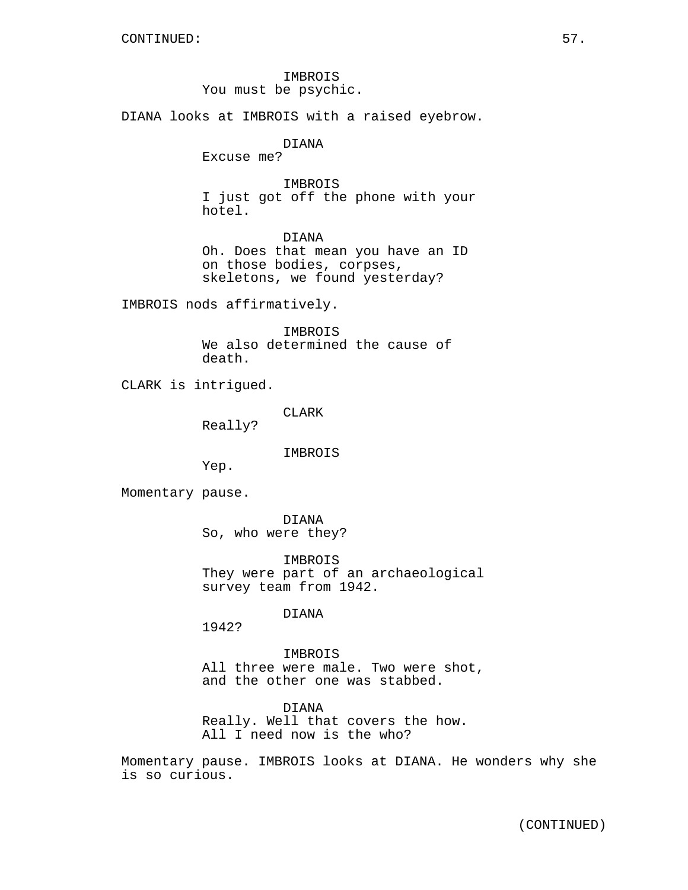CONTINUED:

IMBROIS
You must be psychic.

DIANA looks at IMBROIS with a raised eyebrow.

DIANA
Excuse me?

IMBROIS
I just got off the phone with your hotel.

DIANA
Oh. Does that mean you have an ID on those bodies, corpses, skeletons, we found yesterday?

IMBROIS nods affirmatively.

IMBROIS
We also determined the cause of death.

CLARK is intrigued.

CLARK
Really?

IMBROIS
Yep.

Momentary pause.

DIANA
So, who were they?

IMBROIS
They were part of an archaeological survey team from 1942.

DIANA
1942?

IMBROIS
All three were male. Two were shot, and the other one was stabbed.

DIANA
Really. Well that covers the how. All I need now is the who?

Momentary pause. IMBROIS looks at DIANA. He wonders why she is so curious.

(CONTINUED)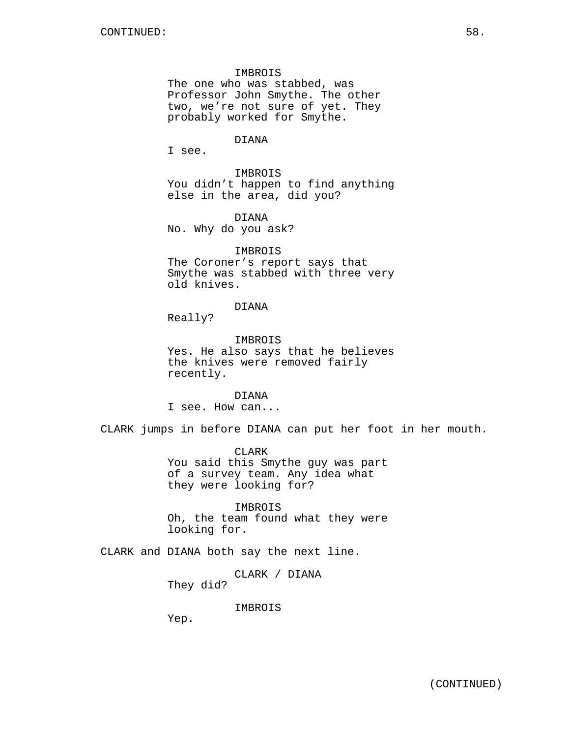CONTINUED:

IMBROIS
The one who was stabbed, was Professor John Smythe. The other two, we're not sure of yet. They probably worked for Smythe.

DIANA
I see.

IMBROIS
You didn't happen to find anything else in the area, did you?

DIANA
No. Why do you ask?

IMBROIS
The Coroner's report says that Smythe was stabbed with three very old knives.

DIANA
Really?

IMBROIS
Yes. He also says that he believes the knives were removed fairly recently.

DIANA
I see. How can...

CLARK jumps in before DIANA can put her foot in her mouth.

CLARK
You said this Smythe guy was part of a survey team. Any idea what they were looking for?

IMBROIS
Oh, the team found what they were looking for.

CLARK and DIANA both say the next line.

CLARK / DIANA
They did?

IMBROIS
Yep.

(CONTINUED)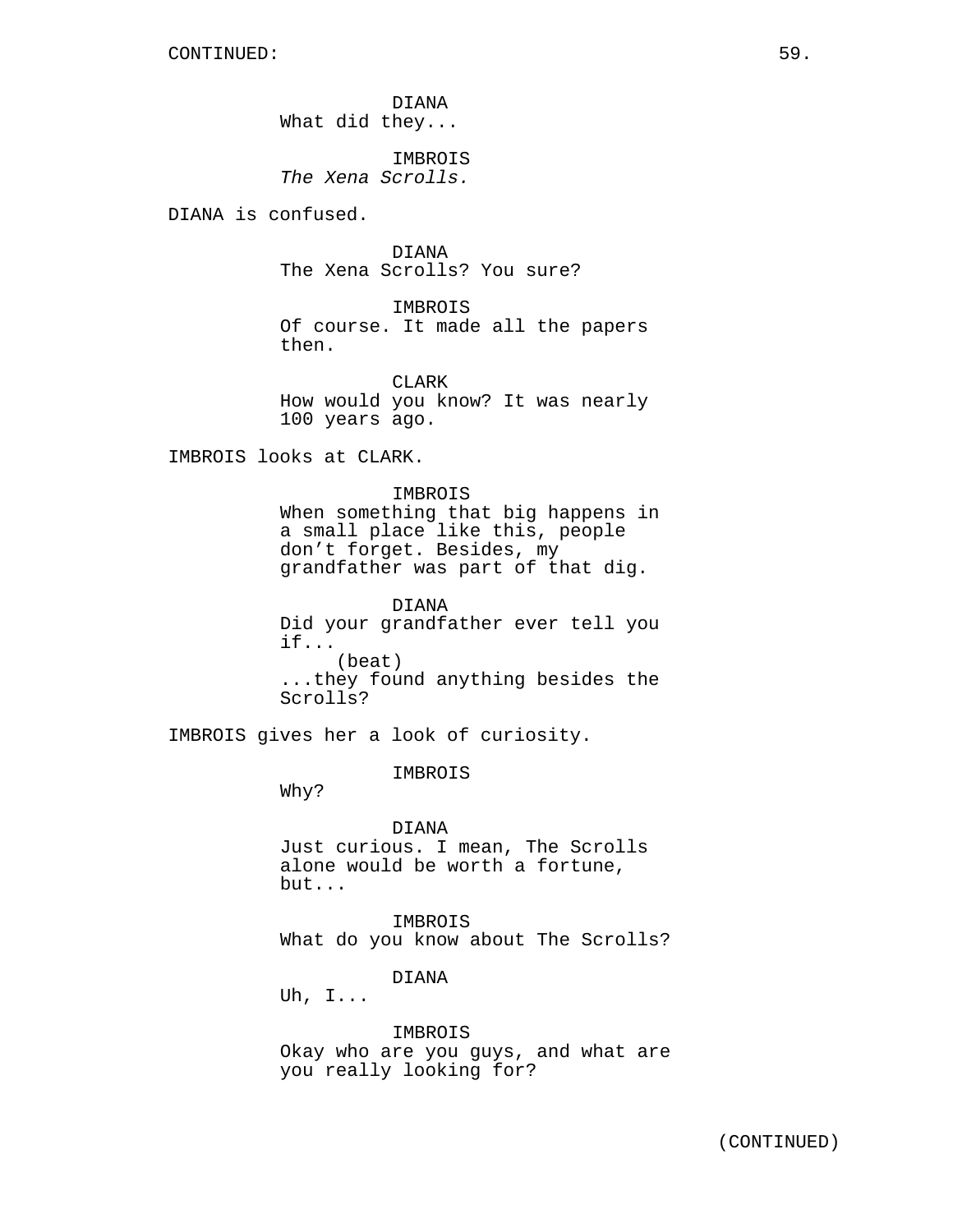CONTINUED:

DIANA
What did they...

IMBROIS
*The Xena Scrolls.*

DIANA is confused.

DIANA
The Xena Scrolls? You sure?

IMBROIS
Of course. It made all the papers then.

CLARK
How would you know? It was nearly 100 years ago.

IMBROIS looks at CLARK.

IMBROIS
When something that big happens in a small place like this, people don't forget. Besides, my grandfather was part of that dig.

DIANA
Did your grandfather ever tell you if...
(beat)
...they found anything besides the Scrolls?

IMBROIS gives her a look of curiosity.

IMBROIS
Why?

DIANA
Just curious. I mean, The Scrolls alone would be worth a fortune, but...

IMBROIS
What do you know about The Scrolls?

DIANA
Uh, I...

IMBROIS
Okay who are you guys, and what are you really looking for?

(CONTINUED)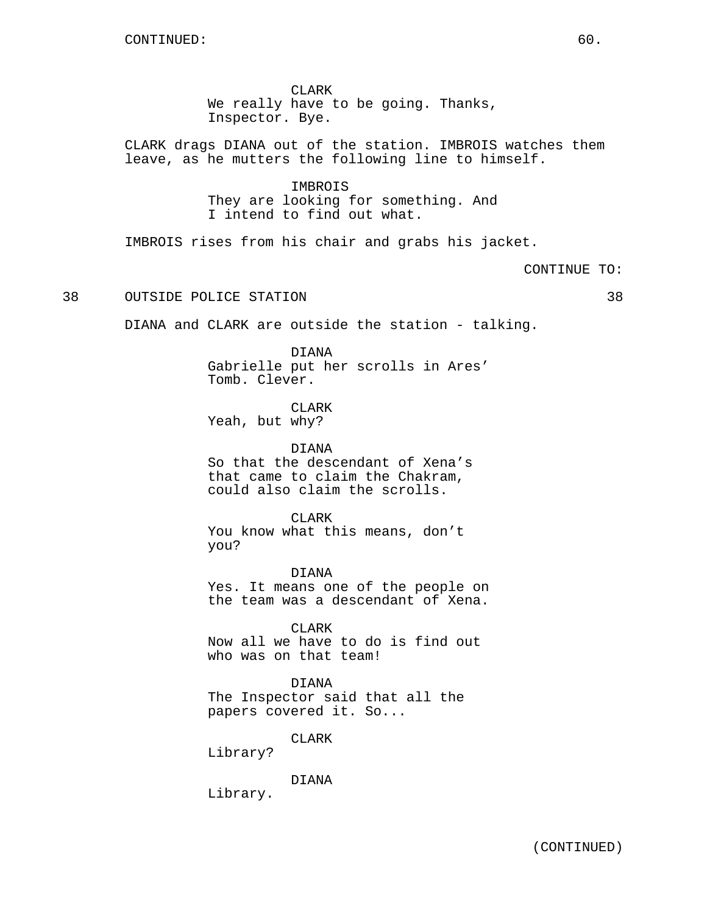CONTINUED:

CLARK
We really have to be going. Thanks, Inspector. Bye.

CLARK drags DIANA out of the station. IMBROIS watches them leave, as he mutters the following line to himself.

IMBROIS
They are looking for something. And I intend to find out what.

IMBROIS rises from his chair and grabs his jacket.

CONTINUE TO:

38 OUTSIDE POLICE STATION 38

DIANA and CLARK are outside the station - talking.

DIANA
Gabrielle put her scrolls in Ares' Tomb. Clever.

CLARK
Yeah, but why?

DIANA
So that the descendant of Xena's that came to claim the Chakram, could also claim the scrolls.

CLARK
You know what this means, don't you?

DIANA
Yes. It means one of the people on the team was a descendant of Xena.

CLARK
Now all we have to do is find out who was on that team!

DIANA
The Inspector said that all the papers covered it. So...

CLARK
Library?

DIANA
Library.

(CONTINUED)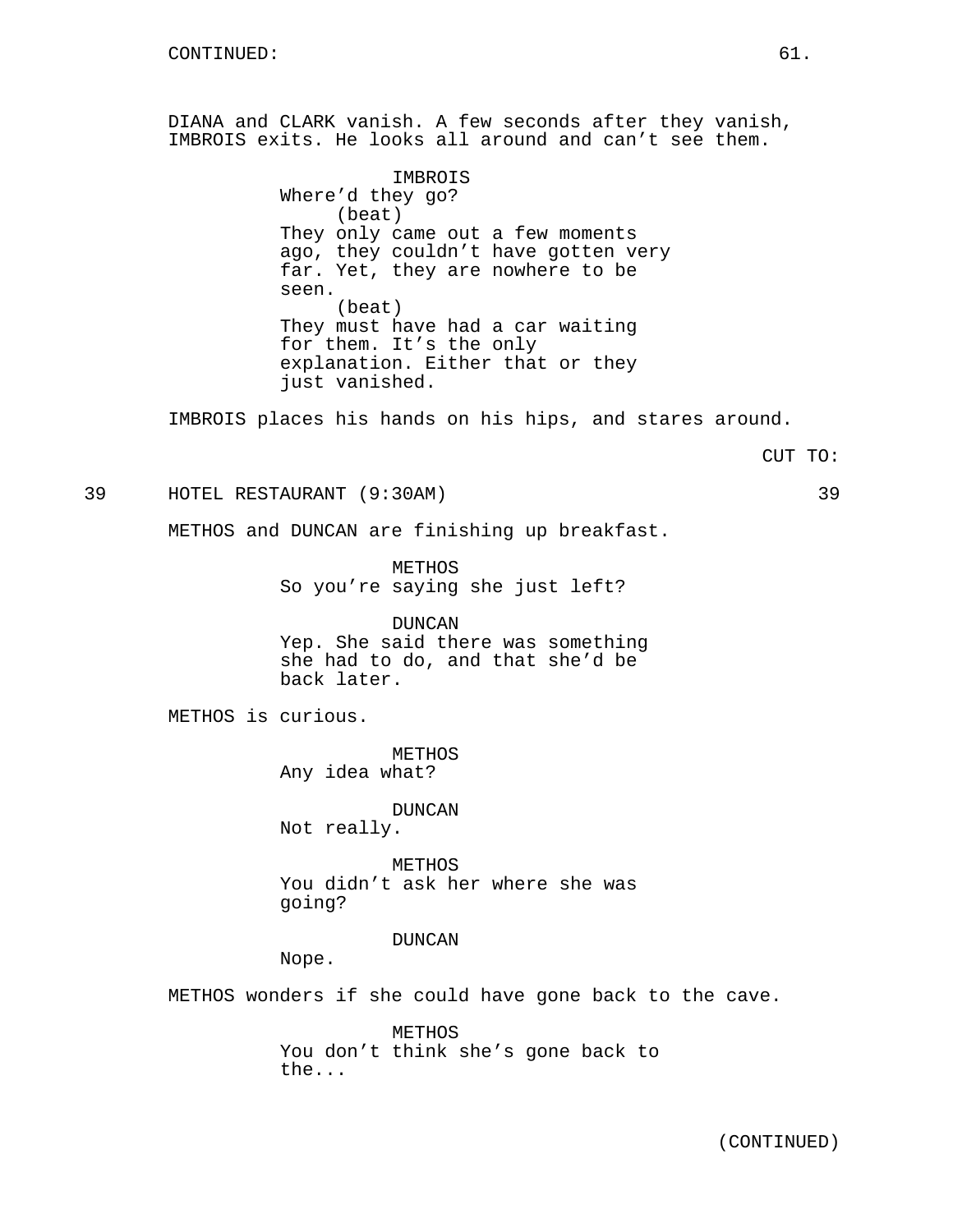DIANA and CLARK vanish. A few seconds after they vanish, IMBROIS exits. He looks all around and can't see them.

IMBROIS
Where'd they go?
(beat)
They only came out a few moments ago, they couldn't have gotten very far. Yet, they are nowhere to be seen.
(beat)
They must have had a car waiting for them. It's the only explanation. Either that or they just vanished.

IMBROIS places his hands on his hips, and stares around.

CUT TO:

39 HOTEL RESTAURANT (9:30AM) 39

METHOS and DUNCAN are finishing up breakfast.

METHOS
So you're saying she just left?

DUNCAN
Yep. She said there was something she had to do, and that she'd be back later.

METHOS is curious.

METHOS
Any idea what?

DUNCAN
Not really.

METHOS
You didn't ask her where she was going?

DUNCAN
Nope.

METHOS wonders if she could have gone back to the cave.

METHOS
You don't think she's gone back to the...

(CONTINUED)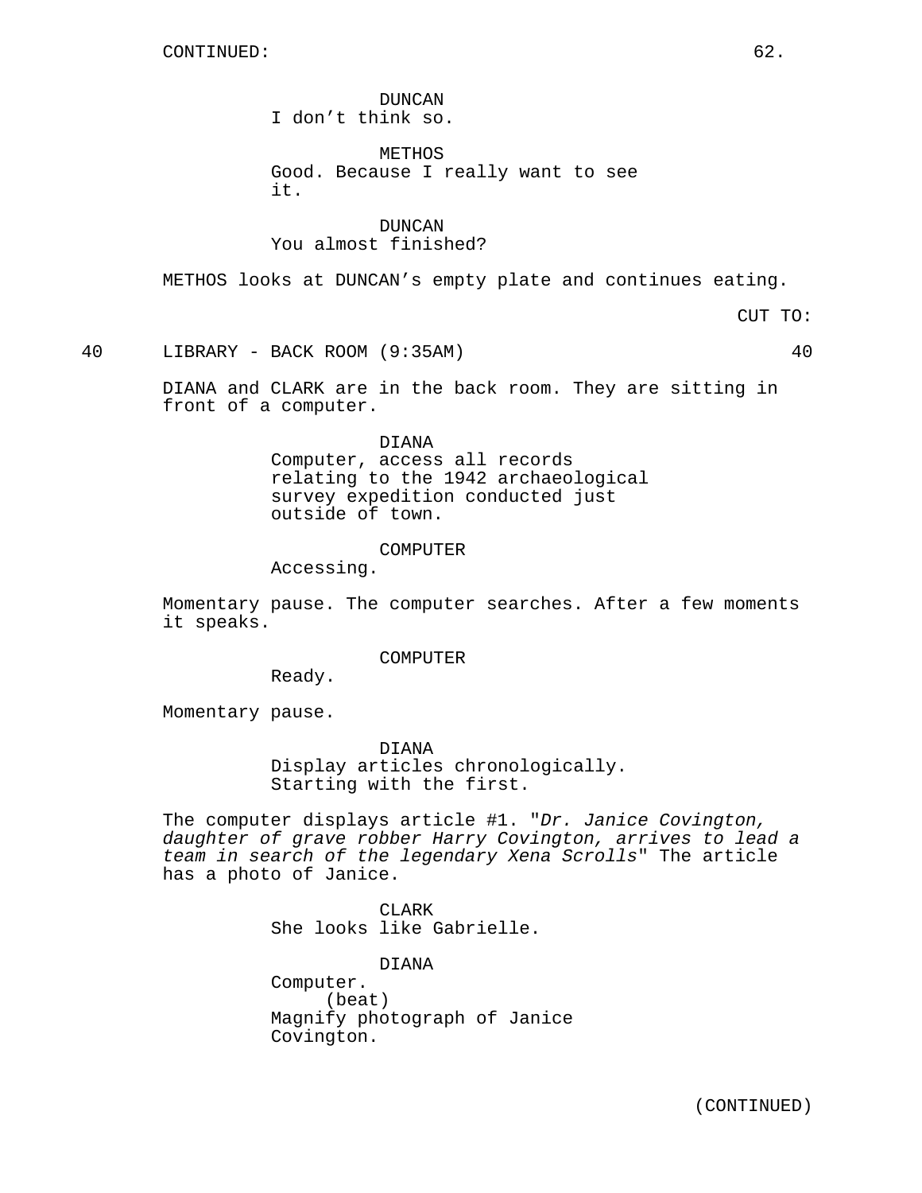CONTINUED:

DUNCAN
I don't think so.

METHOS
Good. Because I really want to see it.

DUNCAN
You almost finished?

METHOS looks at DUNCAN's empty plate and continues eating.

CUT TO:

40 LIBRARY - BACK ROOM (9:35AM) 40

DIANA and CLARK are in the back room. They are sitting in front of a computer.

DIANA
Computer, access all records relating to the 1942 archaeological survey expedition conducted just outside of town.

COMPUTER
Accessing.

Momentary pause. The computer searches. After a few moments it speaks.

COMPUTER
Ready.

Momentary pause.

DIANA
Display articles chronologically. Starting with the first.

The computer displays article #1. "*Dr. Janice Covington, daughter of grave robber Harry Covington, arrives to lead a team in search of the legendary Xena Scrolls*" The article has a photo of Janice.

CLARK
She looks like Gabrielle.

DIANA
Computer.
(beat)
Magnify photograph of Janice Covington.

(CONTINUED)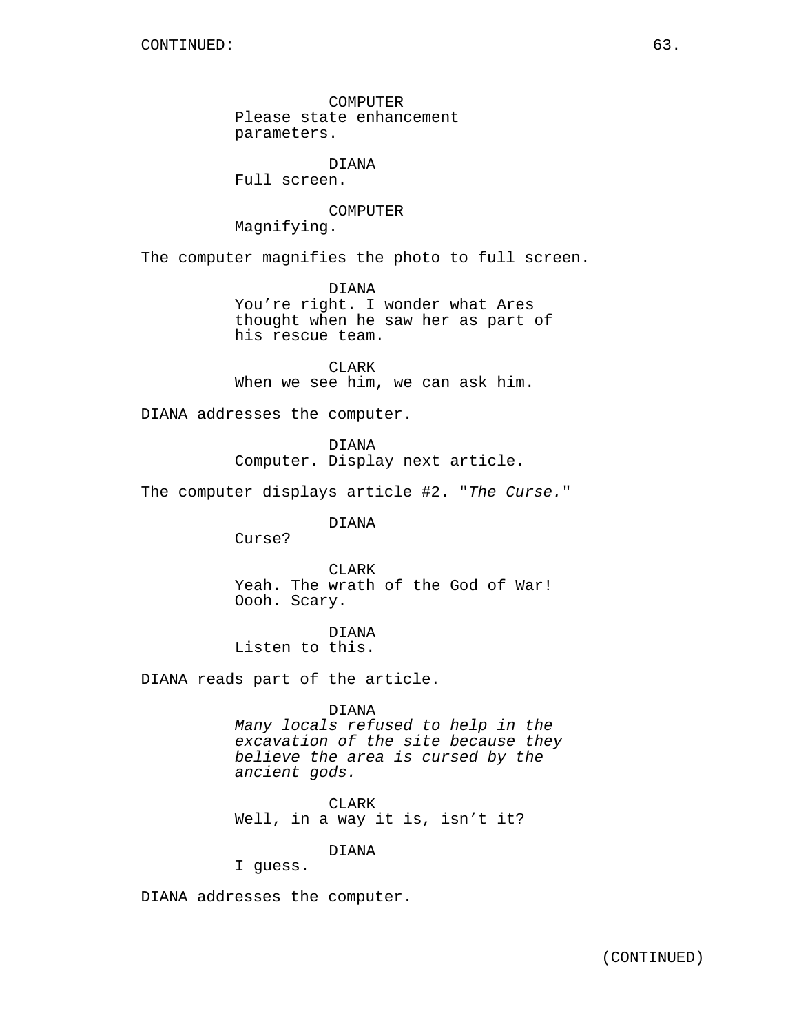COMPUTER
Please state enhancement parameters.

DIANA
Full screen.

COMPUTER
Magnifying.

The computer magnifies the photo to full screen.

DIANA
You’re right. I wonder what Ares thought when he saw her as part of his rescue team.

CLARK
When we see him, we can ask him.

DIANA addresses the computer.

DIANA
Computer. Display next article.

The computer displays article #2. "*The Curse.*"

DIANA
Curse?

CLARK
Yeah. The wrath of the God of War! Oooh. Scary.

DIANA
Listen to this.

DIANA reads part of the article.

DIANA
*Many locals refused to help in the excavation of the site because they believe the area is cursed by the ancient gods.*

CLARK
Well, in a way it is, isn’t it?

DIANA
I guess.

DIANA addresses the computer.

(CONTINUED)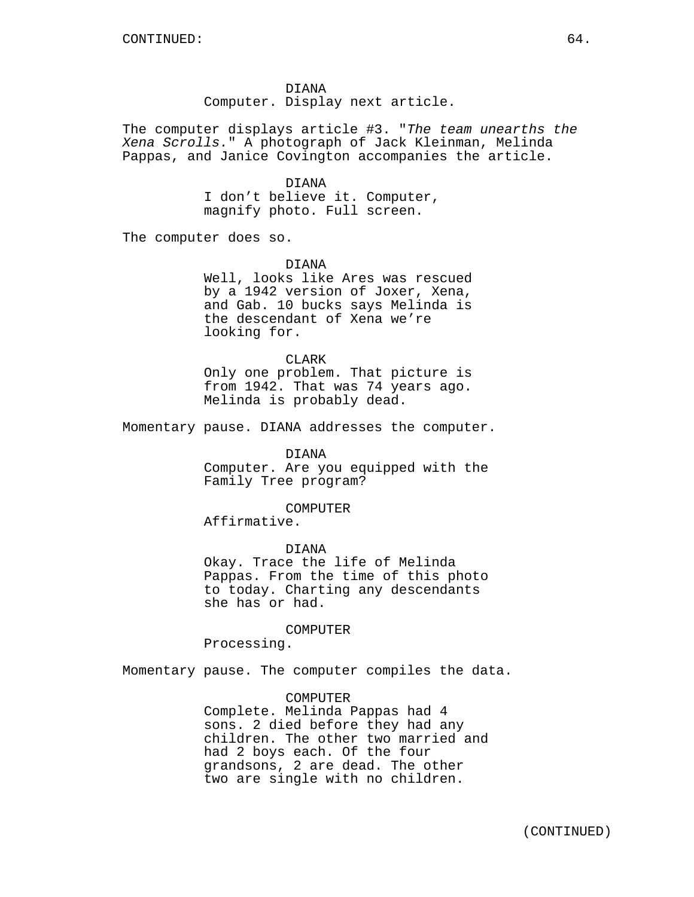CONTINUED:

DIANA
Computer. Display next article.

The computer displays article #3. "*The team unearths the Xena Scrolls.*" A photograph of Jack Kleinman, Melinda Pappas, and Janice Covington accompanies the article.

DIANA
I don't believe it. Computer, magnify photo. Full screen.

The computer does so.

DIANA
Well, looks like Ares was rescued by a 1942 version of Joxer, Xena, and Gab. 10 bucks says Melinda is the descendant of Xena we're looking for.

CLARK
Only one problem. That picture is from 1942. That was 74 years ago. Melinda is probably dead.

Momentary pause. DIANA addresses the computer.

DIANA
Computer. Are you equipped with the Family Tree program?

COMPUTER
Affirmative.

DIANA
Okay. Trace the life of Melinda Pappas. From the time of this photo to today. Charting any descendants she has or had.

COMPUTER
Processing.

Momentary pause. The computer compiles the data.

COMPUTER
Complete. Melinda Pappas had 4 sons. 2 died before they had any children. The other two married and had 2 boys each. Of the four grandsons, 2 are dead. The other two are single with no children.

(CONTINUED)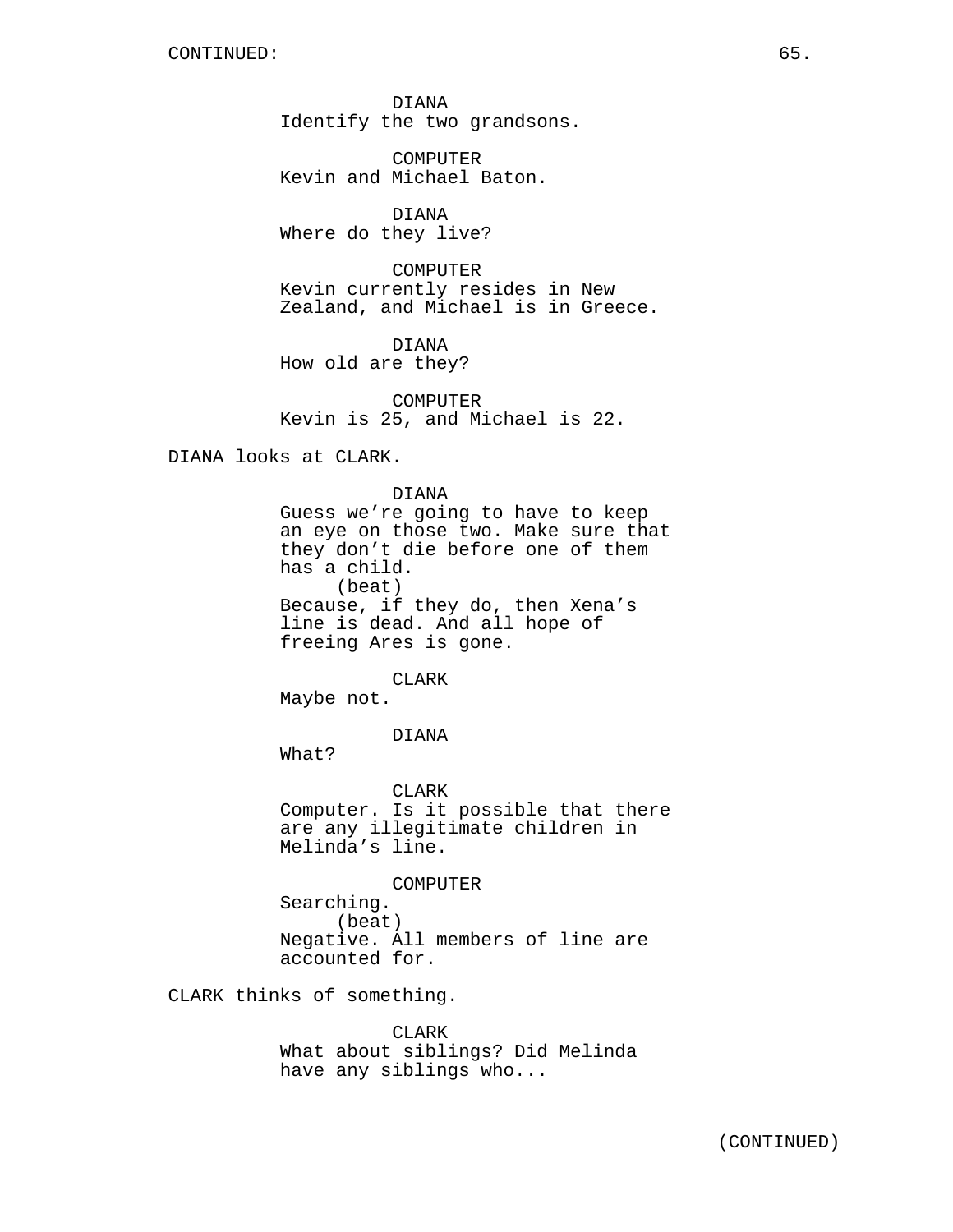CONTINUED:

DIANA
Identify the two grandsons.

COMPUTER
Kevin and Michael Baton.

DIANA
Where do they live?

COMPUTER
Kevin currently resides in New Zealand, and Michael is in Greece.

DIANA
How old are they?

COMPUTER
Kevin is 25, and Michael is 22.

DIANA looks at CLARK.

DIANA
Guess we're going to have to keep an eye on those two. Make sure that they don't die before one of them has a child.
(beat)
Because, if they do, then Xena's line is dead. And all hope of freeing Ares is gone.

CLARK
Maybe not.

DIANA
What?

CLARK
Computer. Is it possible that there are any illegitimate children in Melinda's line.

COMPUTER
Searching.
(beat)
Negative. All members of line are accounted for.

CLARK thinks of something.

CLARK
What about siblings? Did Melinda have any siblings who...

(CONTINUED)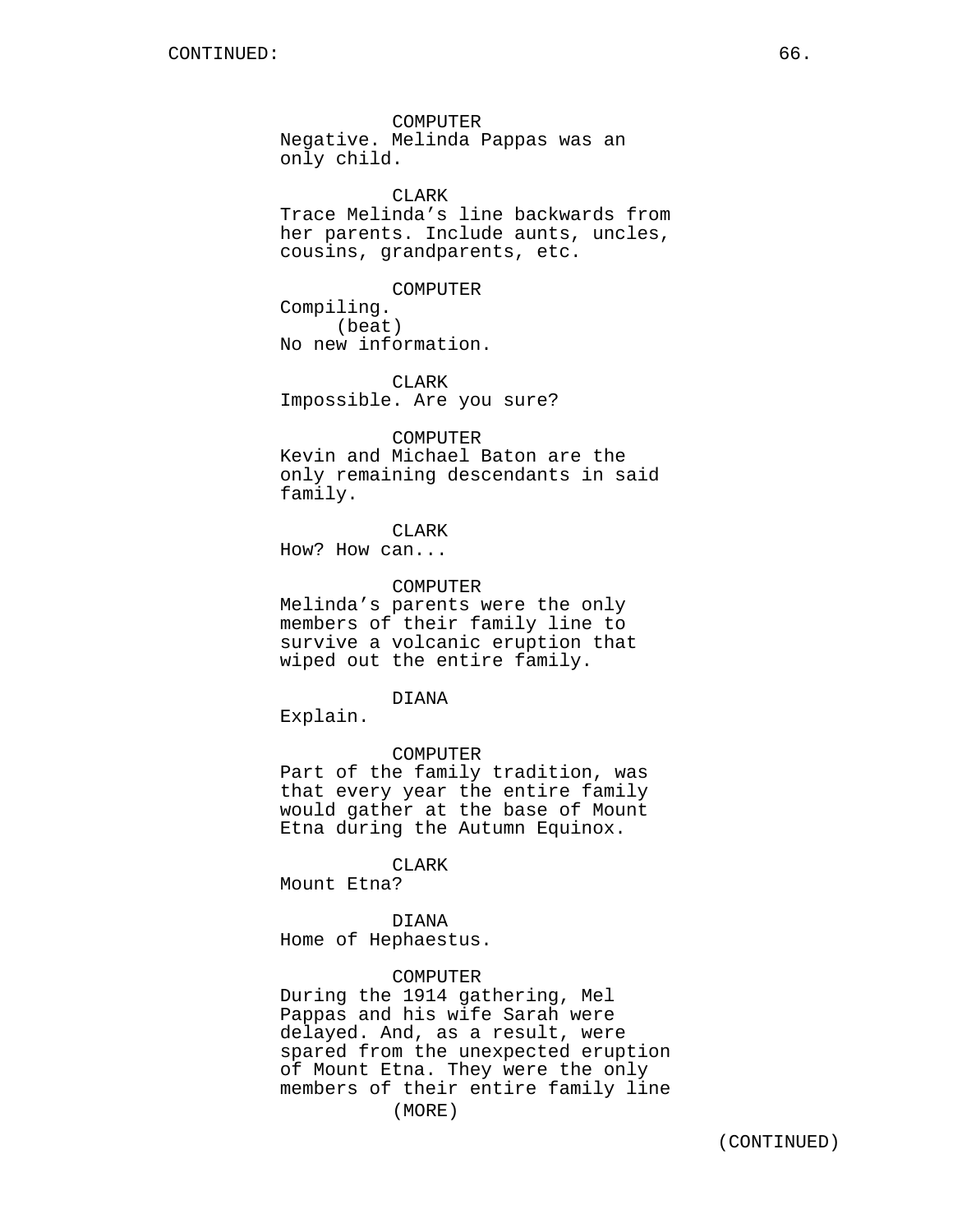COMPUTER
Negative. Melinda Pappas was an only child.

CLARK
Trace Melinda's line backwards from her parents. Include aunts, uncles, cousins, grandparents, etc.

COMPUTER
Compiling.
(beat)
No new information.

CLARK
Impossible. Are you sure?

COMPUTER
Kevin and Michael Baton are the only remaining descendants in said family.

CLARK
How? How can...

COMPUTER
Melinda's parents were the only members of their family line to survive a volcanic eruption that wiped out the entire family.

DIANA
Explain.

COMPUTER
Part of the family tradition, was that every year the entire family would gather at the base of Mount Etna during the Autumn Equinox.

CLARK
Mount Etna?

DIANA
Home of Hephaestus.

COMPUTER
During the 1914 gathering, Mel Pappas and his wife Sarah were delayed. And, as a result, were spared from the unexpected eruption of Mount Etna. They were the only members of their entire family line
(MORE)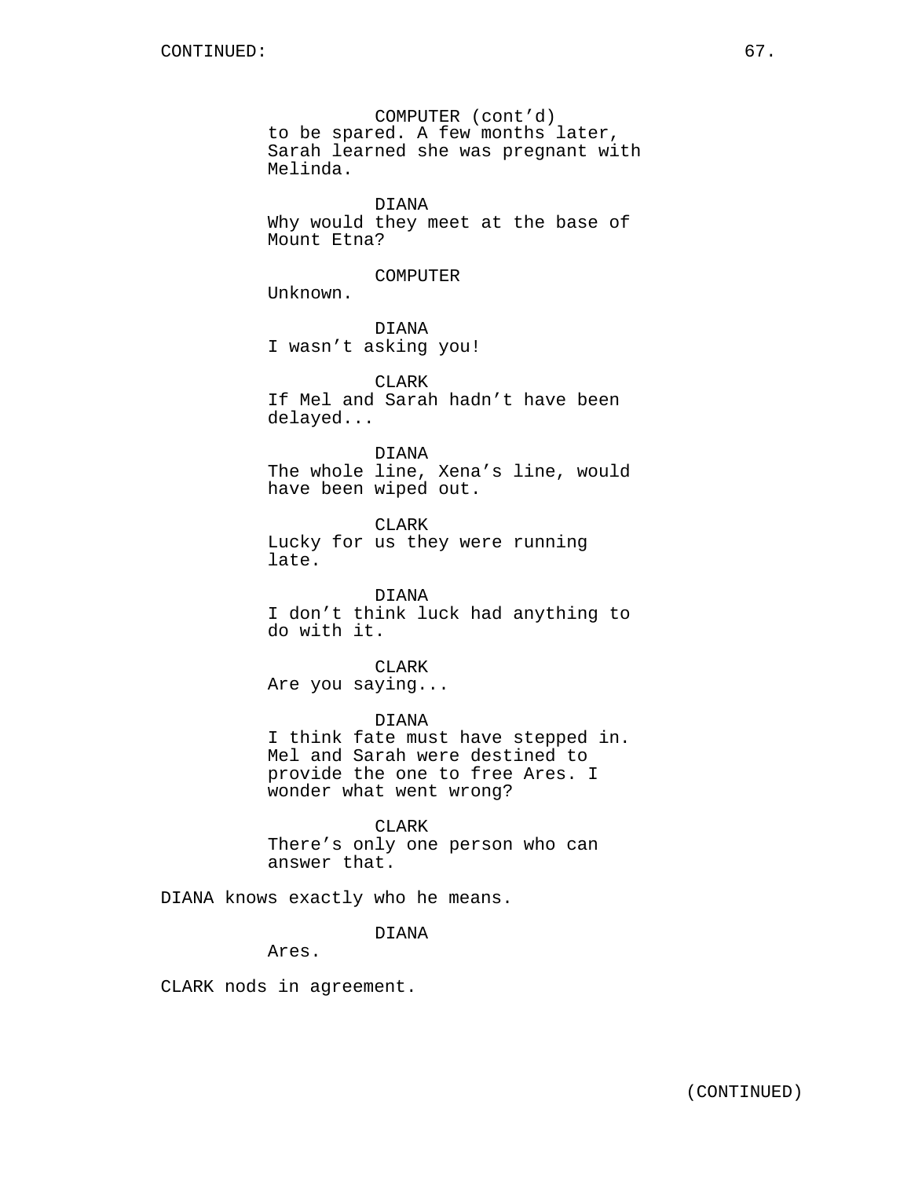CONTINUED:

COMPUTER (cont'd)
to be spared. A few months later, Sarah learned she was pregnant with Melinda.

DIANA
Why would they meet at the base of Mount Etna?

COMPUTER
Unknown.

DIANA
I wasn't asking you!

CLARK
If Mel and Sarah hadn't have been delayed...

DIANA
The whole line, Xena's line, would have been wiped out.

CLARK
Lucky for us they were running late.

DIANA
I don't think luck had anything to do with it.

CLARK
Are you saying...

DIANA
I think fate must have stepped in. Mel and Sarah were destined to provide the one to free Ares. I wonder what went wrong?

CLARK
There's only one person who can answer that.

DIANA knows exactly who he means.

DIANA
Ares.

CLARK nods in agreement.

(CONTINUED)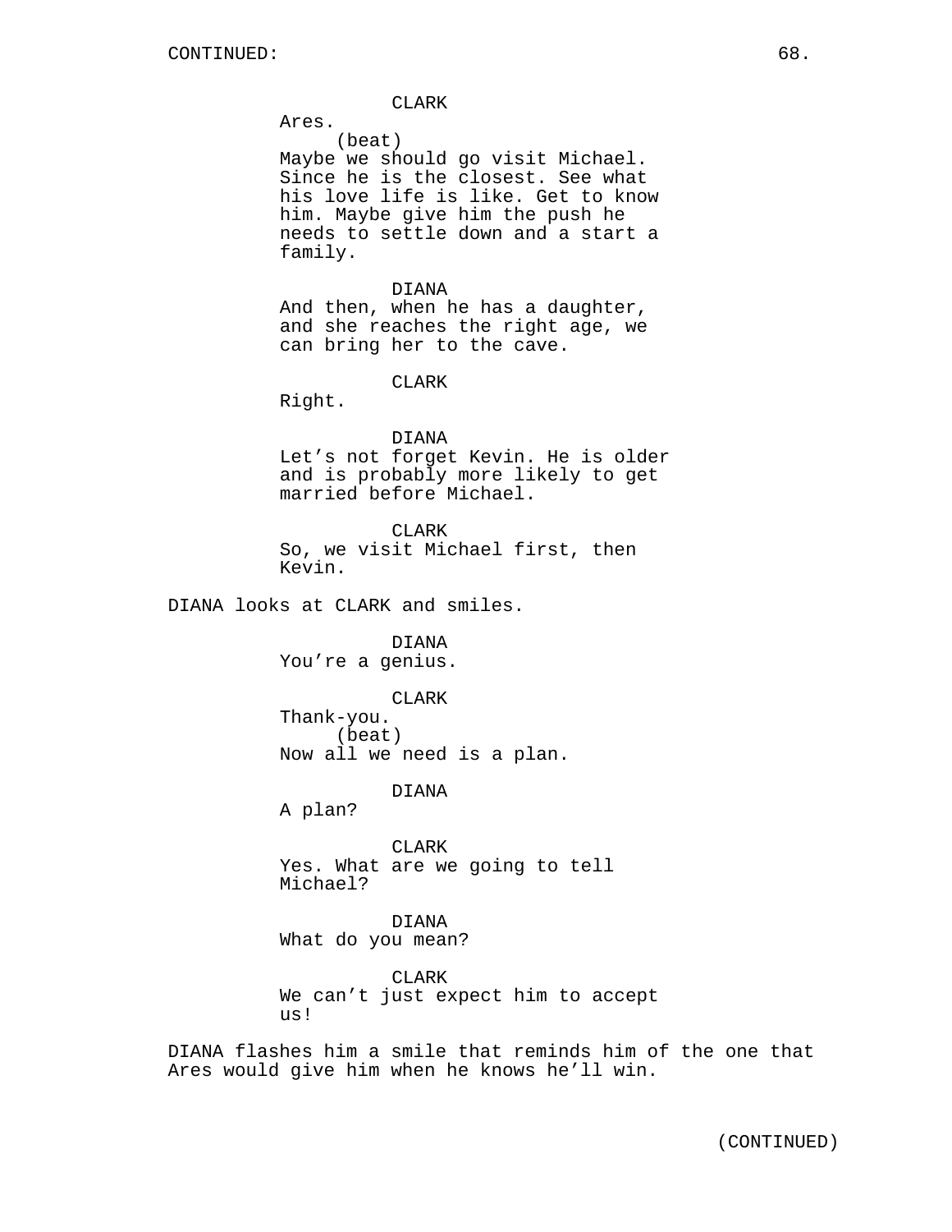CONTINUED:

CLARK
Ares.
(beat)
Maybe we should go visit Michael. Since he is the closest. See what his love life is like. Get to know him. Maybe give him the push he needs to settle down and a start a family.

DIANA
And then, when he has a daughter, and she reaches the right age, we can bring her to the cave.

CLARK
Right.

DIANA
Let's not forget Kevin. He is older and is probably more likely to get married before Michael.

CLARK
So, we visit Michael first, then Kevin.

DIANA looks at CLARK and smiles.

DIANA
You're a genius.

CLARK
Thank-you.
(beat)
Now all we need is a plan.

DIANA
A plan?

CLARK
Yes. What are we going to tell Michael?

DIANA
What do you mean?

CLARK
We can't just expect him to accept us!

DIANA flashes him a smile that reminds him of the one that Ares would give him when he knows he'll win.

(CONTINUED)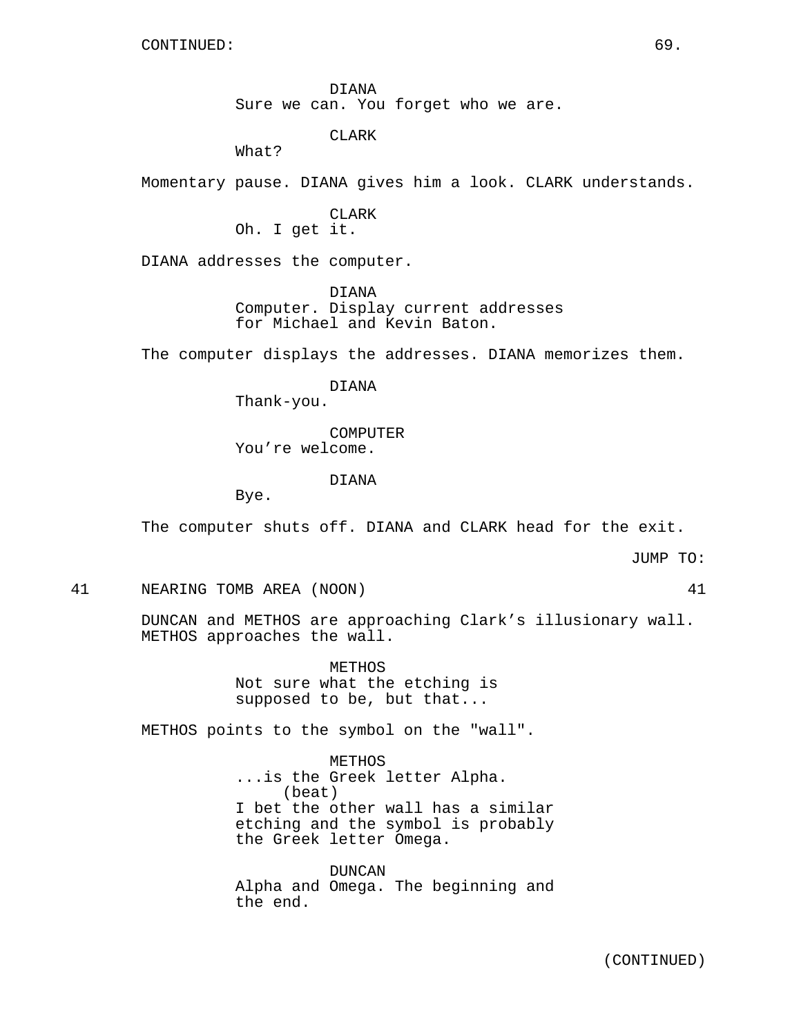DIANA
Sure we can. You forget who we are.

CLARK
What?

Momentary pause. DIANA gives him a look. CLARK understands.

CLARK
Oh. I get it.

DIANA addresses the computer.

DIANA
Computer. Display current addresses for Michael and Kevin Baton.

The computer displays the addresses. DIANA memorizes them.

DIANA
Thank-you.

COMPUTER
You're welcome.

DIANA
Bye.

The computer shuts off. DIANA and CLARK head for the exit.

JUMP TO:

41 NEARING TOMB AREA (NOON) 41

DUNCAN and METHOS are approaching Clark's illusionary wall. METHOS approaches the wall.

METHOS
Not sure what the etching is supposed to be, but that...

METHOS points to the symbol on the "wall".

METHOS
...is the Greek letter Alpha.
(beat)
I bet the other wall has a similar etching and the symbol is probably the Greek letter Omega.

DUNCAN
Alpha and Omega. The beginning and the end.

(CONTINUED)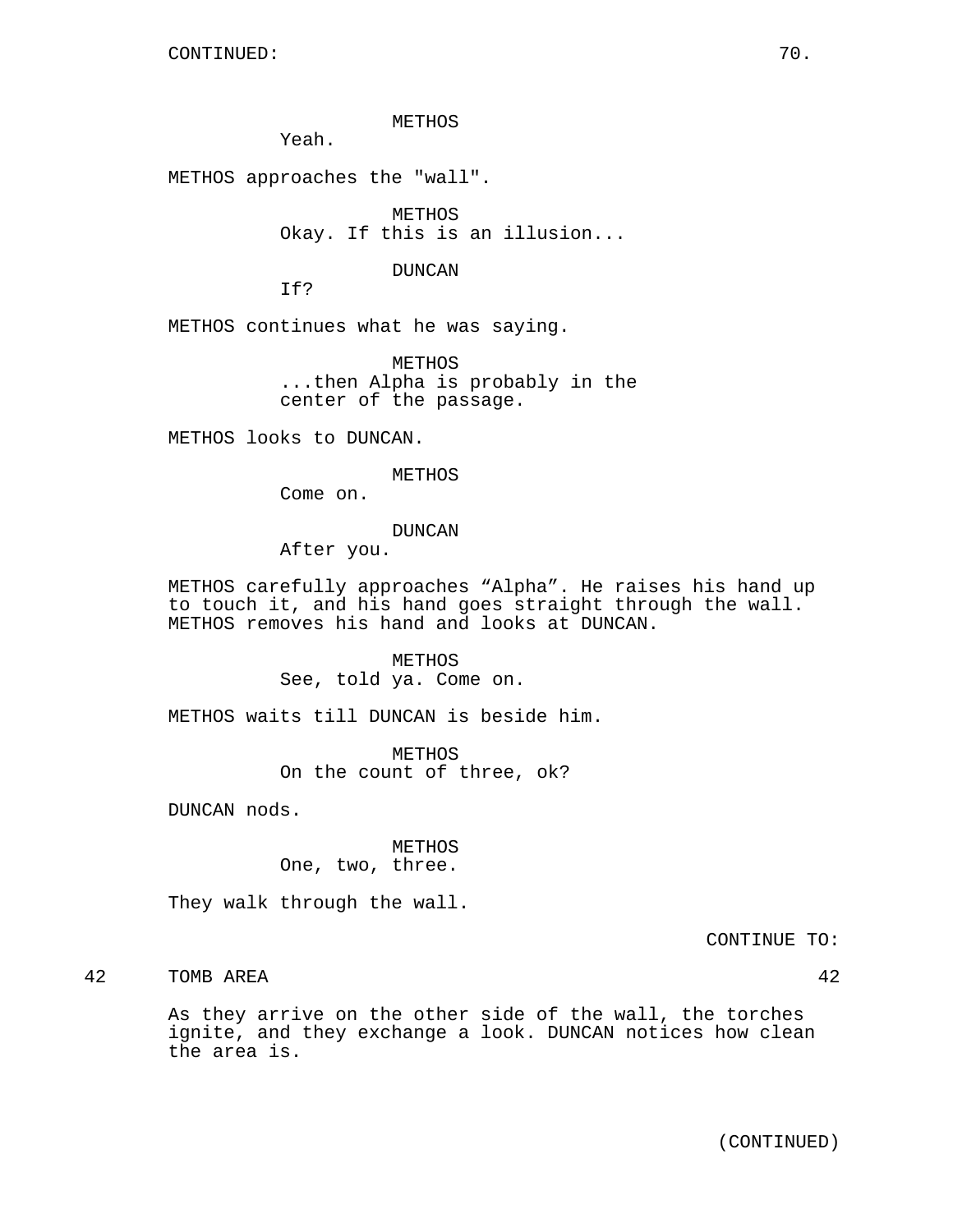CONTINUED:

METHOS
Yeah.

METHOS approaches the "wall".

METHOS
Okay. If this is an illusion...

DUNCAN
If?

METHOS continues what he was saying.

METHOS
...then Alpha is probably in the center of the passage.

METHOS looks to DUNCAN.

METHOS
Come on.

DUNCAN
After you.

METHOS carefully approaches “Alpha”. He raises his hand up to touch it, and his hand goes straight through the wall. METHOS removes his hand and looks at DUNCAN.

METHOS
See, told ya. Come on.

METHOS waits till DUNCAN is beside him.

METHOS
On the count of three, ok?

DUNCAN nods.

METHOS
One, two, three.

They walk through the wall.

CONTINUE TO:

42 TOMB AREA 42

As they arrive on the other side of the wall, the torches ignite, and they exchange a look. DUNCAN notices how clean the area is.

(CONTINUED)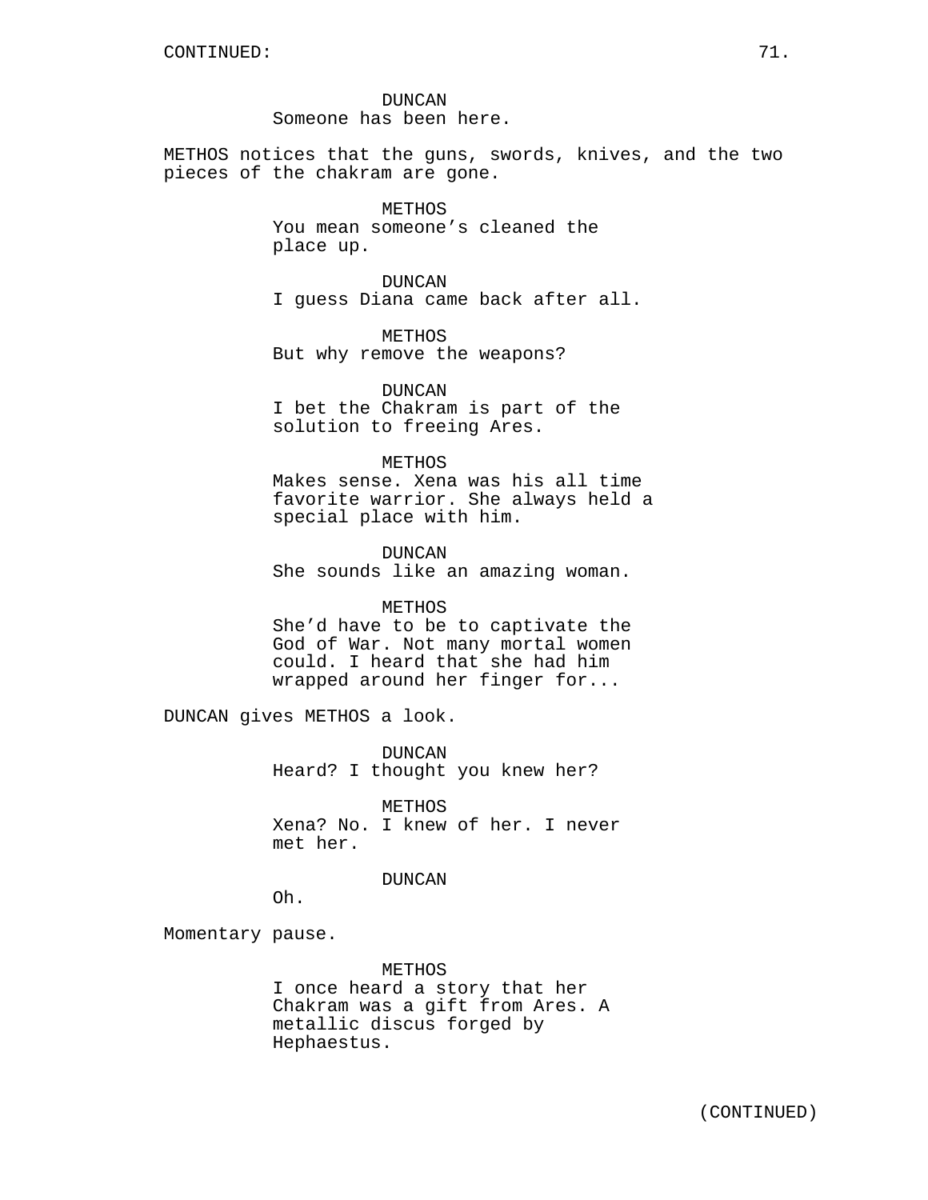DUNCAN
Someone has been here.

METHOS notices that the guns, swords, knives, and the two pieces of the chakram are gone.

METHOS
You mean someone's cleaned the place up.

DUNCAN
I guess Diana came back after all.

METHOS
But why remove the weapons?

DUNCAN
I bet the Chakram is part of the solution to freeing Ares.

METHOS
Makes sense. Xena was his all time favorite warrior. She always held a special place with him.

DUNCAN
She sounds like an amazing woman.

METHOS
She'd have to be to captivate the God of War. Not many mortal women could. I heard that she had him wrapped around her finger for...

DUNCAN gives METHOS a look.

DUNCAN
Heard? I thought you knew her?

METHOS
Xena? No. I knew of her. I never met her.

DUNCAN
Oh.

Momentary pause.

METHOS
I once heard a story that her Chakram was a gift from Ares. A metallic discus forged by Hephaestus.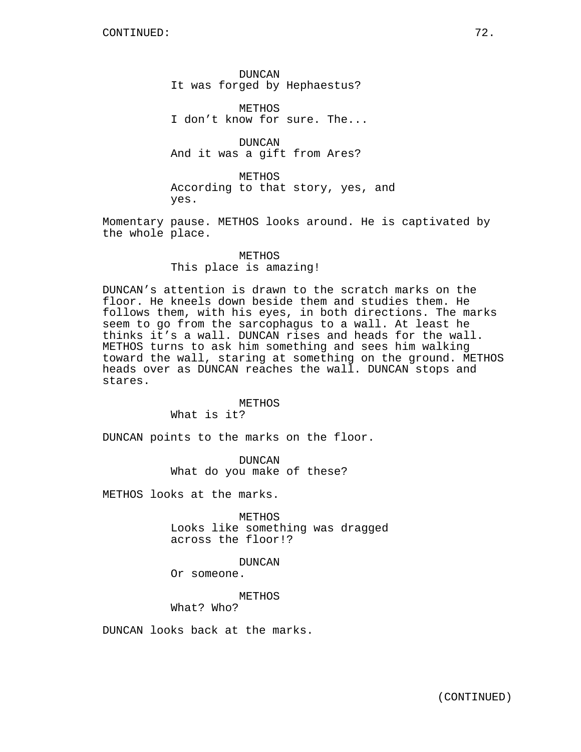DUNCAN
It was forged by Hephaestus?

METHOS
I don't know for sure. The...

DUNCAN
And it was a gift from Ares?

METHOS
According to that story, yes, and yes.

Momentary pause. METHOS looks around. He is captivated by the whole place.

METHOS
This place is amazing!

DUNCAN's attention is drawn to the scratch marks on the floor. He kneels down beside them and studies them. He follows them, with his eyes, in both directions. The marks seem to go from the sarcophagus to a wall. At least he thinks it's a wall. DUNCAN rises and heads for the wall. METHOS turns to ask him something and sees him walking toward the wall, staring at something on the ground. METHOS heads over as DUNCAN reaches the wall. DUNCAN stops and stares.

METHOS
What is it?

DUNCAN points to the marks on the floor.

DUNCAN
What do you make of these?

METHOS looks at the marks.

METHOS
Looks like something was dragged across the floor!?

DUNCAN
Or someone.

METHOS
What? Who?

DUNCAN looks back at the marks.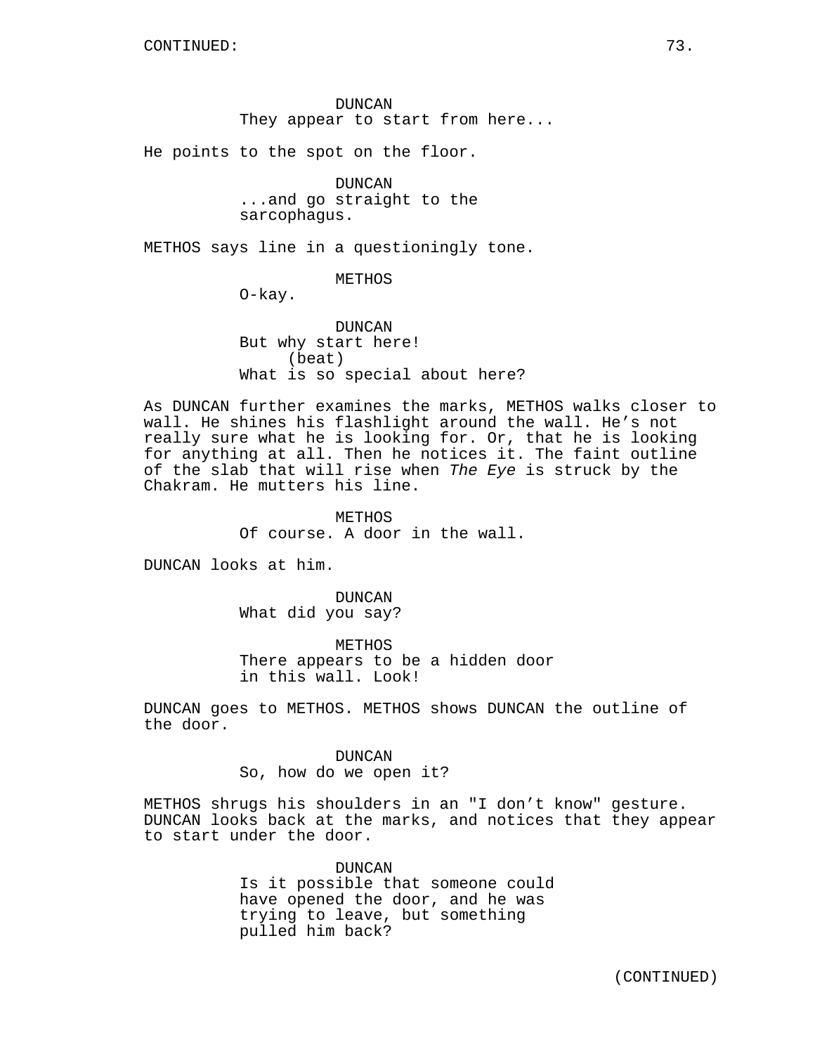CONTINUED:

DUNCAN
They appear to start from here...

He points to the spot on the floor.

DUNCAN
...and go straight to the sarcophagus.

METHOS says line in a questioningly tone.

METHOS
O-kay.

DUNCAN
But why start here!
(beat)
What is so special about here?

As DUNCAN further examines the marks, METHOS walks closer to wall. He shines his flashlight around the wall. He's not really sure what he is looking for. Or, that he is looking for anything at all. Then he notices it. The faint outline of the slab that will rise when *The Eye* is struck by the Chakram. He mutters his line.

METHOS
Of course. A door in the wall.

DUNCAN looks at him.

DUNCAN
What did you say?

METHOS
There appears to be a hidden door in this wall. Look!

DUNCAN goes to METHOS. METHOS shows DUNCAN the outline of the door.

DUNCAN
So, how do we open it?

METHOS shrugs his shoulders in an "I don't know" gesture. DUNCAN looks back at the marks, and notices that they appear to start under the door.

DUNCAN
Is it possible that someone could have opened the door, and he was trying to leave, but something pulled him back?

(CONTINUED)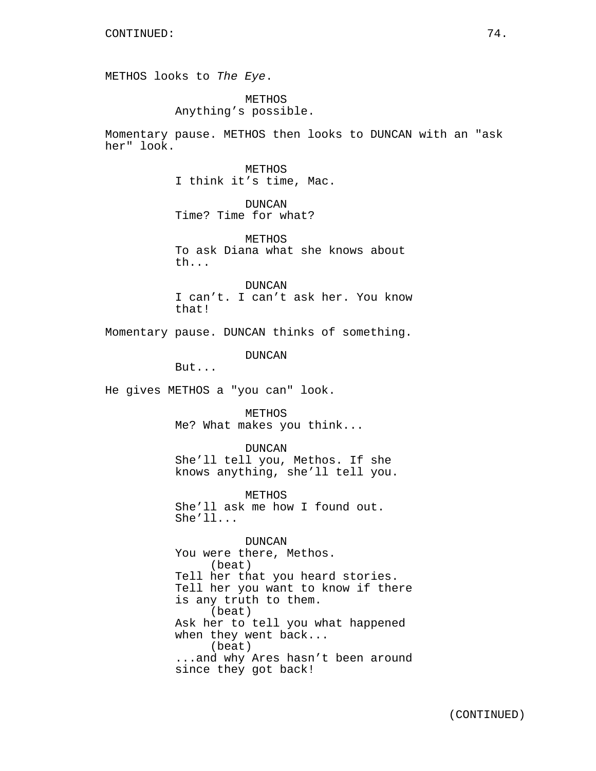CONTINUED:

METHOS looks to *The Eye*.

METHOS
Anything's possible.

Momentary pause. METHOS then looks to DUNCAN with an "ask her" look.

METHOS
I think it's time, Mac.

DUNCAN
Time? Time for what?

METHOS
To ask Diana what she knows about th...

DUNCAN
I can't. I can't ask her. You know that!

Momentary pause. DUNCAN thinks of something.

DUNCAN
But...

He gives METHOS a "you can" look.

METHOS
Me? What makes you think...

DUNCAN
She'll tell you, Methos. If she knows anything, she'll tell you.

METHOS
She'll ask me how I found out. She'll...

DUNCAN
You were there, Methos.
(beat)
Tell her that you heard stories. Tell her you want to know if there is any truth to them.
(beat)
Ask her to tell you what happened when they went back...
(beat)
...and why Ares hasn't been around since they got back!

(CONTINUED)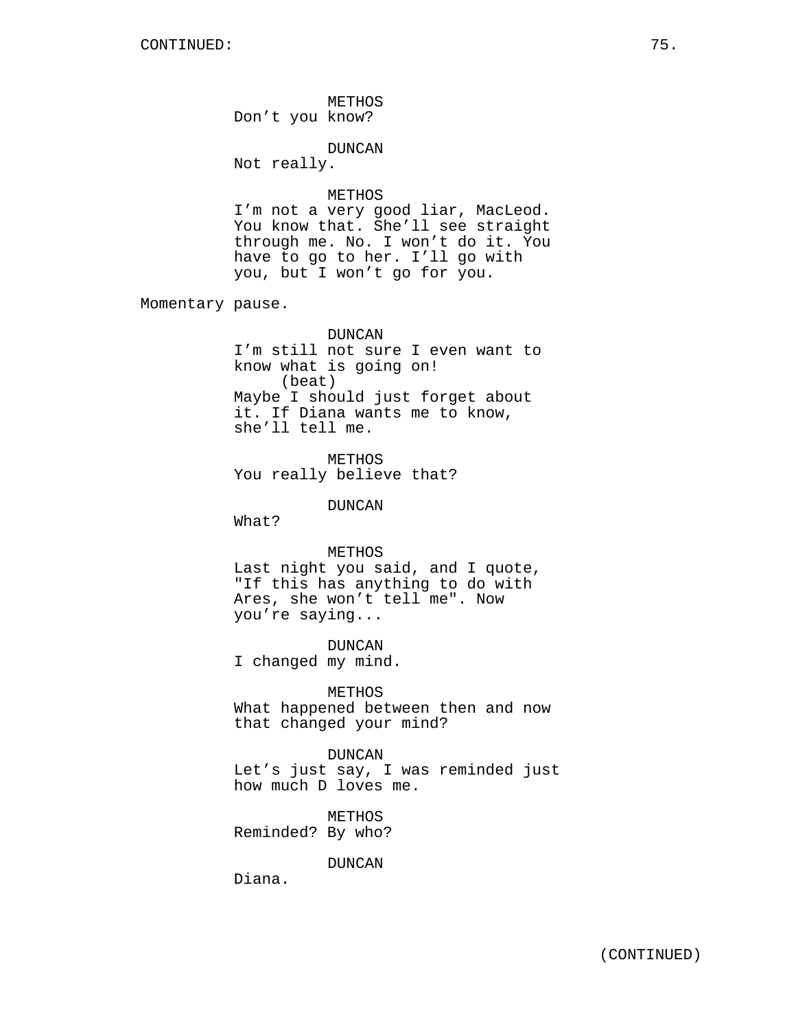CONTINUED:

METHOS
Don't you know?

DUNCAN
Not really.

METHOS
I'm not a very good liar, MacLeod. You know that. She'll see straight through me. No. I won't do it. You have to go to her. I'll go with you, but I won't go for you.

Momentary pause.

DUNCAN
I'm still not sure I even want to know what is going on!
(beat)
Maybe I should just forget about it. If Diana wants me to know, she'll tell me.

METHOS
You really believe that?

DUNCAN
What?

METHOS
Last night you said, and I quote, "If this has anything to do with Ares, she won't tell me". Now you're saying...

DUNCAN
I changed my mind.

METHOS
What happened between then and now that changed your mind?

DUNCAN
Let's just say, I was reminded just how much D loves me.

METHOS
Reminded? By who?

DUNCAN
Diana.

(CONTINUED)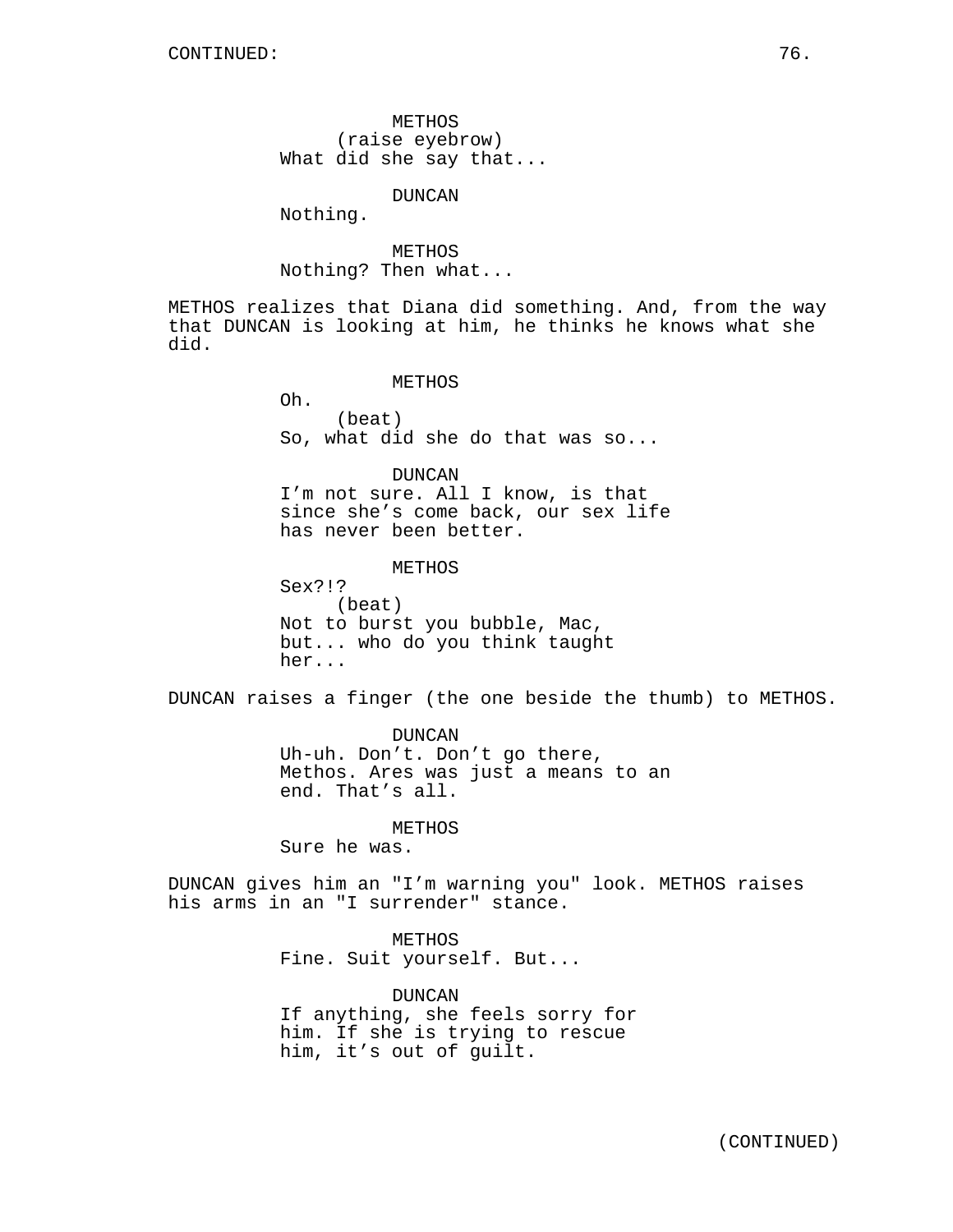CONTINUED:

METHOS
(raise eyebrow)
What did she say that...

DUNCAN
Nothing.

METHOS
Nothing? Then what...

METHOS realizes that Diana did something. And, from the way that DUNCAN is looking at him, he thinks he knows what she did.

METHOS
Oh.
(beat)
So, what did she do that was so...

DUNCAN
I'm not sure. All I know, is that since she's come back, our sex life has never been better.

METHOS
Sex?!?
(beat)
Not to burst you bubble, Mac, but... who do you think taught her...

DUNCAN raises a finger (the one beside the thumb) to METHOS.

DUNCAN
Uh-uh. Don't. Don't go there, Methos. Ares was just a means to an end. That's all.

METHOS
Sure he was.

DUNCAN gives him an "I'm warning you" look. METHOS raises his arms in an "I surrender" stance.

METHOS
Fine. Suit yourself. But...

DUNCAN
If anything, she feels sorry for him. If she is trying to rescue him, it's out of guilt.

(CONTINUED)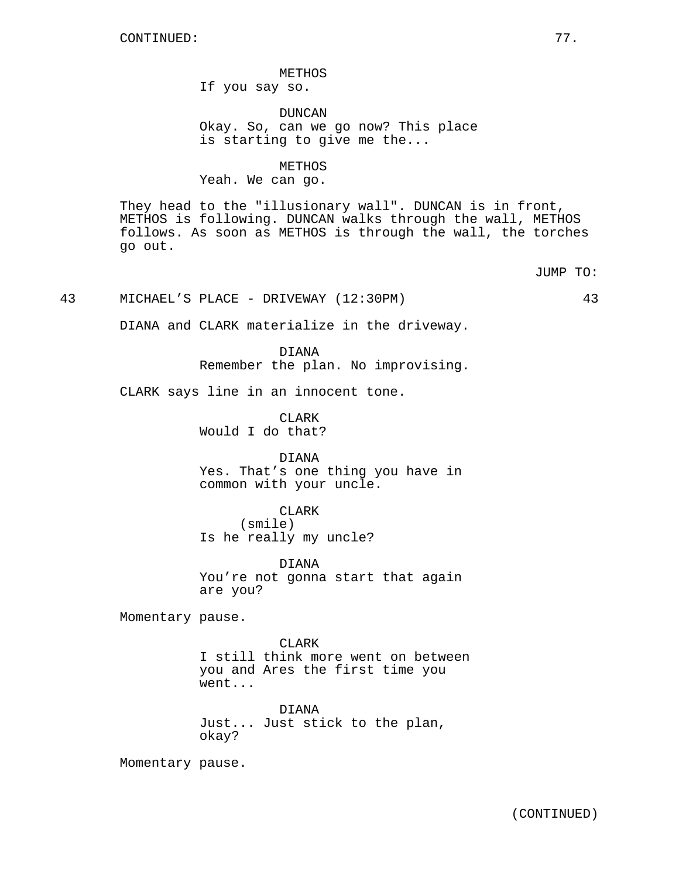CONTINUED:

METHOS
If you say so.

DUNCAN
Okay. So, can we go now? This place is starting to give me the...

METHOS
Yeah. We can go.

They head to the "illusionary wall". DUNCAN is in front, METHOS is following. DUNCAN walks through the wall, METHOS follows. As soon as METHOS is through the wall, the torches go out.

JUMP TO:

43 MICHAEL'S PLACE - DRIVEWAY (12:30PM) 43

DIANA and CLARK materialize in the driveway.

DIANA
Remember the plan. No improvising.

CLARK says line in an innocent tone.

CLARK
Would I do that?

DIANA
Yes. That's one thing you have in common with your uncle.

CLARK
(smile)
Is he really my uncle?

DIANA
You're not gonna start that again are you?

Momentary pause.

CLARK
I still think more went on between you and Ares the first time you went...

DIANA
Just... Just stick to the plan, okay?

Momentary pause.

(CONTINUED)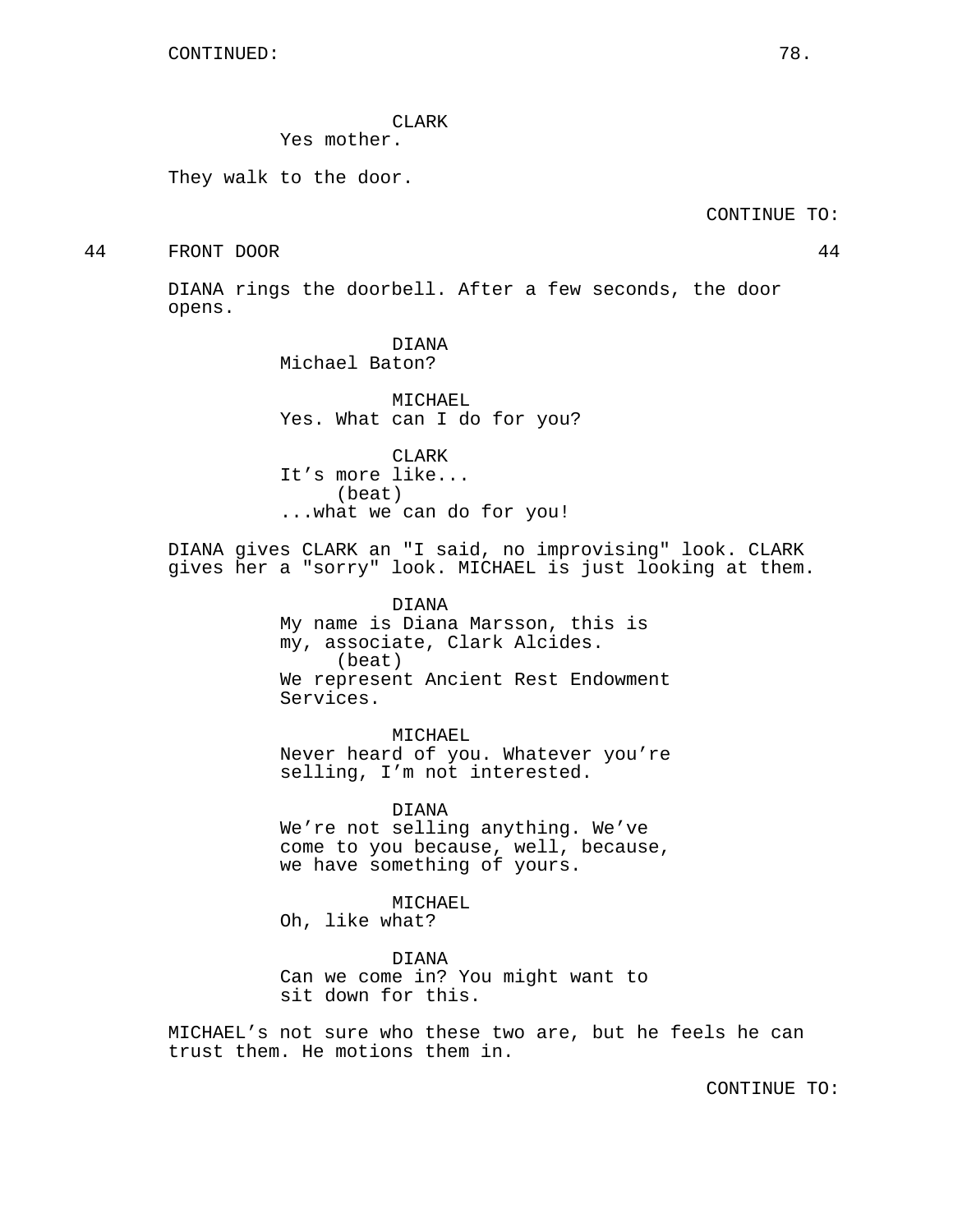CONTINUED:

CLARK
Yes mother.

They walk to the door.

CONTINUE TO:

44 FRONT DOOR 44

DIANA rings the doorbell. After a few seconds, the door opens.

DIANA
Michael Baton?

MICHAEL
Yes. What can I do for you?

CLARK
It's more like...
(beat)
...what we can do for you!

DIANA gives CLARK an "I said, no improvising" look. CLARK gives her a "sorry" look. MICHAEL is just looking at them.

DIANA
My name is Diana Marsson, this is my, associate, Clark Alcides.
(beat)
We represent Ancient Rest Endowment Services.

MICHAEL
Never heard of you. Whatever you're selling, I'm not interested.

DIANA
We're not selling anything. We've come to you because, well, because, we have something of yours.

MICHAEL
Oh, like what?

DIANA
Can we come in? You might want to sit down for this.

MICHAEL's not sure who these two are, but he feels he can trust them. He motions them in.

CONTINUE TO: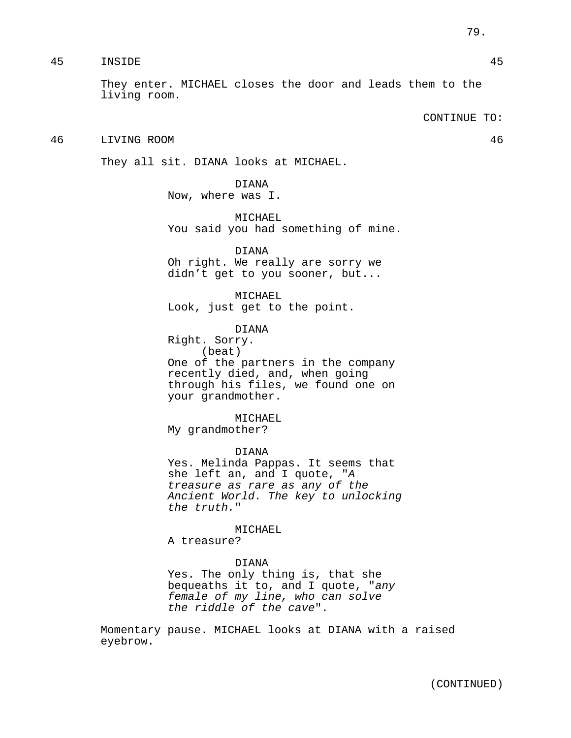45 INSIDE 45

They enter. MICHAEL closes the door and leads them to the living room.

CONTINUE TO:

46 LIVING ROOM 46

They all sit. DIANA looks at MICHAEL.

DIANA
Now, where was I.

MICHAEL
You said you had something of mine.

DIANA
Oh right. We really are sorry we didn't get to you sooner, but...

MICHAEL
Look, just get to the point.

DIANA
Right. Sorry.
(beat)
One of the partners in the company recently died, and, when going through his files, we found one on your grandmother.

MICHAEL
My grandmother?

DIANA
Yes. Melinda Pappas. It seems that she left an, and I quote, "*A treasure as rare as any of the Ancient World. The key to unlocking the truth.*"

MICHAEL
A treasure?

DIANA
Yes. The only thing is, that she bequeaths it to, and I quote, "*any female of my line, who can solve the riddle of the cave*".

Momentary pause. MICHAEL looks at DIANA with a raised eyebrow.

(CONTINUED)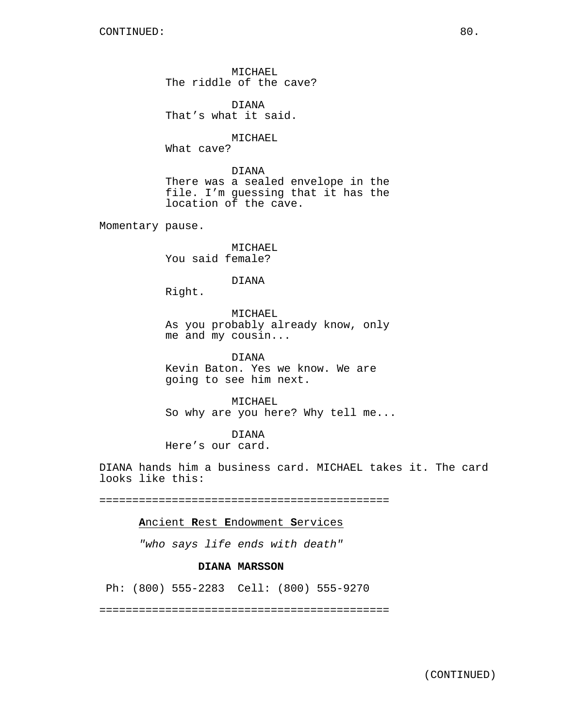CONTINUED:

MICHAEL
The riddle of the cave?

DIANA
That's what it said.

MICHAEL
What cave?

DIANA
There was a sealed envelope in the file. I'm guessing that it has the location of the cave.

Momentary pause.

MICHAEL
You said female?

DIANA
Right.

MICHAEL
As you probably already know, only me and my cousin...

DIANA
Kevin Baton. Yes we know. We are going to see him next.

MICHAEL
So why are you here? Why tell me...

DIANA
Here's our card.

DIANA hands him a business card. MICHAEL takes it. The card looks like this:

============================================

**A**ncient **R**est **E**ndowment **S**ervices

*"who says life ends with death"*

**DIANA MARSSON**

Ph: (800) 555-2283 Cell: (800) 555-9270

============================================

(CONTINUED)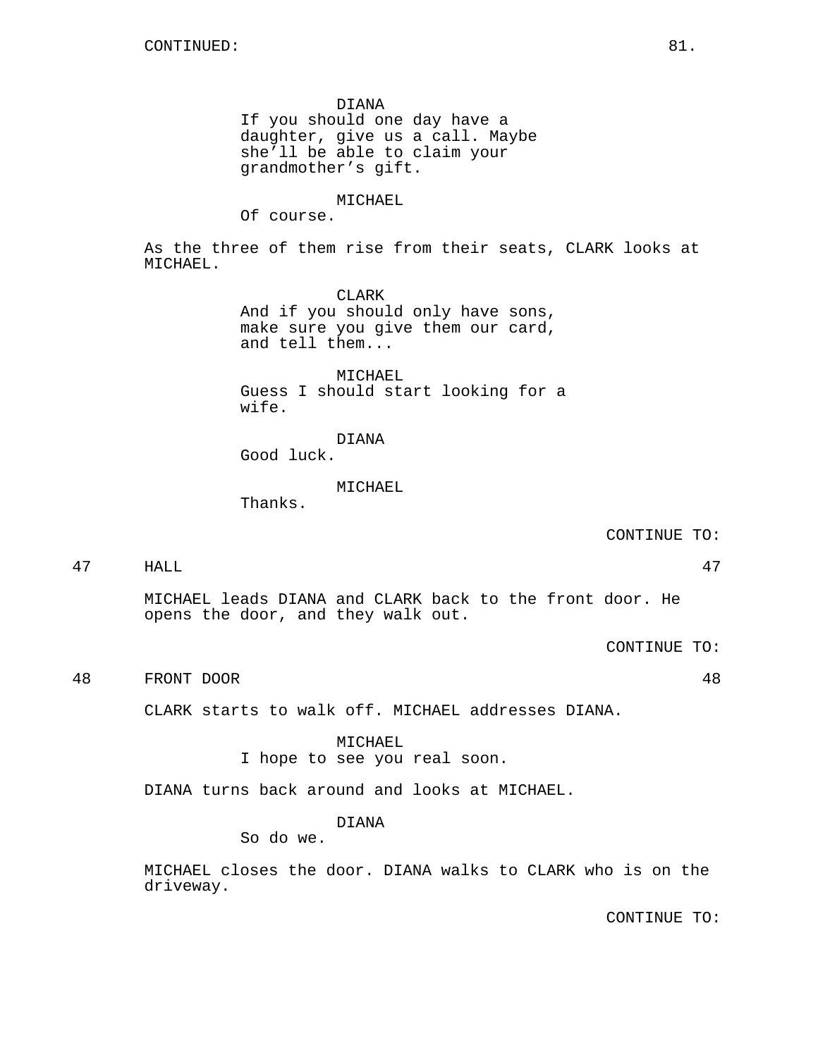CONTINUED:

DIANA
If you should one day have a daughter, give us a call. Maybe she'll be able to claim your grandmother's gift.

MICHAEL
Of course.

As the three of them rise from their seats, CLARK looks at MICHAEL.

CLARK
And if you should only have sons, make sure you give them our card, and tell them...

MICHAEL
Guess I should start looking for a wife.

DIANA
Good luck.

MICHAEL
Thanks.

CONTINUE TO:

47 HALL 47

MICHAEL leads DIANA and CLARK back to the front door. He opens the door, and they walk out.

CONTINUE TO:

48 FRONT DOOR 48

CLARK starts to walk off. MICHAEL addresses DIANA.

MICHAEL
I hope to see you real soon.

DIANA turns back around and looks at MICHAEL.

DIANA
So do we.

MICHAEL closes the door. DIANA walks to CLARK who is on the driveway.

CONTINUE TO: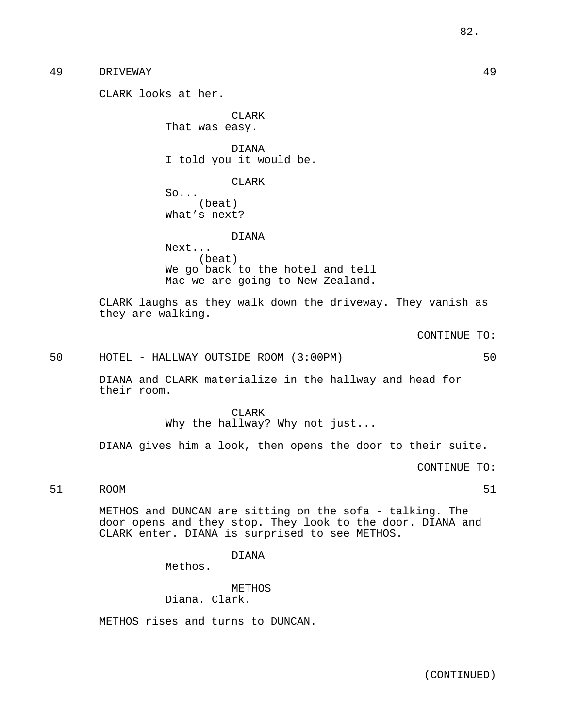49 DRIVEWAY 49

CLARK looks at her.

CLARK
That was easy.

DIANA
I told you it would be.

CLARK
So...
(beat)
What's next?

DIANA
Next...
(beat)
We go back to the hotel and tell
Mac we are going to New Zealand.

CLARK laughs as they walk down the driveway. They vanish as they are walking.

CONTINUE TO:

50 HOTEL - HALLWAY OUTSIDE ROOM (3:00PM) 50

DIANA and CLARK materialize in the hallway and head for their room.

CLARK
Why the hallway? Why not just...

DIANA gives him a look, then opens the door to their suite.

CONTINUE TO:

51 ROOM 51

METHOS and DUNCAN are sitting on the sofa - talking. The door opens and they stop. They look to the door. DIANA and CLARK enter. DIANA is surprised to see METHOS.

DIANA
Methos.

METHOS
Diana. Clark.

METHOS rises and turns to DUNCAN.

(CONTINUED)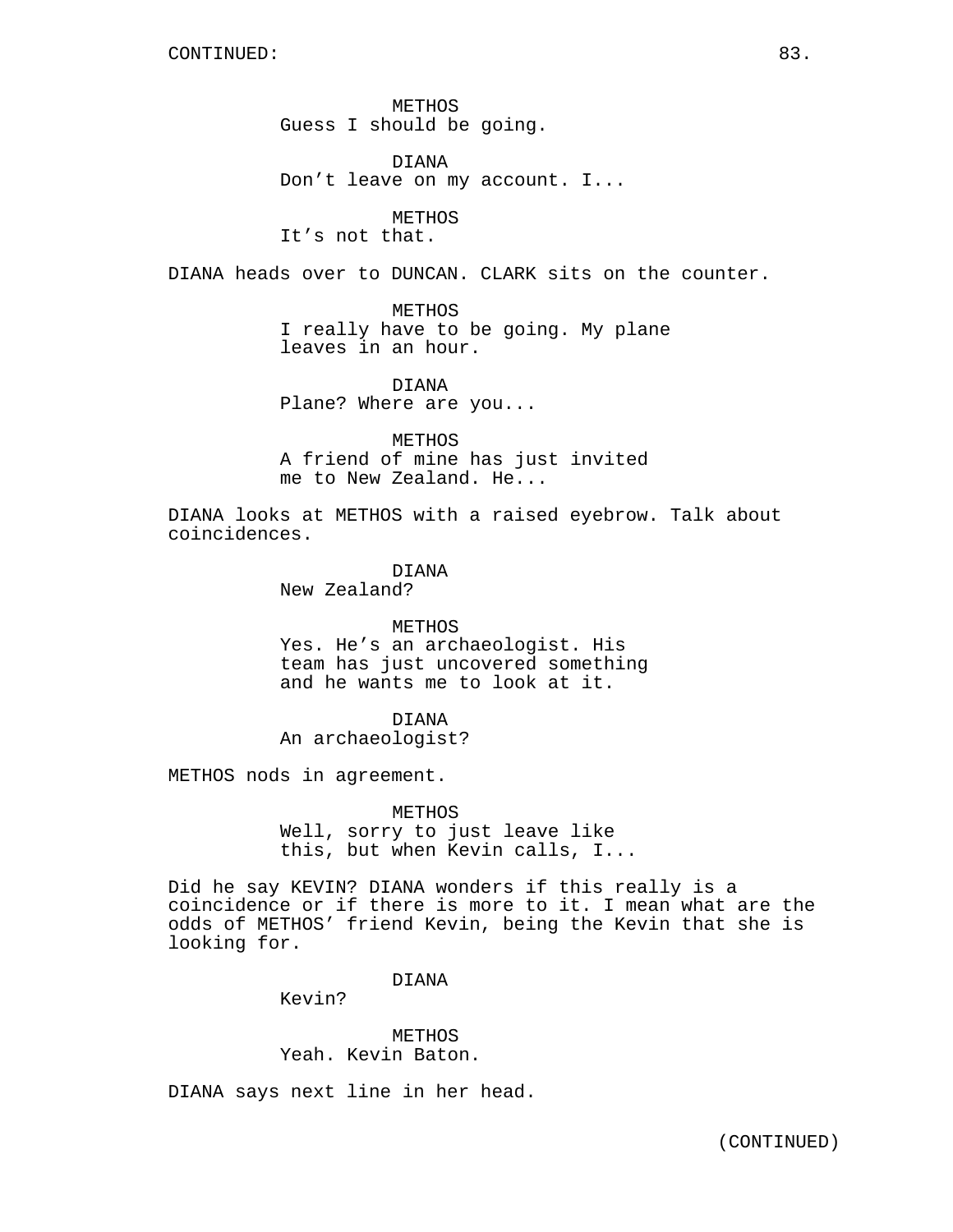CONTINUED:

METHOS
Guess I should be going.

DIANA
Don't leave on my account. I...

METHOS
It's not that.

DIANA heads over to DUNCAN. CLARK sits on the counter.

METHOS
I really have to be going. My plane leaves in an hour.

DIANA
Plane? Where are you...

METHOS
A friend of mine has just invited me to New Zealand. He...

DIANA looks at METHOS with a raised eyebrow. Talk about coincidences.

DIANA
New Zealand?

METHOS
Yes. He's an archaeologist. His team has just uncovered something and he wants me to look at it.

DIANA
An archaeologist?

METHOS nods in agreement.

METHOS
Well, sorry to just leave like this, but when Kevin calls, I...

Did he say KEVIN? DIANA wonders if this really is a coincidence or if there is more to it. I mean what are the odds of METHOS' friend Kevin, being the Kevin that she is looking for.

DIANA
Kevin?

METHOS
Yeah. Kevin Baton.

DIANA says next line in her head.

(CONTINUED)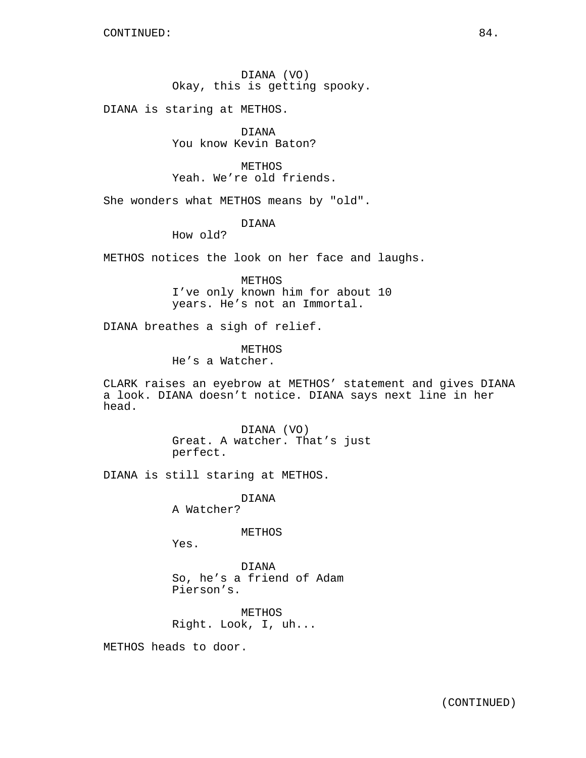DIANA (VO)
Okay, this is getting spooky.

DIANA is staring at METHOS.

DIANA
You know Kevin Baton?

METHOS
Yeah. We're old friends.

She wonders what METHOS means by "old".

DIANA
How old?

METHOS notices the look on her face and laughs.

METHOS
I've only known him for about 10 years. He's not an Immortal.

DIANA breathes a sigh of relief.

METHOS
He's a Watcher.

CLARK raises an eyebrow at METHOS' statement and gives DIANA a look. DIANA doesn't notice. DIANA says next line in her head.

DIANA (VO)
Great. A watcher. That's just perfect.

DIANA is still staring at METHOS.

DIANA
A Watcher?

METHOS
Yes.

DIANA
So, he's a friend of Adam Pierson's.

METHOS
Right. Look, I, uh...

METHOS heads to door.

(CONTINUED)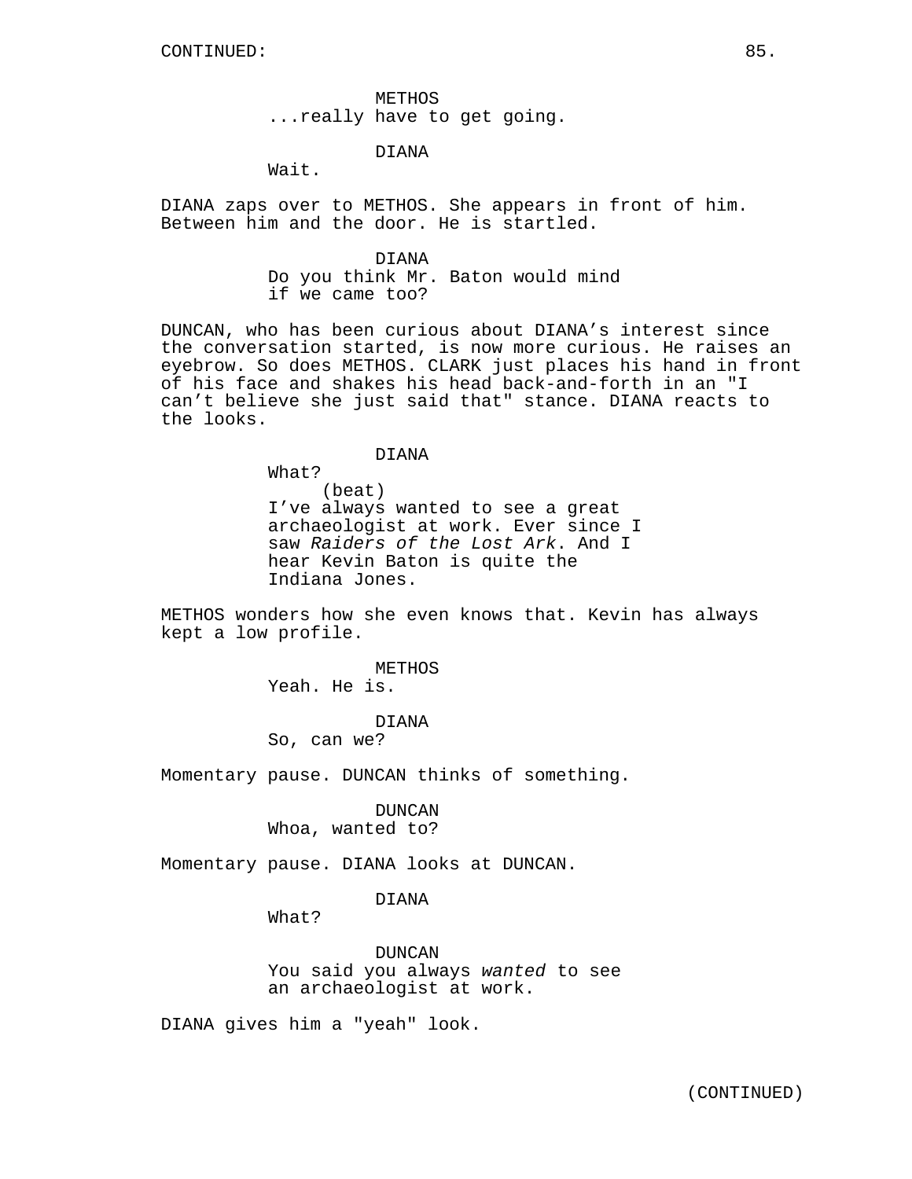CONTINUED:

METHOS
...really have to get going.

DIANA
Wait.

DIANA zaps over to METHOS. She appears in front of him. Between him and the door. He is startled.

DIANA
Do you think Mr. Baton would mind if we came too?

DUNCAN, who has been curious about DIANA's interest since the conversation started, is now more curious. He raises an eyebrow. So does METHOS. CLARK just places his hand in front of his face and shakes his head back-and-forth in an "I can't believe she just said that" stance. DIANA reacts to the looks.

DIANA
What?
(beat)
I've always wanted to see a great archaeologist at work. Ever since I saw *Raiders of the Lost Ark*. And I hear Kevin Baton is quite the Indiana Jones.

METHOS wonders how she even knows that. Kevin has always kept a low profile.

METHOS
Yeah. He is.

DIANA
So, can we?

Momentary pause. DUNCAN thinks of something.

DUNCAN
Whoa, wanted to?

Momentary pause. DIANA looks at DUNCAN.

DIANA
What?

DUNCAN
You said you always *wanted* to see an archaeologist at work.

DIANA gives him a "yeah" look.

(CONTINUED)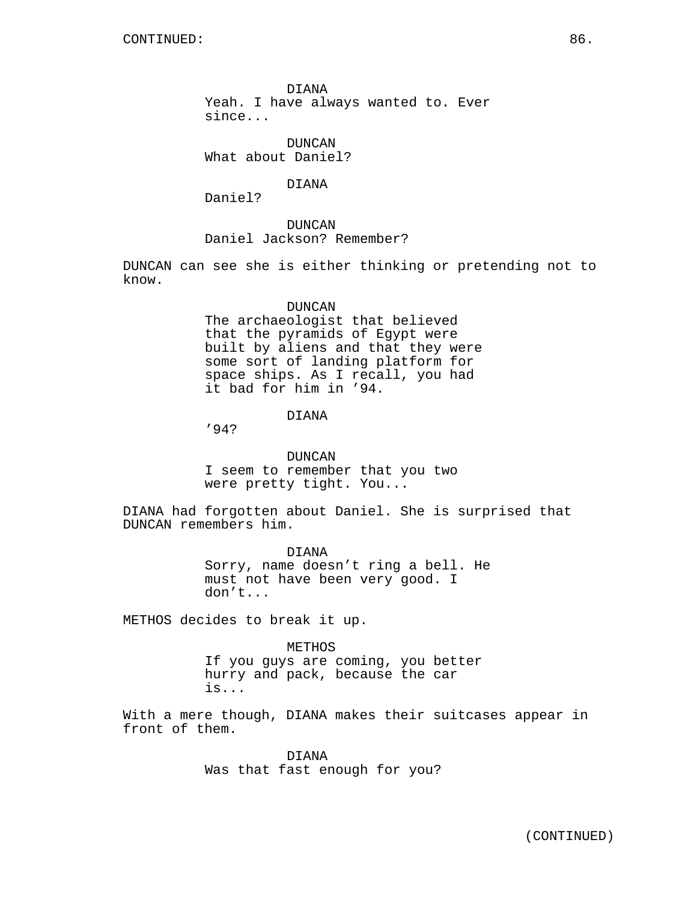CONTINUED:

DIANA
Yeah. I have always wanted to. Ever since...

DUNCAN
What about Daniel?

DIANA
Daniel?

DUNCAN
Daniel Jackson? Remember?

DUNCAN can see she is either thinking or pretending not to know.

DUNCAN
The archaeologist that believed that the pyramids of Egypt were built by aliens and that they were some sort of landing platform for space ships. As I recall, you had it bad for him in ’94.

DIANA
’94?

DUNCAN
I seem to remember that you two were pretty tight. You...

DIANA had forgotten about Daniel. She is surprised that DUNCAN remembers him.

DIANA
Sorry, name doesn’t ring a bell. He must not have been very good. I don’t...

METHOS decides to break it up.

METHOS
If you guys are coming, you better hurry and pack, because the car is...

With a mere though, DIANA makes their suitcases appear in front of them.

DIANA
Was that fast enough for you?

(CONTINUED)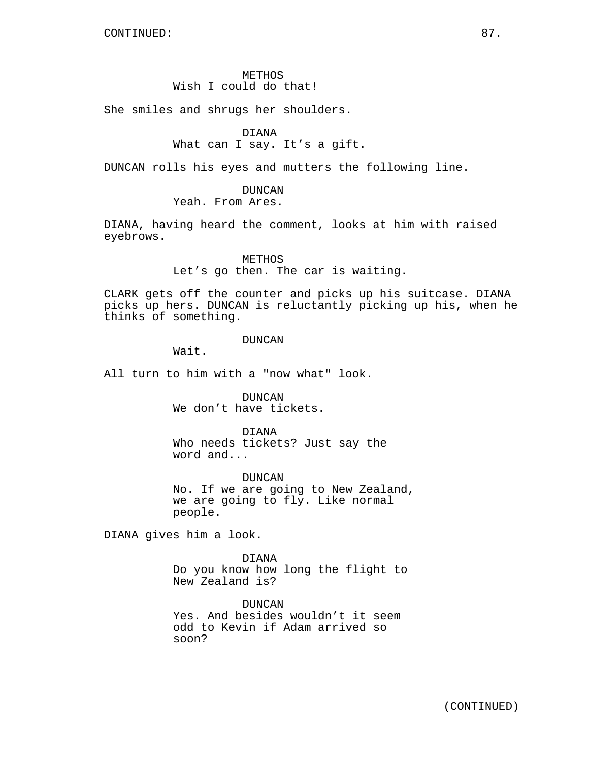CONTINUED:

METHOS
Wish I could do that!

She smiles and shrugs her shoulders.

DIANA
What can I say. It's a gift.

DUNCAN rolls his eyes and mutters the following line.

DUNCAN
Yeah. From Ares.

DIANA, having heard the comment, looks at him with raised eyebrows.

METHOS
Let's go then. The car is waiting.

CLARK gets off the counter and picks up his suitcase. DIANA picks up hers. DUNCAN is reluctantly picking up his, when he thinks of something.

DUNCAN
Wait.

All turn to him with a "now what" look.

DUNCAN
We don't have tickets.

DIANA
Who needs tickets? Just say the word and...

DUNCAN
No. If we are going to New Zealand, we are going to fly. Like normal people.

DIANA gives him a look.

DIANA
Do you know how long the flight to New Zealand is?

DUNCAN
Yes. And besides wouldn't it seem odd to Kevin if Adam arrived so soon?

(CONTINUED)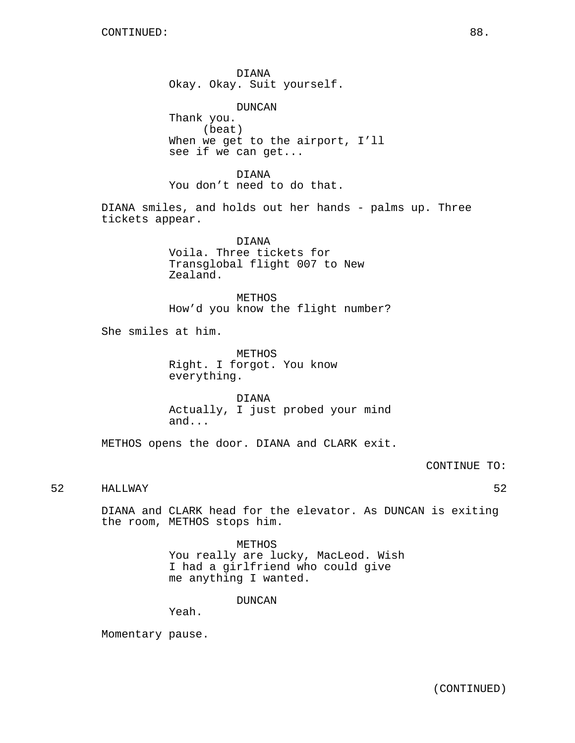CONTINUED:

DIANA
Okay. Okay. Suit yourself.

DUNCAN
Thank you.
(beat)
When we get to the airport, I'll see if we can get...

DIANA
You don't need to do that.

DIANA smiles, and holds out her hands - palms up. Three tickets appear.

DIANA
Voila. Three tickets for Transglobal flight 007 to New Zealand.

METHOS
How'd you know the flight number?

She smiles at him.

METHOS
Right. I forgot. You know everything.

DIANA
Actually, I just probed your mind and...

METHOS opens the door. DIANA and CLARK exit.

CONTINUE TO:

52 HALLWAY 52

DIANA and CLARK head for the elevator. As DUNCAN is exiting the room, METHOS stops him.

METHOS
You really are lucky, MacLeod. Wish I had a girlfriend who could give me anything I wanted.

DUNCAN
Yeah.

Momentary pause.

(CONTINUED)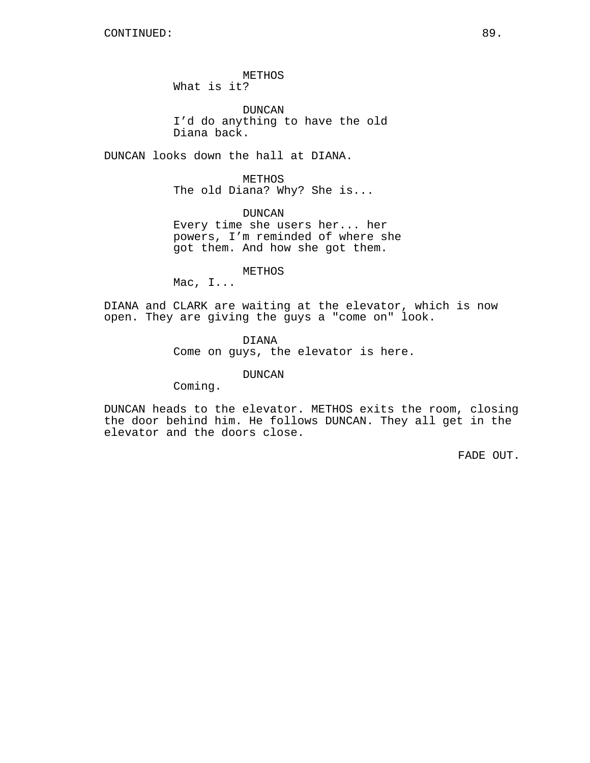CONTINUED:

METHOS
What is it?

DUNCAN
I'd do anything to have the old Diana back.

DUNCAN looks down the hall at DIANA.

METHOS
The old Diana? Why? She is...

DUNCAN
Every time she users her... her powers, I'm reminded of where she got them. And how she got them.

METHOS
Mac, I...

DIANA and CLARK are waiting at the elevator, which is now open. They are giving the guys a "come on" look.

DIANA
Come on guys, the elevator is here.

DUNCAN
Coming.

DUNCAN heads to the elevator. METHOS exits the room, closing the door behind him. He follows DUNCAN. They all get in the elevator and the doors close.

FADE OUT.